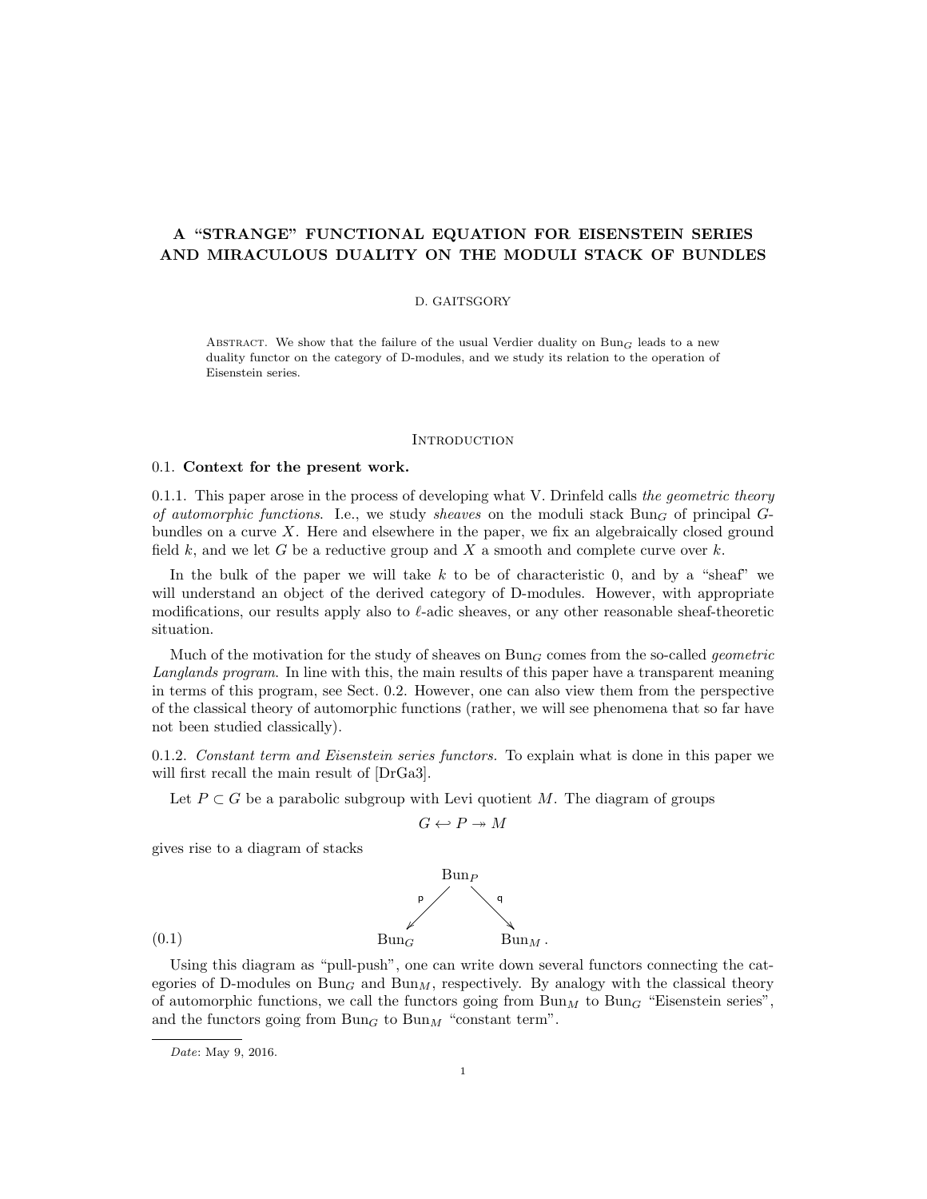# A "STRANGE" FUNCTIONAL EQUATION FOR EISENSTEIN SERIES AND MIRACULOUS DUALITY ON THE MODULI STACK OF BUNDLES

D. GAITSGORY

Abstract. We show that the failure of the usual Verdier duality on $\mathrm{Bun}_G$ leads to a new duality functor on the category of D-modules, and we study its relation to the operation of Eisenstein series.

## Introduction

### 0.1. Context for the present work.

0.1.1. This paper arose in the process of developing what V. Drinfeld calls *the geometric theory of automorphic functions*. I.e., we study *sheaves* on the moduli stack $\mathrm{Bun}_G$ of principal $G$-bundles on a curve $X$. Here and elsewhere in the paper, we fix an algebraically closed ground field $k$, and we let $G$ be a reductive group and $X$ a smooth and complete curve over $k$.

In the bulk of the paper we will take $k$ to be of characteristic 0, and by a "sheaf" we will understand an object of the derived category of D-modules. However, with appropriate modifications, our results apply also to $\ell$-adic sheaves, or any other reasonable sheaf-theoretic situation.

Much of the motivation for the study of sheaves on $\mathrm{Bun}_G$ comes from the so-called *geometric Langlands program*. In line with this, the main results of this paper have a transparent meaning in terms of this program, see Sect. 0.2. However, one can also view them from the perspective of the classical theory of automorphic functions (rather, we will see phenomena that so far have not been studied classically).

0.1.2. *Constant term and Eisenstein series functors.* To explain what is done in this paper we will first recall the main result of [DrGa3].

Let $P \subset G$ be a parabolic subgroup with Levi quotient $M$. The diagram of groups

$$G \hookleftarrow P \twoheadrightarrow M$$

gives rise to a diagram of stacks

$$\begin{array}{ccccc} & & \mathrm{Bun}_P & & \\ & \overset{\mathsf{p}}{\swarrow} & & \overset{\mathsf{q}}{\searrow} & \\ \mathrm{Bun}_G & & & & \mathrm{Bun}_M \, . \end{array} \tag{0.1}$$

Using this diagram as "pull-push", one can write down several functors connecting the categories of D-modules on $\mathrm{Bun}_G$ and $\mathrm{Bun}_M$, respectively. By analogy with the classical theory of automorphic functions, we call the functors going from $\mathrm{Bun}_M$ to $\mathrm{Bun}_G$ "Eisenstein series", and the functors going from $\mathrm{Bun}_G$ to $\mathrm{Bun}_M$ "constant term".

---

*Date*: May 9, 2016.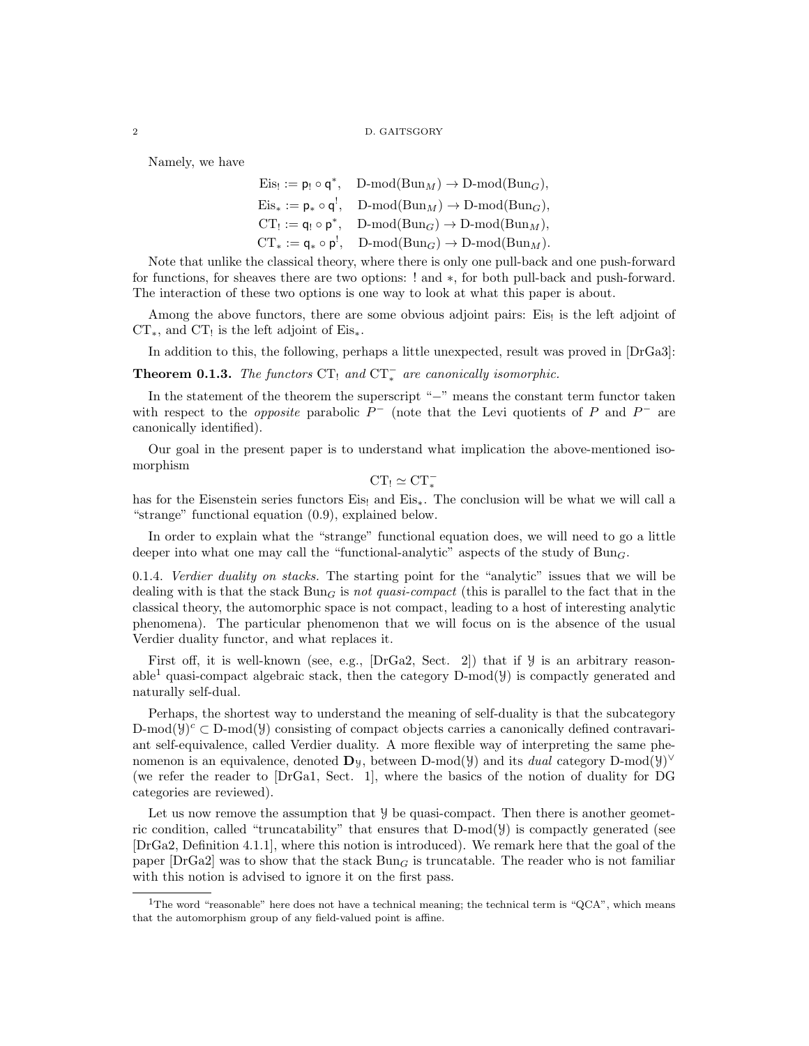Namely, we have

$$\begin{aligned}
\mathrm{Eis}_! &:= \mathsf{p}_! \circ \mathsf{q}^*, \quad \text{D-mod}(\mathrm{Bun}_M) \to \text{D-mod}(\mathrm{Bun}_G),\\
\mathrm{Eis}_* &:= \mathsf{p}_* \circ \mathsf{q}^!, \quad \text{D-mod}(\mathrm{Bun}_M) \to \text{D-mod}(\mathrm{Bun}_G),\\
\mathrm{CT}_! &:= \mathsf{q}_! \circ \mathsf{p}^*, \quad \text{D-mod}(\mathrm{Bun}_G) \to \text{D-mod}(\mathrm{Bun}_M),\\
\mathrm{CT}_* &:= \mathsf{q}_* \circ \mathsf{p}^!, \quad \text{D-mod}(\mathrm{Bun}_G) \to \text{D-mod}(\mathrm{Bun}_M).
\end{aligned}$$

Note that unlike the classical theory, where there is only one pull-back and one push-forward for functions, for sheaves there are two options: ! and $*$, for both pull-back and push-forward. The interaction of these two options is one way to look at what this paper is about.

Among the above functors, there are some obvious adjoint pairs: $\mathrm{Eis}_!$ is the left adjoint of $\mathrm{CT}_*$, and $\mathrm{CT}_!$ is the left adjoint of $\mathrm{Eis}_*$.

In addition to this, the following, perhaps a little unexpected, result was proved in [DrGa3]:

**Theorem 0.1.3.** *The functors $\mathrm{CT}_!$ and $\mathrm{CT}_*^-$ are canonically isomorphic.*

In the statement of the theorem the superscript "$-$" means the constant term functor taken with respect to the *opposite* parabolic $P^-$ (note that the Levi quotients of $P$ and $P^-$ are canonically identified).

Our goal in the present paper is to understand what implication the above-mentioned isomorphism

$$\mathrm{CT}_! \simeq \mathrm{CT}_*^-$$

has for the Eisenstein series functors $\mathrm{Eis}_!$ and $\mathrm{Eis}_*$. The conclusion will be what we will call a "strange" functional equation (0.9), explained below.

In order to explain what the "strange" functional equation does, we will need to go a little deeper into what one may call the "functional-analytic" aspects of the study of $\mathrm{Bun}_G$.

0.1.4. *Verdier duality on stacks.* The starting point for the "analytic" issues that we will be dealing with is that the stack $\mathrm{Bun}_G$ is *not quasi-compact* (this is parallel to the fact that in the classical theory, the automorphic space is not compact, leading to a host of interesting analytic phenomena). The particular phenomenon that we will focus on is the absence of the usual Verdier duality functor, and what replaces it.

First off, it is well-known (see, e.g., [DrGa2, Sect. 2]) that if $\mathcal{Y}$ is an arbitrary reasonable[1] quasi-compact algebraic stack, then the category $\text{D-mod}(\mathcal{Y})$ is compactly generated and naturally self-dual.

Perhaps, the shortest way to understand the meaning of self-duality is that the subcategory $\text{D-mod}(\mathcal{Y})^c \subset \text{D-mod}(\mathcal{Y})$ consisting of compact objects carries a canonically defined contravariant self-equivalence, called Verdier duality. A more flexible way of interpreting the same phenomenon is an equivalence, denoted $\mathbf{D}_\mathcal{Y}$, between $\text{D-mod}(\mathcal{Y})$ and its *dual* category $\text{D-mod}(\mathcal{Y})^\vee$ (we refer the reader to [DrGa1, Sect. 1], where the basics of the notion of duality for DG categories are reviewed).

Let us now remove the assumption that $\mathcal{Y}$ be quasi-compact. Then there is another geometric condition, called "truncatability" that ensures that $\text{D-mod}(\mathcal{Y})$ is compactly generated (see [DrGa2, Definition 4.1.1], where this notion is introduced). We remark here that the goal of the paper [DrGa2] was to show that the stack $\mathrm{Bun}_G$ is truncatable. The reader who is not familiar with this notion is advised to ignore it on the first pass.

---

[1] The word "reasonable" here does not have a technical meaning; the technical term is "QCA", which means that the automorphism group of any field-valued point is affine.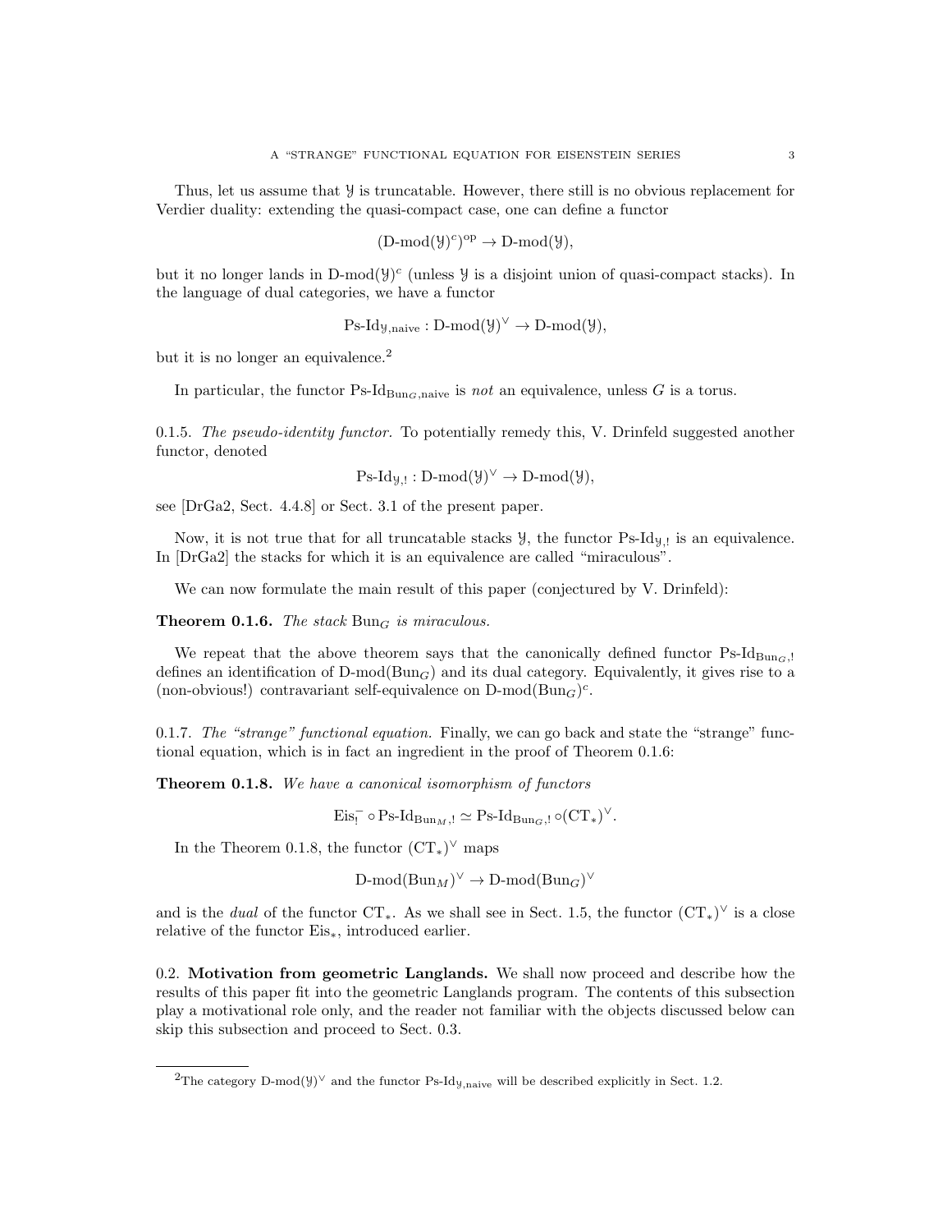Thus, let us assume that $\mathcal{Y}$ is truncatable. However, there still is no obvious replacement for Verdier duality: extending the quasi-compact case, one can define a functor

$$(\text{D-mod}(\mathcal{Y})^c)^{\text{op}} \to \text{D-mod}(\mathcal{Y}),$$

but it no longer lands in $\text{D-mod}(\mathcal{Y})^c$ (unless $\mathcal{Y}$ is a disjoint union of quasi-compact stacks). In the language of dual categories, we have a functor

$$\text{Ps-Id}_{\mathcal{Y},\text{naive}} : \text{D-mod}(\mathcal{Y})^\vee \to \text{D-mod}(\mathcal{Y}),$$

but it is no longer an equivalence.[2]

In particular, the functor $\text{Ps-Id}_{\text{Bun}_G,\text{naive}}$ is *not* an equivalence, unless $G$ is a torus.

0.1.5. *The pseudo-identity functor.* To potentially remedy this, V. Drinfeld suggested another functor, denoted

$$\text{Ps-Id}_{\mathcal{Y},!} : \text{D-mod}(\mathcal{Y})^\vee \to \text{D-mod}(\mathcal{Y}),$$

see [DrGa2, Sect. 4.4.8] or Sect. 3.1 of the present paper.

Now, it is not true that for all truncatable stacks $\mathcal{Y}$, the functor $\text{Ps-Id}_{\mathcal{Y},!}$ is an equivalence. In [DrGa2] the stacks for which it is an equivalence are called "miraculous".

We can now formulate the main result of this paper (conjectured by V. Drinfeld):

**Theorem 0.1.6.** *The stack* $\text{Bun}_G$ *is miraculous.*

We repeat that the above theorem says that the canonically defined functor $\text{Ps-Id}_{\text{Bun}_G,!}$ defines an identification of $\text{D-mod}(\text{Bun}_G)$ and its dual category. Equivalently, it gives rise to a (non-obvious!) contravariant self-equivalence on $\text{D-mod}(\text{Bun}_G)^c$.

0.1.7. *The "strange" functional equation.* Finally, we can go back and state the "strange" functional equation, which is in fact an ingredient in the proof of Theorem 0.1.6:

**Theorem 0.1.8.** *We have a canonical isomorphism of functors*

$$\text{Eis}_!^- \circ \text{Ps-Id}_{\text{Bun}_M,!} \simeq \text{Ps-Id}_{\text{Bun}_G,!} \circ (\text{CT}_*)^\vee.$$

In the Theorem 0.1.8, the functor $(\text{CT}_*)^\vee$ maps

$$\text{D-mod}(\text{Bun}_M)^\vee \to \text{D-mod}(\text{Bun}_G)^\vee$$

and is the *dual* of the functor $\text{CT}_*$. As we shall see in Sect. 1.5, the functor $(\text{CT}_*)^\vee$ is a close relative of the functor $\text{Eis}_*$, introduced earlier.

0.2. **Motivation from geometric Langlands.** We shall now proceed and describe how the results of this paper fit into the geometric Langlands program. The contents of this subsection play a motivational role only, and the reader not familiar with the objects discussed below can skip this subsection and proceed to Sect. 0.3.

[2] The category $\text{D-mod}(\mathcal{Y})^\vee$ and the functor $\text{Ps-Id}_{\mathcal{Y},\text{naive}}$ will be described explicitly in Sect. 1.2.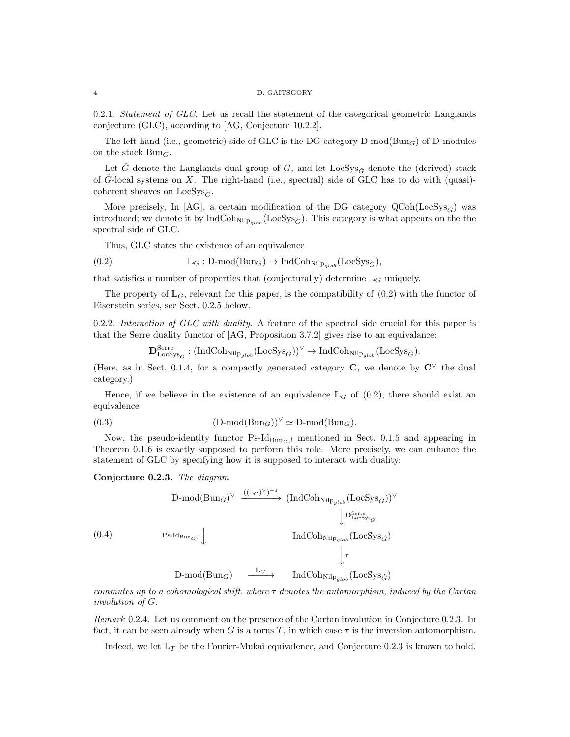0.2.1. *Statement of GLC.* Let us recall the statement of the categorical geometric Langlands conjecture (GLC), according to [AG, Conjecture 10.2.2].

The left-hand (i.e., geometric) side of GLC is the DG category $\text{D-mod}(\text{Bun}_G)$ of D-modules on the stack $\text{Bun}_G$.

Let $\check{G}$ denote the Langlands dual group of $G$, and let $\text{LocSys}_{\check{G}}$ denote the (derived) stack of $\check{G}$-local systems on $X$. The right-hand (i.e., spectral) side of GLC has to do with (quasi)-coherent sheaves on $\text{LocSys}_{\check{G}}$.

More precisely, In [AG], a certain modification of the DG category $\text{QCoh}(\text{LocSys}_{\check{G}})$ was introduced; we denote it by $\text{IndCoh}_{\text{Nilp}_{glob}}(\text{LocSys}_{\check{G}})$. This category is what appears on the the spectral side of GLC.

Thus, GLC states the existence of an equivalence

$$\mathbb{L}_G : \text{D-mod}(\text{Bun}_G) \to \text{IndCoh}_{\text{Nilp}_{glob}}(\text{LocSys}_{\check{G}}), \tag{0.2}$$

that satisfies a number of properties that (conjecturally) determine $\mathbb{L}_G$ uniquely.

The property of $\mathbb{L}_G$, relevant for this paper, is the compatibility of (0.2) with the functor of Eisenstein series, see Sect. 0.2.5 below.

0.2.2. *Interaction of GLC with duality.* A feature of the spectral side crucial for this paper is that the Serre duality functor of [AG, Proposition 3.7.2] gives rise to an equivalance:

$$\mathbf{D}^{\text{Serre}}_{\text{LocSys}_{\check{G}}} : (\text{IndCoh}_{\text{Nilp}_{glob}}(\text{LocSys}_{\check{G}}))^\vee \to \text{IndCoh}_{\text{Nilp}_{glob}}(\text{LocSys}_{\check{G}}).$$

(Here, as in Sect. 0.1.4, for a compactly generated category $\mathbf{C}$, we denote by $\mathbf{C}^\vee$ the dual category.)

Hence, if we believe in the existence of an equivalence $\mathbb{L}_G$ of (0.2), there should exist an equivalence

$$(\text{D-mod}(\text{Bun}_G))^\vee \simeq \text{D-mod}(\text{Bun}_G). \tag{0.3}$$

Now, the pseudo-identity functor $\text{Ps-Id}_{\text{Bun}_G,!}$ mentioned in Sect. 0.1.5 and appearing in Theorem 0.1.6 is exactly supposed to perform this role. More precisely, we can enhance the statement of GLC by specifying how it is supposed to interact with duality:

**Conjecture 0.2.3.** *The diagram*

$$\begin{array}{ccc}
\text{D-mod}(\text{Bun}_G)^\vee & \xrightarrow{((\mathbb{L}_G)^\vee)^{-1}} & (\text{IndCoh}_{\text{Nilp}_{glob}}(\text{LocSys}_{\check{G}}))^\vee \\
 & & \Big\downarrow \mathbf{D}^{\text{Serre}}_{\text{LocSys}_{\check{G}}} \\
\text{Ps-Id}_{\text{Bun}_G,!} \Big\downarrow & & \text{IndCoh}_{\text{Nilp}_{glob}}(\text{LocSys}_{\check{G}}) \\
 & & \Big\downarrow \tau \\
\text{D-mod}(\text{Bun}_G) & \xrightarrow{\mathbb{L}_G} & \text{IndCoh}_{\text{Nilp}_{glob}}(\text{LocSys}_{\check{G}})
\end{array} \tag{0.4}$$

*commutes up to a cohomological shift, where $\tau$ denotes the automorphism, induced by the Cartan involution of $G$.*

*Remark* 0.2.4. Let us comment on the presence of the Cartan involution in Conjecture 0.2.3. In fact, it can be seen already when $G$ is a torus $T$, in which case $\tau$ is the inversion automorphism.

Indeed, we let $\mathbb{L}_T$ be the Fourier-Mukai equivalence, and Conjecture 0.2.3 is known to hold.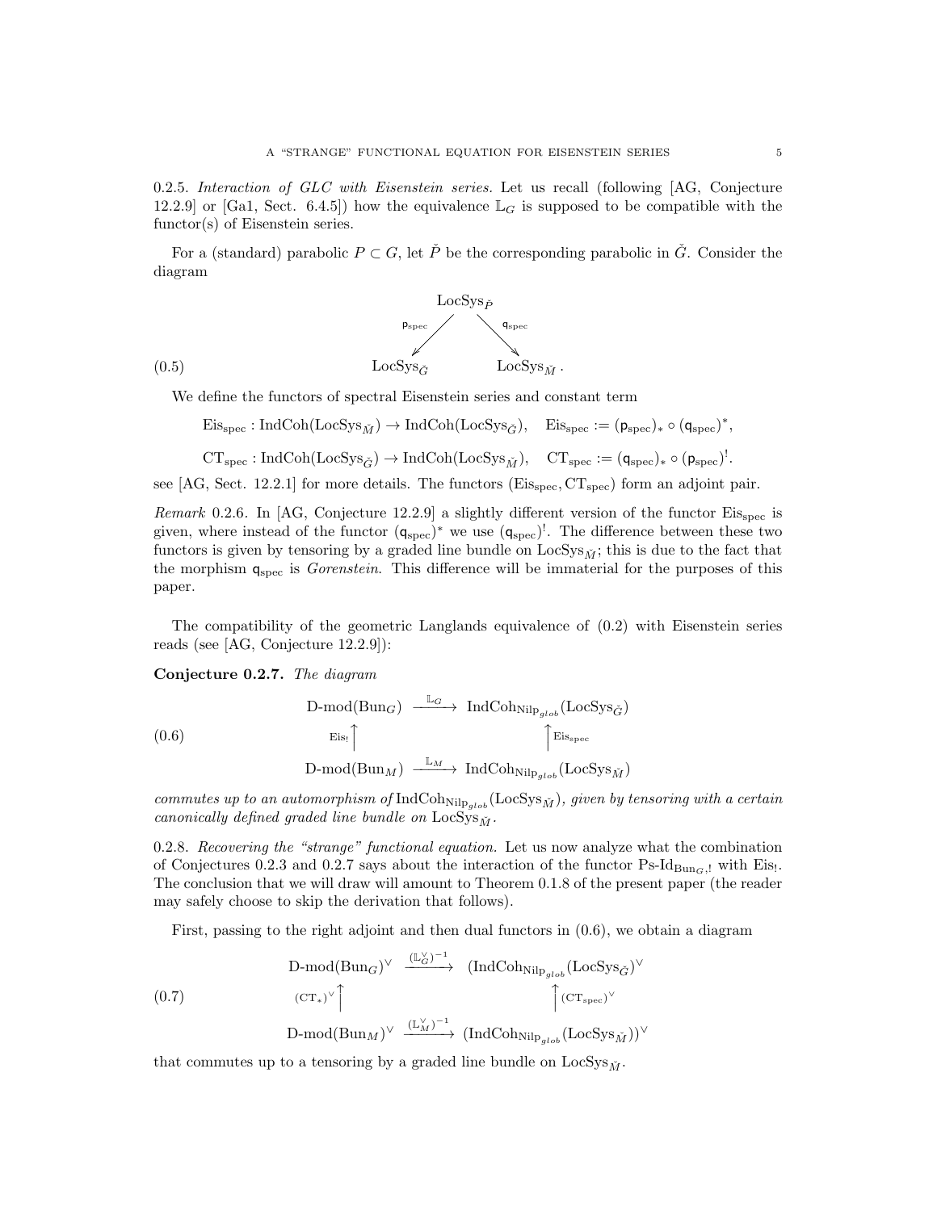0.2.5. *Interaction of GLC with Eisenstein series.* Let us recall (following [AG, Conjecture 12.2.9] or [Ga1, Sect. 6.4.5]) how the equivalence $\mathbb{L}_G$ is supposed to be compatible with the functor(s) of Eisenstein series.

For a (standard) parabolic $P \subset G$, let $\check{P}$ be the corresponding parabolic in $\check{G}$. Consider the diagram

$$
\begin{array}{ccccc}
 & & \mathrm{LocSys}_{\check{P}} & & \\
 & {\scriptstyle \mathsf{p}_{\mathrm{spec}}} \swarrow & & \searrow {\scriptstyle \mathsf{q}_{\mathrm{spec}}} & \\
\mathrm{LocSys}_{\check{G}} & & & & \mathrm{LocSys}_{\check{M}}\,.
\end{array}
\tag{0.5}
$$

We define the functors of spectral Eisenstein series and constant term

$$\mathrm{Eis}_{\mathrm{spec}} : \mathrm{IndCoh}(\mathrm{LocSys}_{\check{M}}) \to \mathrm{IndCoh}(\mathrm{LocSys}_{\check{G}}), \quad \mathrm{Eis}_{\mathrm{spec}} := (\mathsf{p}_{\mathrm{spec}})_* \circ (\mathsf{q}_{\mathrm{spec}})^*,$$

$$\mathrm{CT}_{\mathrm{spec}} : \mathrm{IndCoh}(\mathrm{LocSys}_{\check{G}}) \to \mathrm{IndCoh}(\mathrm{LocSys}_{\check{M}}), \quad \mathrm{CT}_{\mathrm{spec}} := (\mathsf{q}_{\mathrm{spec}})_* \circ (\mathsf{p}_{\mathrm{spec}})^!.$$

see [AG, Sect. 12.2.1] for more details. The functors $(\mathrm{Eis}_{\mathrm{spec}}, \mathrm{CT}_{\mathrm{spec}})$ form an adjoint pair.

*Remark* 0.2.6. In [AG, Conjecture 12.2.9] a slightly different version of the functor $\mathrm{Eis}_{\mathrm{spec}}$ is given, where instead of the functor $(\mathsf{q}_{\mathrm{spec}})^*$ we use $(\mathsf{q}_{\mathrm{spec}})^!$. The difference between these two functors is given by tensoring by a graded line bundle on $\mathrm{LocSys}_{\check{M}}$; this is due to the fact that the morphism $\mathsf{q}_{\mathrm{spec}}$ is *Gorenstein*. This difference will be immaterial for the purposes of this paper.

The compatibility of the geometric Langlands equivalence of (0.2) with Eisenstein series reads (see [AG, Conjecture 12.2.9]):

**Conjecture 0.2.7.** *The diagram*

$$
\begin{array}{ccc}
\text{D-mod}(\mathrm{Bun}_G) & \xrightarrow{\mathbb{L}_G} & \mathrm{IndCoh}_{\mathrm{Nilp}_{glob}}(\mathrm{LocSys}_{\check{G}}) \\
{\scriptstyle \mathrm{Eis}_!}\uparrow & & \uparrow{\scriptstyle \mathrm{Eis}_{\mathrm{spec}}} \\
\text{D-mod}(\mathrm{Bun}_M) & \xrightarrow{\mathbb{L}_M} & \mathrm{IndCoh}_{\mathrm{Nilp}_{glob}}(\mathrm{LocSys}_{\check{M}})
\end{array}
\tag{0.6}
$$

*commutes up to an automorphism of* $\mathrm{IndCoh}_{\mathrm{Nilp}_{glob}}(\mathrm{LocSys}_{\check{M}})$*, given by tensoring with a certain canonically defined graded line bundle on* $\mathrm{LocSys}_{\check{M}}$.

0.2.8. *Recovering the "strange" functional equation.* Let us now analyze what the combination of Conjectures 0.2.3 and 0.2.7 says about the interaction of the functor $\text{Ps-Id}_{\mathrm{Bun}_G,!}$ with $\mathrm{Eis}_!$. The conclusion that we will draw will amount to Theorem 0.1.8 of the present paper (the reader may safely choose to skip the derivation that follows).

First, passing to the right adjoint and then dual functors in (0.6), we obtain a diagram

$$
\begin{array}{ccc}
\text{D-mod}(\mathrm{Bun}_G)^\vee & \xrightarrow{(\mathbb{L}_G^\vee)^{-1}} & (\mathrm{IndCoh}_{\mathrm{Nilp}_{glob}}(\mathrm{LocSys}_{\check{G}})^\vee \\
{\scriptstyle (\mathrm{CT}_*)^\vee}\uparrow & & \uparrow{\scriptstyle (\mathrm{CT}_{\mathrm{spec}})^\vee} \\
\text{D-mod}(\mathrm{Bun}_M)^\vee & \xrightarrow{(\mathbb{L}_M^\vee)^{-1}} & (\mathrm{IndCoh}_{\mathrm{Nilp}_{glob}}(\mathrm{LocSys}_{\check{M}}))^\vee
\end{array}
\tag{0.7}
$$

that commutes up to a tensoring by a graded line bundle on $\mathrm{LocSys}_{\check{M}}$.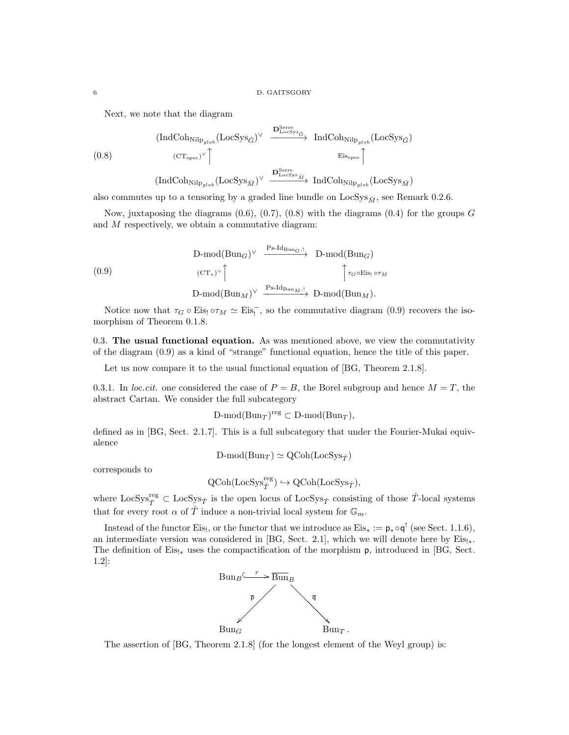Next, we note that the diagram

$$
\begin{array}{ccc}
(\mathrm{IndCoh}_{\mathrm{Nilp}_{glob}}(\mathrm{LocSys}_{\check{G}}))^\vee & \xrightarrow{\mathbf{D}^{\mathrm{Serre}}_{\mathrm{LocSys}_{\check{G}}}} & \mathrm{IndCoh}_{\mathrm{Nilp}_{glob}}(\mathrm{LocSys}_{\check{G}}) \\
{\scriptstyle (\mathrm{CT}_{\mathrm{spec}})^\vee}\uparrow & & \uparrow{\scriptstyle \mathrm{Eis}_{\mathrm{spec}}} \\
(\mathrm{IndCoh}_{\mathrm{Nilp}_{glob}}(\mathrm{LocSys}_{\check{M}}))^\vee & \xrightarrow{\mathbf{D}^{\mathrm{Serre}}_{\mathrm{LocSys}_{\check{M}}}} & \mathrm{IndCoh}_{\mathrm{Nilp}_{glob}}(\mathrm{LocSys}_{\check{M}})
\end{array}
\tag{0.8}
$$

also commutes up to a tensoring by a graded line bundle on $\mathrm{LocSys}_{\check{M}}$, see Remark 0.2.6.

Now, juxtaposing the diagrams (0.6), (0.7), (0.8) with the diagrams (0.4) for the groups $G$ and $M$ respectively, we obtain a commutative diagram:

$$
\begin{array}{ccc}
\mathrm{D}\text{-}\mathrm{mod}(\mathrm{Bun}_G)^\vee & \xrightarrow{\mathrm{Ps}\text{-}\mathrm{Id}_{\mathrm{Bun}_G,!}} & \mathrm{D}\text{-}\mathrm{mod}(\mathrm{Bun}_G) \\
{\scriptstyle (\mathrm{CT}_*)^\vee}\uparrow & & \uparrow{\scriptstyle \tau_G\circ \mathrm{Eis}_!\circ\tau_M} \\
\mathrm{D}\text{-}\mathrm{mod}(\mathrm{Bun}_M)^\vee & \xrightarrow{\mathrm{Ps}\text{-}\mathrm{Id}_{\mathrm{Bun}_M,!}} & \mathrm{D}\text{-}\mathrm{mod}(\mathrm{Bun}_M).
\end{array}
\tag{0.9}
$$

Notice now that $\tau_G \circ \mathrm{Eis}_! \circ \tau_M \simeq \mathrm{Eis}_!^-$, so the commutative diagram (0.9) recovers the isomorphism of Theorem 0.1.8.

## 0.3. The usual functional equation.

As was mentioned above, we view the commutativity of the diagram (0.9) as a kind of "strange" functional equation, hence the title of this paper.

Let us now compare it to the usual functional equation of [BG, Theorem 2.1.8].

0.3.1. In *loc.cit.* one considered the case of $P = B$, the Borel subgroup and hence $M = T$, the abstract Cartan. We consider the full subcategory

$$\mathrm{D}\text{-}\mathrm{mod}(\mathrm{Bun}_T)^{\mathrm{reg}} \subset \mathrm{D}\text{-}\mathrm{mod}(\mathrm{Bun}_T),$$

defined as in [BG, Sect. 2.1.7]. This is a full subcategory that under the Fourier-Mukai equivalence

$$\mathrm{D}\text{-}\mathrm{mod}(\mathrm{Bun}_T) \simeq \mathrm{QCoh}(\mathrm{LocSys}_{\check{T}})$$

corresponds to

$$\mathrm{QCoh}(\mathrm{LocSys}^{\mathrm{reg}}_{\check{T}}) \hookrightarrow \mathrm{QCoh}(\mathrm{LocSys}_{\check{T}}),$$

where $\mathrm{LocSys}^{\mathrm{reg}}_{\check{T}} \subset \mathrm{LocSys}_{\check{T}}$ is the open locus of $\mathrm{LocSys}_{\check{T}}$ consisting of those $\check{T}$-local systems that for every root $\alpha$ of $\check{T}$ induce a non-trivial local system for $\mathbb{G}_m$.

Instead of the functor $\mathrm{Eis}_!$, or the functor that we introduce as $\mathrm{Eis}_* := \mathsf{p}_* \circ \mathsf{q}^!$ (see Sect. 1.1.6), an intermediate version was considered in [BG, Sect. 2.1], which we will denote here by $\mathrm{Eis}_{!*}$. The definition of $\mathrm{Eis}_{!*}$ uses the compactification of the morphism $\mathsf{p}$, introduced in [BG, Sect. 1.2]:

$$
\begin{array}{ccccc}
\mathrm{Bun}_B & \overset{r}{\hookrightarrow} & \overline{\mathrm{Bun}}_B & & \\
& \swarrow^{\overline{\mathsf{p}}} & & \searrow^{\overline{\mathsf{q}}} & \\
\mathrm{Bun}_G & & & & \mathrm{Bun}_T\,.
\end{array}
$$

The assertion of [BG, Theorem 2.1.8] (for the longest element of the Weyl group) is: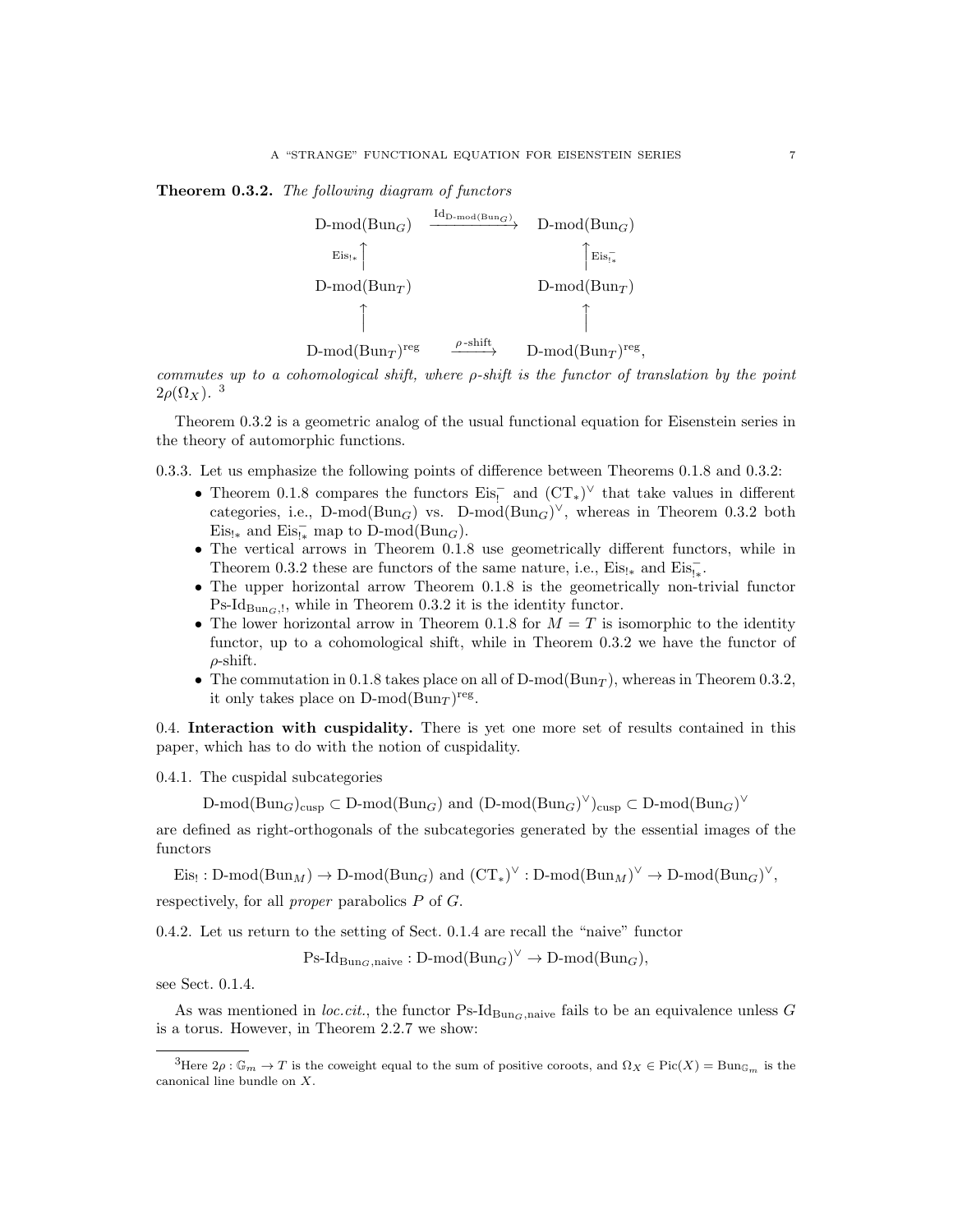**Theorem 0.3.2.** *The following diagram of functors*

$$
\begin{array}{ccc}
\text{D-mod}(\text{Bun}_G) & \xrightarrow{\text{Id}_{\text{D-mod}(\text{Bun}_G)}} & \text{D-mod}(\text{Bun}_G) \\
\uparrow {\scriptstyle \text{Eis}_{!*}} & & \uparrow {\scriptstyle \text{Eis}^-_{!*}} \\
\text{D-mod}(\text{Bun}_T) & & \text{D-mod}(\text{Bun}_T) \\
\uparrow & & \uparrow \\
\text{D-mod}(\text{Bun}_T)^{\text{reg}} & \xrightarrow{\rho\text{-shift}} & \text{D-mod}(\text{Bun}_T)^{\text{reg}},
\end{array}
$$

*commutes up to a cohomological shift, where* $\rho$*-shift is the functor of translation by the point* $2\rho(\Omega_X)$. [3]

Theorem 0.3.2 is a geometric analog of the usual functional equation for Eisenstein series in the theory of automorphic functions.

0.3.3. Let us emphasize the following points of difference between Theorems 0.1.8 and 0.3.2:

- Theorem 0.1.8 compares the functors $\text{Eis}^-_!$ and $(\text{CT}_*)^\vee$ that take values in different categories, i.e., $\text{D-mod}(\text{Bun}_G)$ vs. $\text{D-mod}(\text{Bun}_G)^\vee$, whereas in Theorem 0.3.2 both $\text{Eis}_{!*}$ and $\text{Eis}^-_{!*}$ map to $\text{D-mod}(\text{Bun}_G)$.
- The vertical arrows in Theorem 0.1.8 use geometrically different functors, while in Theorem 0.3.2 these are functors of the same nature, i.e., $\text{Eis}_{!*}$ and $\text{Eis}^-_{!*}$.
- The upper horizontal arrow Theorem 0.1.8 is the geometrically non-trivial functor $\text{Ps-Id}_{\text{Bun}_G,!}$, while in Theorem 0.3.2 it is the identity functor.
- The lower horizontal arrow in Theorem 0.1.8 for $M = T$ is isomorphic to the identity functor, up to a cohomological shift, while in Theorem 0.3.2 we have the functor of $\rho$-shift.
- The commutation in 0.1.8 takes place on all of $\text{D-mod}(\text{Bun}_T)$, whereas in Theorem 0.3.2, it only takes place on $\text{D-mod}(\text{Bun}_T)^{\text{reg}}$.

0.4. **Interaction with cuspidality.** There is yet one more set of results contained in this paper, which has to do with the notion of cuspidality.

0.4.1. The cuspidal subcategories

$$\text{D-mod}(\text{Bun}_G)_{\text{cusp}} \subset \text{D-mod}(\text{Bun}_G) \text{ and } (\text{D-mod}(\text{Bun}_G)^\vee)_{\text{cusp}} \subset \text{D-mod}(\text{Bun}_G)^\vee$$

are defined as right-orthogonals of the subcategories generated by the essential images of the functors

$$\text{Eis}_! : \text{D-mod}(\text{Bun}_M) \to \text{D-mod}(\text{Bun}_G) \text{ and } (\text{CT}_*)^\vee : \text{D-mod}(\text{Bun}_M)^\vee \to \text{D-mod}(\text{Bun}_G)^\vee,$$

respectively, for all *proper* parabolics $P$ of $G$.

0.4.2. Let us return to the setting of Sect. 0.1.4 are recall the "naive" functor

$$\text{Ps-Id}_{\text{Bun}_G,\text{naive}} : \text{D-mod}(\text{Bun}_G)^\vee \to \text{D-mod}(\text{Bun}_G),$$

see Sect. 0.1.4.

As was mentioned in *loc.cit.*, the functor $\text{Ps-Id}_{\text{Bun}_G,\text{naive}}$ fails to be an equivalence unless $G$ is a torus. However, in Theorem 2.2.7 we show:

---

[3] Here $2\rho : \mathbb{G}_m \to T$ is the coweight equal to the sum of positive coroots, and $\Omega_X \in \text{Pic}(X) = \text{Bun}_{\mathbb{G}_m}$ is the canonical line bundle on $X$.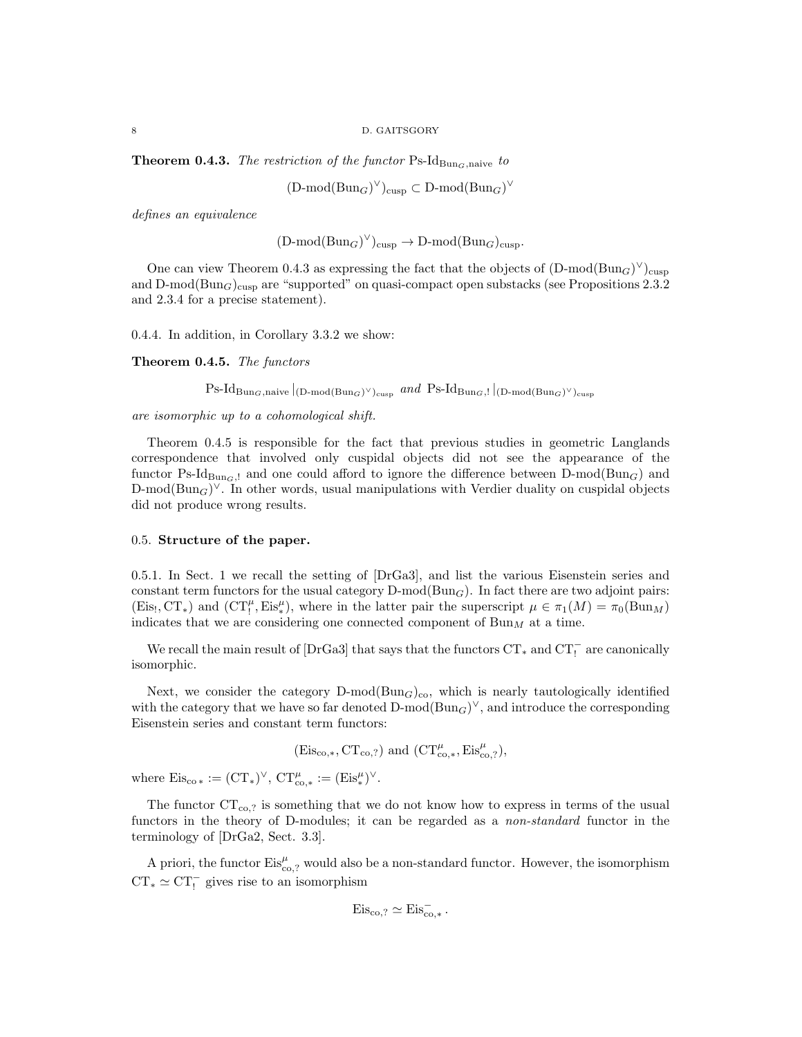**Theorem 0.4.3.** *The restriction of the functor* $\text{Ps-Id}_{\text{Bun}_G,\text{naive}}$ *to*

$$(\text{D-mod}(\text{Bun}_G)^\vee)_{\text{cusp}} \subset \text{D-mod}(\text{Bun}_G)^\vee$$

*defines an equivalence*

$$(\text{D-mod}(\text{Bun}_G)^\vee)_{\text{cusp}} \to \text{D-mod}(\text{Bun}_G)_{\text{cusp}}.$$

One can view Theorem 0.4.3 as expressing the fact that the objects of $(\text{D-mod}(\text{Bun}_G)^\vee)_{\text{cusp}}$ and $\text{D-mod}(\text{Bun}_G)_{\text{cusp}}$ are "supported" on quasi-compact open substacks (see Propositions 2.3.2 and 2.3.4 for a precise statement).

0.4.4. In addition, in Corollary 3.3.2 we show:

**Theorem 0.4.5.** *The functors*

$$\text{Ps-Id}_{\text{Bun}_G,\text{naive}}|_{(\text{D-mod}(\text{Bun}_G)^\vee)_{\text{cusp}}} \text{ and } \text{Ps-Id}_{\text{Bun}_G,!}|_{(\text{D-mod}(\text{Bun}_G)^\vee)_{\text{cusp}}}$$

*are isomorphic up to a cohomological shift.*

Theorem 0.4.5 is responsible for the fact that previous studies in geometric Langlands correspondence that involved only cuspidal objects did not see the appearance of the functor $\text{Ps-Id}_{\text{Bun}_G,!}$ and one could afford to ignore the difference between $\text{D-mod}(\text{Bun}_G)$ and $\text{D-mod}(\text{Bun}_G)^\vee$. In other words, usual manipulations with Verdier duality on cuspidal objects did not produce wrong results.

## 0.5. Structure of the paper.

0.5.1. In Sect. 1 we recall the setting of [DrGa3], and list the various Eisenstein series and constant term functors for the usual category $\text{D-mod}(\text{Bun}_G)$. In fact there are two adjoint pairs: $(\text{Eis}_!, \text{CT}_*)$ and $(\text{CT}^\mu_!, \text{Eis}^\mu_*)$, where in the latter pair the superscript $\mu \in \pi_1(M) = \pi_0(\text{Bun}_M)$ indicates that we are considering one connected component of $\text{Bun}_M$ at a time.

We recall the main result of [DrGa3] that says that the functors $\text{CT}_*$ and $\text{CT}^-_!$ are canonically isomorphic.

Next, we consider the category $\text{D-mod}(\text{Bun}_G)_{\text{co}}$, which is nearly tautologically identified with the category that we have so far denoted $\text{D-mod}(\text{Bun}_G)^\vee$, and introduce the corresponding Eisenstein series and constant term functors:

$$(\text{Eis}_{\text{co},*}, \text{CT}_{\text{co},?}) \text{ and } (\text{CT}^\mu_{\text{co},*}, \text{Eis}^\mu_{\text{co},?}),$$

where $\text{Eis}_{\text{co}\,*} := (\text{CT}_*)^\vee$, $\text{CT}^\mu_{\text{co},*} := (\text{Eis}^\mu_*)^\vee$.

The functor $\text{CT}_{\text{co},?}$ is something that we do not know how to express in terms of the usual functors in the theory of D-modules; it can be regarded as a *non-standard* functor in the terminology of [DrGa2, Sect. 3.3].

A priori, the functor $\text{Eis}^\mu_{\text{co},?}$ would also be a non-standard functor. However, the isomorphism $\text{CT}_* \simeq \text{CT}^-_!$ gives rise to an isomorphism

$$\text{Eis}_{\text{co},?} \simeq \text{Eis}^-_{\text{co},*}.$$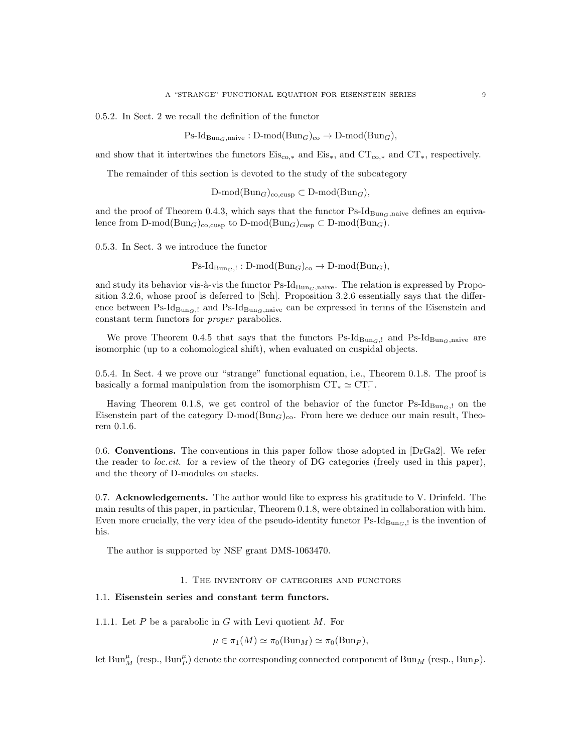0.5.2. In Sect. 2 we recall the definition of the functor

$$\text{Ps-Id}_{\text{Bun}_G,\text{naive}} : \text{D-mod}(\text{Bun}_G)_{\text{co}} \to \text{D-mod}(\text{Bun}_G),$$

and show that it intertwines the functors $\text{Eis}_{\text{co},*}$ and $\text{Eis}_*$, and $\text{CT}_{\text{co},*}$ and $\text{CT}_*$, respectively.

The remainder of this section is devoted to the study of the subcategory

$$\text{D-mod}(\text{Bun}_G)_{\text{co,cusp}} \subset \text{D-mod}(\text{Bun}_G),$$

and the proof of Theorem 0.4.3, which says that the functor $\text{Ps-Id}_{\text{Bun}_G,\text{naive}}$ defines an equivalence from $\text{D-mod}(\text{Bun}_G)_{\text{co,cusp}}$ to $\text{D-mod}(\text{Bun}_G)_{\text{cusp}} \subset \text{D-mod}(\text{Bun}_G)$.

0.5.3. In Sect. 3 we introduce the functor

$$\text{Ps-Id}_{\text{Bun}_G,!} : \text{D-mod}(\text{Bun}_G)_{\text{co}} \to \text{D-mod}(\text{Bun}_G),$$

and study its behavior vis-à-vis the functor $\text{Ps-Id}_{\text{Bun}_G,\text{naive}}$. The relation is expressed by Proposition 3.2.6, whose proof is deferred to [Sch]. Proposition 3.2.6 essentially says that the difference between $\text{Ps-Id}_{\text{Bun}_G,!}$ and $\text{Ps-Id}_{\text{Bun}_G,\text{naive}}$ can be expressed in terms of the Eisenstein and constant term functors for *proper* parabolics.

We prove Theorem 0.4.5 that says that the functors $\text{Ps-Id}_{\text{Bun}_G,!}$ and $\text{Ps-Id}_{\text{Bun}_G,\text{naive}}$ are isomorphic (up to a cohomological shift), when evaluated on cuspidal objects.

0.5.4. In Sect. 4 we prove our "strange" functional equation, i.e., Theorem 0.1.8. The proof is basically a formal manipulation from the isomorphism $\text{CT}_* \simeq \text{CT}^-_!$.

Having Theorem 0.1.8, we get control of the behavior of the functor $\text{Ps-Id}_{\text{Bun}_G,!}$ on the Eisenstein part of the category $\text{D-mod}(\text{Bun}_G)_{\text{co}}$. From here we deduce our main result, Theorem 0.1.6.

0.6. **Conventions.** The conventions in this paper follow those adopted in [DrGa2]. We refer the reader to *loc.cit.* for a review of the theory of DG categories (freely used in this paper), and the theory of D-modules on stacks.

0.7. **Acknowledgements.** The author would like to express his gratitude to V. Drinfeld. The main results of this paper, in particular, Theorem 0.1.8, were obtained in collaboration with him. Even more crucially, the very idea of the pseudo-identity functor $\text{Ps-Id}_{\text{Bun}_G,!}$ is the invention of his.

The author is supported by NSF grant DMS-1063470.

## 1. The inventory of categories and functors

### 1.1. Eisenstein series and constant term functors.

1.1.1. Let $P$ be a parabolic in $G$ with Levi quotient $M$. For

$$\mu \in \pi_1(M) \simeq \pi_0(\text{Bun}_M) \simeq \pi_0(\text{Bun}_P),$$

let $\text{Bun}^\mu_M$ (resp., $\text{Bun}^\mu_P$) denote the corresponding connected component of $\text{Bun}_M$ (resp., $\text{Bun}_P$).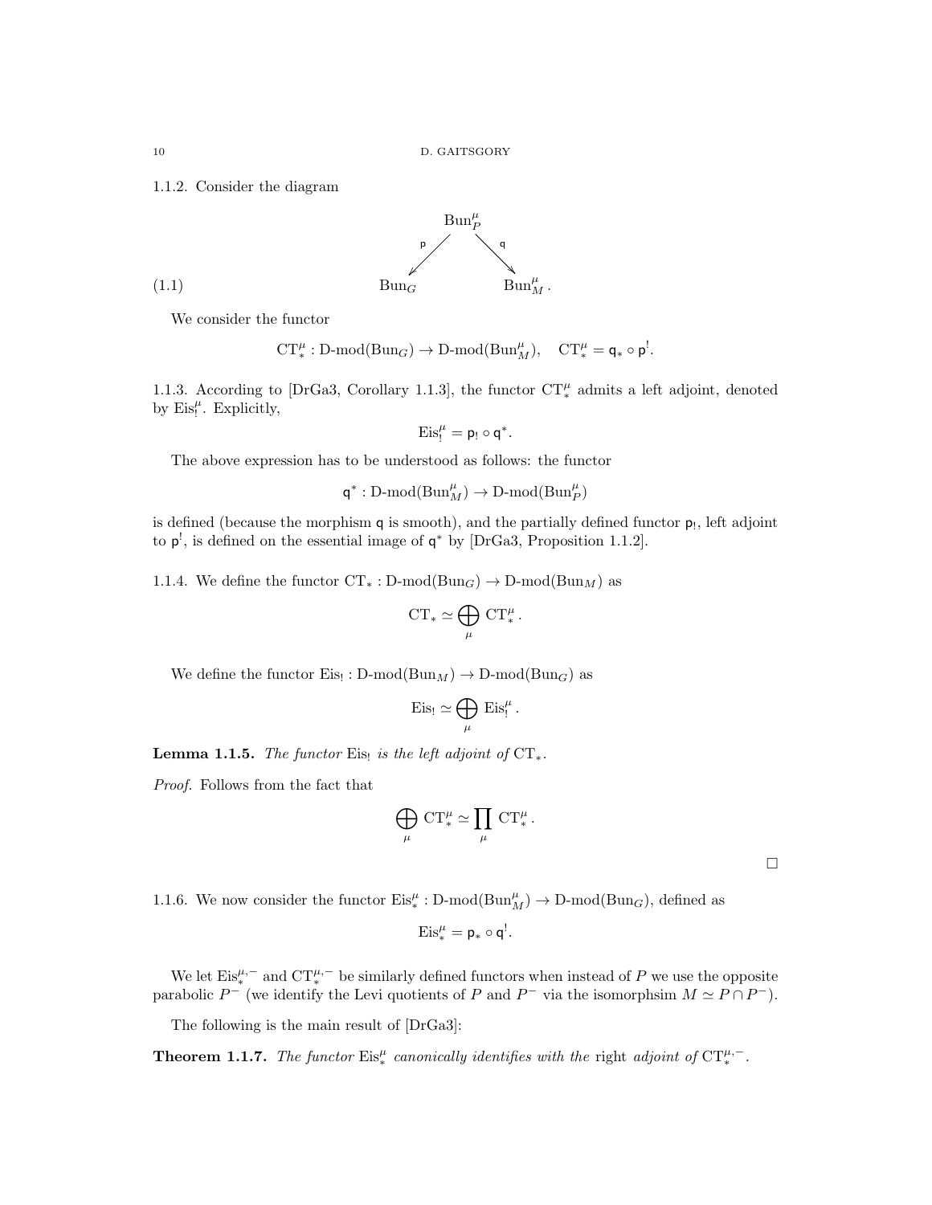1.1.2. Consider the diagram

$$
\begin{array}{ccc}
& \mathrm{Bun}_P^\mu & \\
& {}^{\mathsf{p}}\swarrow \quad \searrow^{\mathsf{q}} & \\
\mathrm{Bun}_G & & \mathrm{Bun}_M^\mu .
\end{array}
\tag{1.1}
$$

We consider the functor

$$\mathrm{CT}_*^\mu : \text{D-mod}(\mathrm{Bun}_G) \to \text{D-mod}(\mathrm{Bun}_M^\mu), \quad \mathrm{CT}_*^\mu = \mathsf{q}_* \circ \mathsf{p}^!.$$

1.1.3. According to [DrGa3, Corollary 1.1.3], the functor $\mathrm{CT}_*^\mu$ admits a left adjoint, denoted by $\mathrm{Eis}_!^\mu$. Explicitly,

$$\mathrm{Eis}_!^\mu = \mathsf{p}_! \circ \mathsf{q}^*.$$

The above expression has to be understood as follows: the functor

$$\mathsf{q}^* : \text{D-mod}(\mathrm{Bun}_M^\mu) \to \text{D-mod}(\mathrm{Bun}_P^\mu)$$

is defined (because the morphism $\mathsf{q}$ is smooth), and the partially defined functor $\mathsf{p}_!$, left adjoint to $\mathsf{p}^!$, is defined on the essential image of $\mathsf{q}^*$ by [DrGa3, Proposition 1.1.2].

1.1.4. We define the functor $\mathrm{CT}_* : \text{D-mod}(\mathrm{Bun}_G) \to \text{D-mod}(\mathrm{Bun}_M)$ as

$$\mathrm{CT}_* \simeq \bigoplus_\mu \mathrm{CT}_*^\mu .$$

We define the functor $\mathrm{Eis}_! : \text{D-mod}(\mathrm{Bun}_M) \to \text{D-mod}(\mathrm{Bun}_G)$ as

$$\mathrm{Eis}_! \simeq \bigoplus_\mu \mathrm{Eis}_!^\mu .$$

**Lemma 1.1.5.** *The functor* $\mathrm{Eis}_!$ *is the left adjoint of* $\mathrm{CT}_*$.

*Proof.* Follows from the fact that

$$\bigoplus_\mu \mathrm{CT}_*^\mu \simeq \prod_\mu \mathrm{CT}_*^\mu .$$

□

1.1.6. We now consider the functor $\mathrm{Eis}_*^\mu : \text{D-mod}(\mathrm{Bun}_M^\mu) \to \text{D-mod}(\mathrm{Bun}_G)$, defined as

$$\mathrm{Eis}_*^\mu = \mathsf{p}_* \circ \mathsf{q}^!.$$

We let $\mathrm{Eis}_*^{\mu,-}$ and $\mathrm{CT}_*^{\mu,-}$ be similarly defined functors when instead of $P$ we use the opposite parabolic $P^-$ (we identify the Levi quotients of $P$ and $P^-$ via the isomorphsim $M \simeq P \cap P^-$).

The following is the main result of [DrGa3]:

**Theorem 1.1.7.** *The functor* $\mathrm{Eis}_*^\mu$ *canonically identifies with the* right *adjoint of* $\mathrm{CT}_*^{\mu,-}$.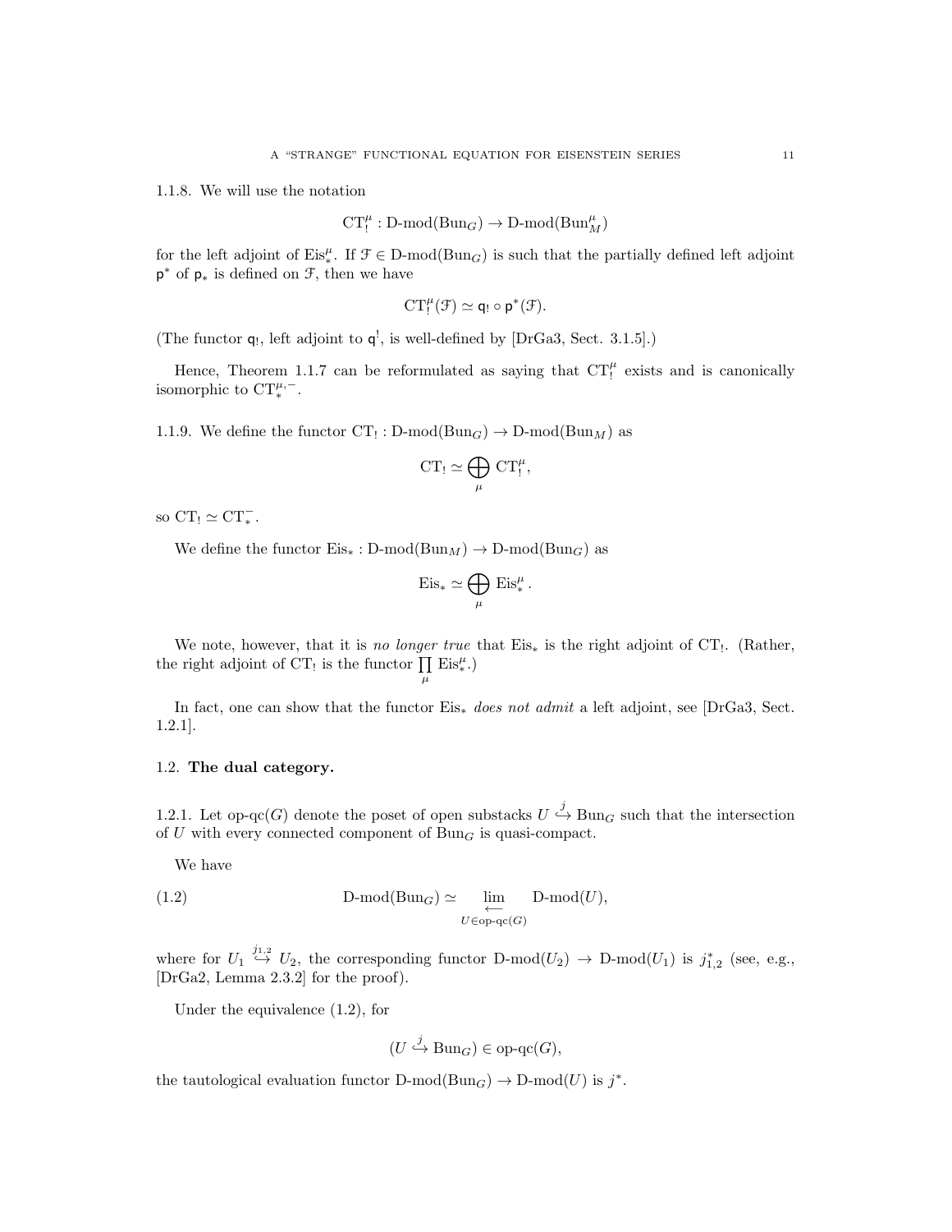1.1.8. We will use the notation

$$\mathrm{CT}^{\mu}_{!} : \text{D-mod}(\mathrm{Bun}_G) \to \text{D-mod}(\mathrm{Bun}^{\mu}_M)$$

for the left adjoint of $\mathrm{Eis}^{\mu}_{*}$. If $\mathcal{F} \in \text{D-mod}(\mathrm{Bun}_G)$ is such that the partially defined left adjoint $\mathsf{p}^*$ of $\mathsf{p}_*$ is defined on $\mathcal{F}$, then we have

$$\mathrm{CT}^{\mu}_{!}(\mathcal{F}) \simeq \mathsf{q}_! \circ \mathsf{p}^*(\mathcal{F}).$$

(The functor $\mathsf{q}_!$, left adjoint to $\mathsf{q}^!$, is well-defined by [DrGa3, Sect. 3.1.5].)

Hence, Theorem 1.1.7 can be reformulated as saying that $\mathrm{CT}^{\mu}_{!}$ exists and is canonically isomorphic to $\mathrm{CT}^{\mu,-}_{*}$.

1.1.9. We define the functor $\mathrm{CT}_! : \text{D-mod}(\mathrm{Bun}_G) \to \text{D-mod}(\mathrm{Bun}_M)$ as

$$\mathrm{CT}_! \simeq \bigoplus_{\mu} \mathrm{CT}^{\mu}_{!},$$

so $\mathrm{CT}_! \simeq \mathrm{CT}^{-}_{*}$.

We define the functor $\mathrm{Eis}_* : \text{D-mod}(\mathrm{Bun}_M) \to \text{D-mod}(\mathrm{Bun}_G)$ as

$$\mathrm{Eis}_* \simeq \bigoplus_{\mu} \mathrm{Eis}^{\mu}_{*}.$$

We note, however, that it is *no longer true* that $\mathrm{Eis}_*$ is the right adjoint of $\mathrm{CT}_!$. (Rather, the right adjoint of $\mathrm{CT}_!$ is the functor $\prod\limits_{\mu} \mathrm{Eis}^{\mu}_{*}$.)

In fact, one can show that the functor $\mathrm{Eis}_*$ *does not admit* a left adjoint, see [DrGa3, Sect. 1.2.1].

## 1.2. The dual category.

1.2.1. Let op-qc$(G)$ denote the poset of open substacks $U \overset{j}{\hookrightarrow} \mathrm{Bun}_G$ such that the intersection of $U$ with every connected component of $\mathrm{Bun}_G$ is quasi-compact.

We have

$$\text{D-mod}(\mathrm{Bun}_G) \simeq \underset{U \in \text{op-qc}(G)}{\underset{\longleftarrow}{\lim}} \text{D-mod}(U), \tag{1.2}$$

where for $U_1 \overset{j_{1,2}}{\hookrightarrow} U_2$, the corresponding functor $\text{D-mod}(U_2) \to \text{D-mod}(U_1)$ is $j^*_{1,2}$ (see, e.g., [DrGa2, Lemma 2.3.2] for the proof).

Under the equivalence (1.2), for

$$(U \overset{j}{\hookrightarrow} \mathrm{Bun}_G) \in \text{op-qc}(G),$$

the tautological evaluation functor $\text{D-mod}(\mathrm{Bun}_G) \to \text{D-mod}(U)$ is $j^*$.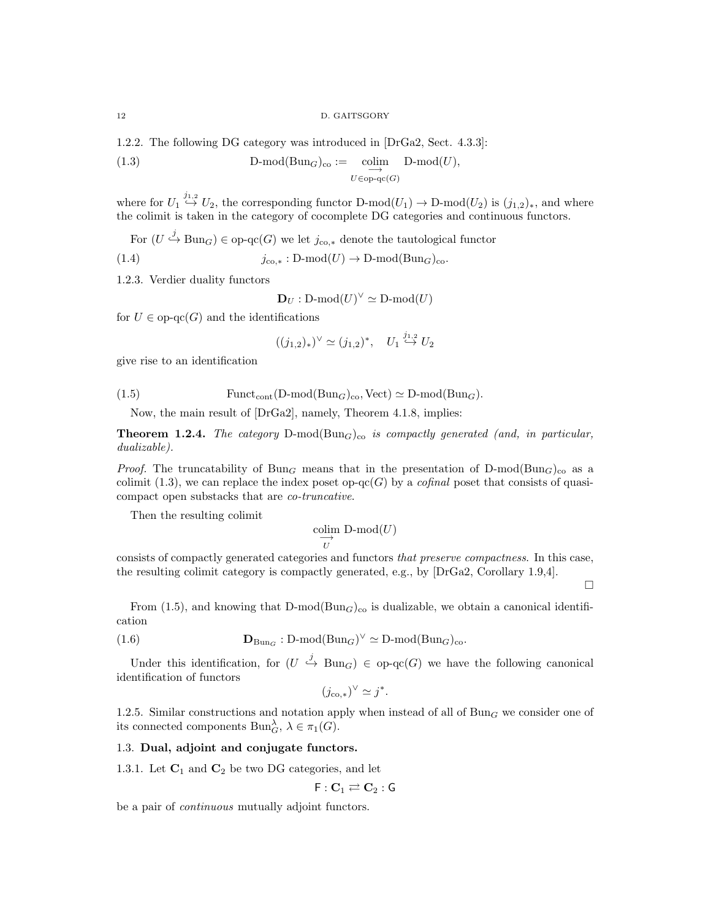1.2.2. The following DG category was introduced in [DrGa2, Sect. 4.3.3]:

$$\text{D-mod}(\text{Bun}_G)_{\text{co}} := \underset{U\in \text{op-qc}(G)}{\underset{\longrightarrow}{\text{colim}}} \text{D-mod}(U), \tag{1.3}$$

where for $U_1 \overset{j_{1,2}}{\hookrightarrow} U_2$, the corresponding functor $\text{D-mod}(U_1) \to \text{D-mod}(U_2)$ is $(j_{1,2})_*$, and where the colimit is taken in the category of cocomplete DG categories and continuous functors.

For $(U \overset{j}{\hookrightarrow} \text{Bun}_G) \in \text{op-qc}(G)$ we let $j_{\text{co},*}$ denote the tautological functor

$$j_{\text{co},*} : \text{D-mod}(U) \to \text{D-mod}(\text{Bun}_G)_{\text{co}}. \tag{1.4}$$

1.2.3. Verdier duality functors

$$\mathbf{D}_U : \text{D-mod}(U)^\vee \simeq \text{D-mod}(U)$$

for $U \in \text{op-qc}(G)$ and the identifications

$$((j_{1,2})_*)^\vee \simeq (j_{1,2})^*, \quad U_1 \overset{j_{1,2}}{\hookrightarrow} U_2$$

give rise to an identification

$$\text{Funct}_{\text{cont}}(\text{D-mod}(\text{Bun}_G)_{\text{co}}, \text{Vect}) \simeq \text{D-mod}(\text{Bun}_G). \tag{1.5}$$

Now, the main result of [DrGa2], namely, Theorem 4.1.8, implies:

**Theorem 1.2.4.** *The category* $\text{D-mod}(\text{Bun}_G)_{\text{co}}$ *is compactly generated (and, in particular, dualizable).*

*Proof.* The truncatability of $\text{Bun}_G$ means that in the presentation of $\text{D-mod}(\text{Bun}_G)_{\text{co}}$ as a colimit (1.3), we can replace the index poset $\text{op-qc}(G)$ by a *cofinal* poset that consists of quasi-compact open substacks that are *co-truncative*.

Then the resulting colimit

$$\underset{U}{\underset{\longrightarrow}{\text{colim}}}\, \text{D-mod}(U)$$

consists of compactly generated categories and functors *that preserve compactness*. In this case, the resulting colimit category is compactly generated, e.g., by [DrGa2, Corollary 1.9,4].

□

From (1.5), and knowing that $\text{D-mod}(\text{Bun}_G)_{\text{co}}$ is dualizable, we obtain a canonical identification

$$\mathbf{D}_{\text{Bun}_G} : \text{D-mod}(\text{Bun}_G)^\vee \simeq \text{D-mod}(\text{Bun}_G)_{\text{co}}. \tag{1.6}$$

Under this identification, for $(U \overset{j}{\hookrightarrow} \text{Bun}_G) \in \text{op-qc}(G)$ we have the following canonical identification of functors

$$(j_{\text{co},*})^\vee \simeq j^*.$$

1.2.5. Similar constructions and notation apply when instead of all of $\text{Bun}_G$ we consider one of its connected components $\text{Bun}_G^\lambda$, $\lambda \in \pi_1(G)$.

## 1.3. Dual, adjoint and conjugate functors.

1.3.1. Let $\mathbf{C}_1$ and $\mathbf{C}_2$ be two DG categories, and let

$$\mathsf{F} : \mathbf{C}_1 \rightleftarrows \mathbf{C}_2 : \mathsf{G}$$

be a pair of *continuous* mutually adjoint functors.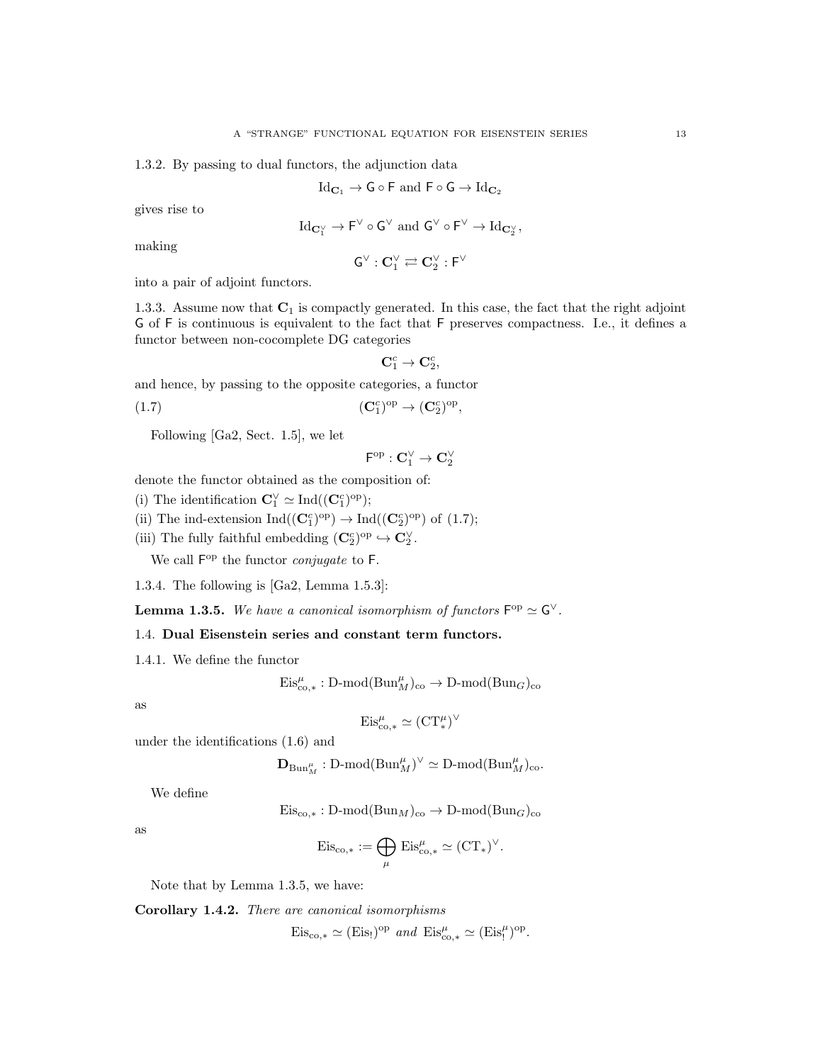1.3.2. By passing to dual functors, the adjunction data

$$\mathrm{Id}_{\mathbf{C}_1} \to \mathsf{G} \circ \mathsf{F} \text{ and } \mathsf{F} \circ \mathsf{G} \to \mathrm{Id}_{\mathbf{C}_2}$$

gives rise to

$$\mathrm{Id}_{\mathbf{C}_1^\vee} \to \mathsf{F}^\vee \circ \mathsf{G}^\vee \text{ and } \mathsf{G}^\vee \circ \mathsf{F}^\vee \to \mathrm{Id}_{\mathbf{C}_2^\vee},$$

making

$$\mathsf{G}^\vee : \mathbf{C}_1^\vee \rightleftarrows \mathbf{C}_2^\vee : \mathsf{F}^\vee$$

into a pair of adjoint functors.

1.3.3. Assume now that $\mathbf{C}_1$ is compactly generated. In this case, the fact that the right adjoint $\mathsf{G}$ of $\mathsf{F}$ is continuous is equivalent to the fact that $\mathsf{F}$ preserves compactness. I.e., it defines a functor between non-cocomplete DG categories

$$\mathbf{C}_1^c \to \mathbf{C}_2^c,$$

and hence, by passing to the opposite categories, a functor

$$(\mathbf{C}_1^c)^{\mathrm{op}} \to (\mathbf{C}_2^c)^{\mathrm{op}}, \tag{1.7}$$

Following [Ga2, Sect. 1.5], we let

$$\mathsf{F}^{\mathrm{op}} : \mathbf{C}_1^\vee \to \mathbf{C}_2^\vee$$

denote the functor obtained as the composition of:

(i) The identification $\mathbf{C}_1^\vee \simeq \mathrm{Ind}((\mathbf{C}_1^c)^{\mathrm{op}})$;

(ii) The ind-extension $\mathrm{Ind}((\mathbf{C}_1^c)^{\mathrm{op}}) \to \mathrm{Ind}((\mathbf{C}_2^c)^{\mathrm{op}})$ of (1.7);

(iii) The fully faithful embedding $(\mathbf{C}_2^c)^{\mathrm{op}} \hookrightarrow \mathbf{C}_2^\vee$.

We call $\mathsf{F}^{\mathrm{op}}$ the functor *conjugate* to $\mathsf{F}$.

1.3.4. The following is [Ga2, Lemma 1.5.3]:

**Lemma 1.3.5.** *We have a canonical isomorphism of functors* $\mathsf{F}^{\mathrm{op}} \simeq \mathsf{G}^\vee$.

## 1.4. Dual Eisenstein series and constant term functors.

1.4.1. We define the functor

$$\mathrm{Eis}^\mu_{\mathrm{co},*} : \text{D-mod}(\mathrm{Bun}^\mu_M)_{\mathrm{co}} \to \text{D-mod}(\mathrm{Bun}_G)_{\mathrm{co}}$$

as

$$\mathrm{Eis}^\mu_{\mathrm{co},*} \simeq (\mathrm{CT}^\mu_*)^\vee$$

under the identifications (1.6) and

$$\mathbf{D}_{\mathrm{Bun}^\mu_M} : \text{D-mod}(\mathrm{Bun}^\mu_M)^\vee \simeq \text{D-mod}(\mathrm{Bun}^\mu_M)_{\mathrm{co}}.$$

We define

$$\mathrm{Eis}_{\mathrm{co},*} : \text{D-mod}(\mathrm{Bun}_M)_{\mathrm{co}} \to \text{D-mod}(\mathrm{Bun}_G)_{\mathrm{co}}$$

as

$$\mathrm{Eis}_{\mathrm{co},*} := \bigoplus_\mu \mathrm{Eis}^\mu_{\mathrm{co},*} \simeq (\mathrm{CT}_*)^\vee.$$

Note that by Lemma 1.3.5, we have:

**Corollary 1.4.2.** *There are canonical isomorphisms*

$$\mathrm{Eis}_{\mathrm{co},*} \simeq (\mathrm{Eis}_!)^{\mathrm{op}} \text{ and } \mathrm{Eis}^\mu_{\mathrm{co},*} \simeq (\mathrm{Eis}^\mu_!)^{\mathrm{op}}.$$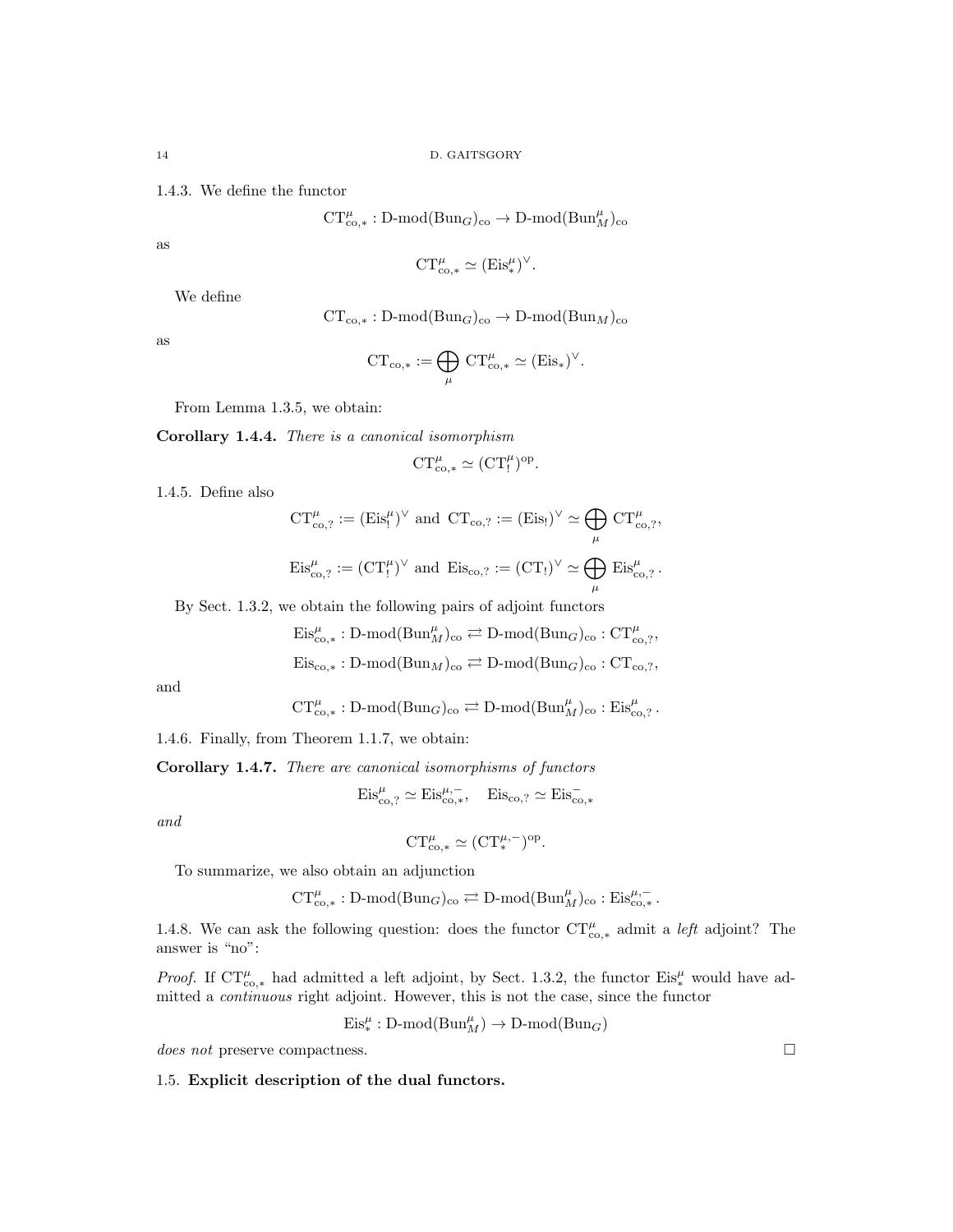1.4.3. We define the functor

$$\mathrm{CT}^{\mu}_{\mathrm{co},*} : \text{D-mod}(\mathrm{Bun}_G)_{\mathrm{co}} \to \text{D-mod}(\mathrm{Bun}^{\mu}_M)_{\mathrm{co}}$$

as

$$\mathrm{CT}^{\mu}_{\mathrm{co},*} \simeq (\mathrm{Eis}^{\mu}_*)^{\vee}.$$

We define

$$\mathrm{CT}_{\mathrm{co},*} : \text{D-mod}(\mathrm{Bun}_G)_{\mathrm{co}} \to \text{D-mod}(\mathrm{Bun}_M)_{\mathrm{co}}$$

as

$$\mathrm{CT}_{\mathrm{co},*} := \bigoplus_{\mu} \mathrm{CT}^{\mu}_{\mathrm{co},*} \simeq (\mathrm{Eis}_*)^{\vee}.$$

From Lemma 1.3.5, we obtain:

**Corollary 1.4.4.** *There is a canonical isomorphism*

$$\mathrm{CT}^{\mu}_{\mathrm{co},*} \simeq (\mathrm{CT}^{\mu}_!)^{\mathrm{op}}.$$

1.4.5. Define also

$$\mathrm{CT}^{\mu}_{\mathrm{co},?} := (\mathrm{Eis}^{\mu}_!)^{\vee} \text{ and } \mathrm{CT}_{\mathrm{co},?} := (\mathrm{Eis}_!)^{\vee} \simeq \bigoplus_{\mu} \mathrm{CT}^{\mu}_{\mathrm{co},?},$$

$$\mathrm{Eis}^{\mu}_{\mathrm{co},?} := (\mathrm{CT}^{\mu}_!)^{\vee} \text{ and } \mathrm{Eis}_{\mathrm{co},?} := (\mathrm{CT}_!)^{\vee} \simeq \bigoplus_{\mu} \mathrm{Eis}^{\mu}_{\mathrm{co},?}.$$

By Sect. 1.3.2, we obtain the following pairs of adjoint functors

$$\mathrm{Eis}^{\mu}_{\mathrm{co},*} : \text{D-mod}(\mathrm{Bun}^{\mu}_M)_{\mathrm{co}} \rightleftarrows \text{D-mod}(\mathrm{Bun}_G)_{\mathrm{co}} : \mathrm{CT}^{\mu}_{\mathrm{co},?},$$

$$\mathrm{Eis}_{\mathrm{co},*} : \text{D-mod}(\mathrm{Bun}_M)_{\mathrm{co}} \rightleftarrows \text{D-mod}(\mathrm{Bun}_G)_{\mathrm{co}} : \mathrm{CT}_{\mathrm{co},?},$$

and

$$\mathrm{CT}^{\mu}_{\mathrm{co},*} : \text{D-mod}(\mathrm{Bun}_G)_{\mathrm{co}} \rightleftarrows \text{D-mod}(\mathrm{Bun}^{\mu}_M)_{\mathrm{co}} : \mathrm{Eis}^{\mu}_{\mathrm{co},?}.$$

1.4.6. Finally, from Theorem 1.1.7, we obtain:

**Corollary 1.4.7.** *There are canonical isomorphisms of functors*

$$\mathrm{Eis}^{\mu}_{\mathrm{co},?} \simeq \mathrm{Eis}^{\mu,-}_{\mathrm{co},*}, \quad \mathrm{Eis}_{\mathrm{co},?} \simeq \mathrm{Eis}^{-}_{\mathrm{co},*}$$

*and*

$$\mathrm{CT}^{\mu}_{\mathrm{co},*} \simeq (\mathrm{CT}^{\mu,-}_*)^{\mathrm{op}}.$$

To summarize, we also obtain an adjunction

$$\mathrm{CT}^{\mu}_{\mathrm{co},*} : \text{D-mod}(\mathrm{Bun}_G)_{\mathrm{co}} \rightleftarrows \text{D-mod}(\mathrm{Bun}^{\mu}_M)_{\mathrm{co}} : \mathrm{Eis}^{\mu,-}_{\mathrm{co},*}.$$

1.4.8. We can ask the following question: does the functor $\mathrm{CT}^{\mu}_{\mathrm{co},*}$ admit a *left* adjoint? The answer is "no":

*Proof.* If $\mathrm{CT}^{\mu}_{\mathrm{co},*}$ had admitted a left adjoint, by Sect. 1.3.2, the functor $\mathrm{Eis}^{\mu}_*$ would have admitted a *continuous* right adjoint. However, this is not the case, since the functor

$$\mathrm{Eis}^{\mu}_* : \text{D-mod}(\mathrm{Bun}^{\mu}_M) \to \text{D-mod}(\mathrm{Bun}_G)$$

*does not* preserve compactness. □

1.5. **Explicit description of the dual functors.**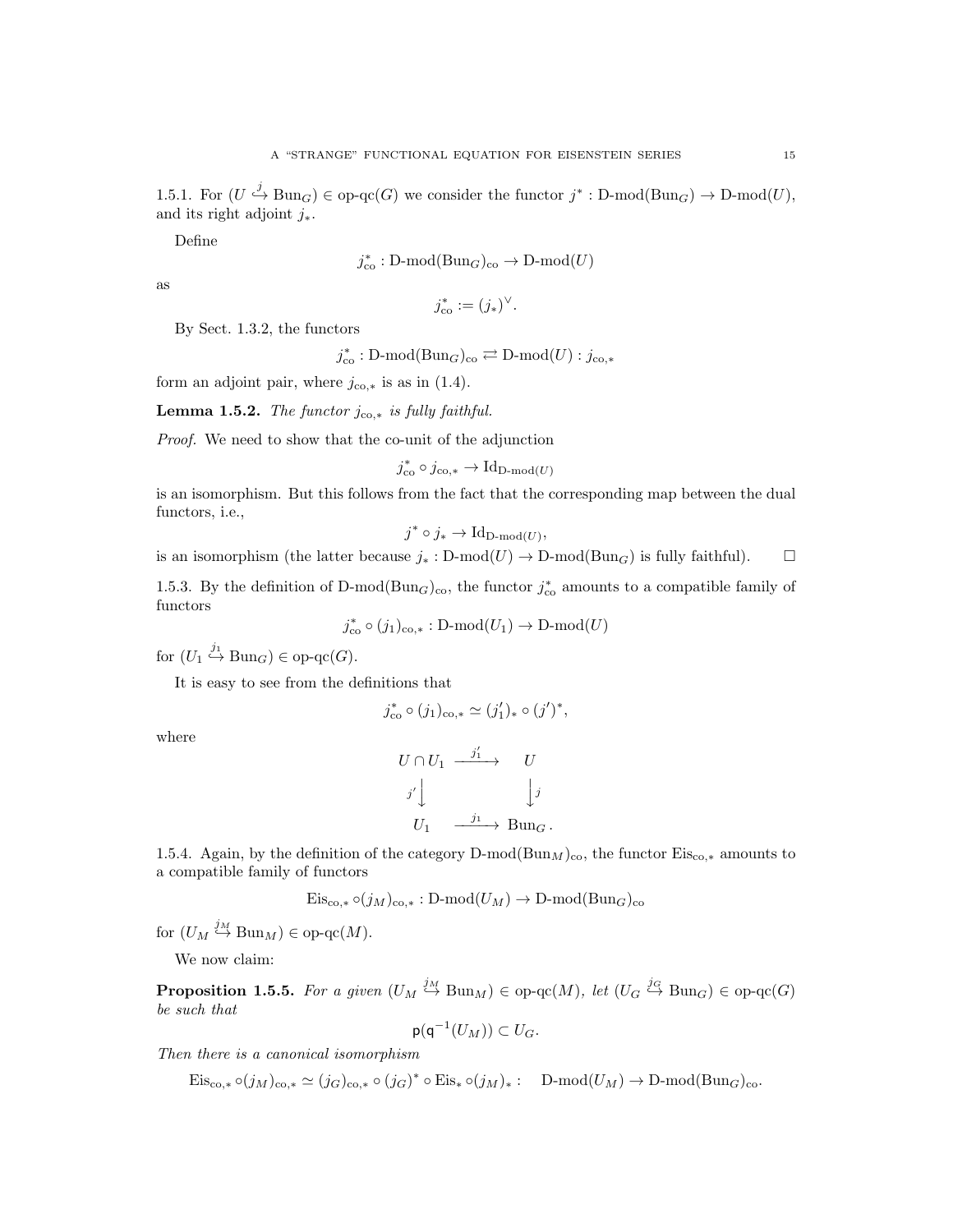1.5.1. For $(U \overset{j}{\hookrightarrow} \mathrm{Bun}_G) \in \text{op-qc}(G)$ we consider the functor $j^* : \text{D-mod}(\mathrm{Bun}_G) \to \text{D-mod}(U)$, and its right adjoint $j_*$.

Define

$$j^*_{\mathrm{co}} : \text{D-mod}(\mathrm{Bun}_G)_{\mathrm{co}} \to \text{D-mod}(U)$$

as

$$j^*_{\mathrm{co}} := (j_*)^\vee.$$

By Sect. 1.3.2, the functors

$$j^*_{\mathrm{co}} : \text{D-mod}(\mathrm{Bun}_G)_{\mathrm{co}} \rightleftarrows \text{D-mod}(U) : j_{\mathrm{co},*}$$

form an adjoint pair, where $j_{\mathrm{co},*}$ is as in (1.4).

**Lemma 1.5.2.** *The functor $j_{\mathrm{co},*}$ is fully faithful.*

*Proof.* We need to show that the co-unit of the adjunction

$$j^*_{\mathrm{co}} \circ j_{\mathrm{co},*} \to \mathrm{Id}_{\text{D-mod}(U)}$$

is an isomorphism. But this follows from the fact that the corresponding map between the dual functors, i.e.,

$$j^* \circ j_* \to \mathrm{Id}_{\text{D-mod}(U)},$$

is an isomorphism (the latter because $j_* : \text{D-mod}(U) \to \text{D-mod}(\mathrm{Bun}_G)$ is fully faithful). $\square$

1.5.3. By the definition of $\text{D-mod}(\mathrm{Bun}_G)_{\mathrm{co}}$, the functor $j^*_{\mathrm{co}}$ amounts to a compatible family of functors

$$j^*_{\mathrm{co}} \circ (j_1)_{\mathrm{co},*} : \text{D-mod}(U_1) \to \text{D-mod}(U)$$

for $(U_1 \overset{j_1}{\hookrightarrow} \mathrm{Bun}_G) \in \text{op-qc}(G)$.

It is easy to see from the definitions that

$$j^*_{\mathrm{co}} \circ (j_1)_{\mathrm{co},*} \simeq (j'_1)_* \circ (j')^*,$$

where

$$\begin{array}{ccc} U \cap U_1 & \xrightarrow{j'_1} & U \\ {\scriptstyle j'}\downarrow & & \downarrow{\scriptstyle j} \\ U_1 & \xrightarrow{j_1} & \mathrm{Bun}_G . \end{array}$$

1.5.4. Again, by the definition of the category $\text{D-mod}(\mathrm{Bun}_M)_{\mathrm{co}}$, the functor $\mathrm{Eis}_{\mathrm{co},*}$ amounts to a compatible family of functors

$$\mathrm{Eis}_{\mathrm{co},*} \circ (j_M)_{\mathrm{co},*} : \text{D-mod}(U_M) \to \text{D-mod}(\mathrm{Bun}_G)_{\mathrm{co}}$$

for $(U_M \overset{j_M}{\hookrightarrow} \mathrm{Bun}_M) \in \text{op-qc}(M)$.

We now claim:

**Proposition 1.5.5.** *For a given $(U_M \overset{j_M}{\hookrightarrow} \mathrm{Bun}_M) \in \text{op-qc}(M)$, let $(U_G \overset{j_G}{\hookrightarrow} \mathrm{Bun}_G) \in \text{op-qc}(G)$ be such that*

$$\mathsf{p}(\mathsf{q}^{-1}(U_M)) \subset U_G.$$

*Then there is a canonical isomorphism*

$$\mathrm{Eis}_{\mathrm{co},*} \circ (j_M)_{\mathrm{co},*} \simeq (j_G)_{\mathrm{co},*} \circ (j_G)^* \circ \mathrm{Eis}_* \circ (j_M)_* : \quad \text{D-mod}(U_M) \to \text{D-mod}(\mathrm{Bun}_G)_{\mathrm{co}}.$$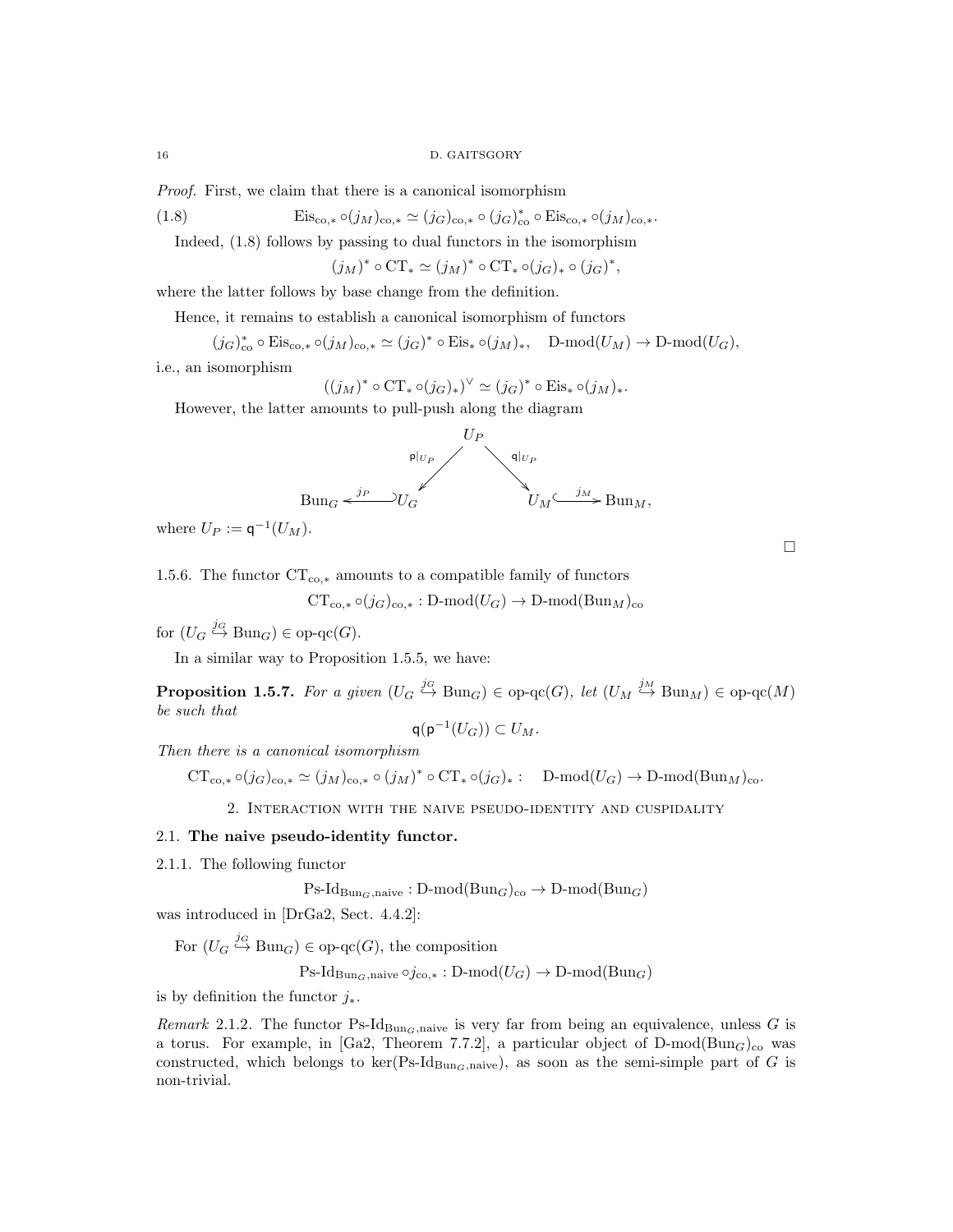*Proof.* First, we claim that there is a canonical isomorphism

$$\mathrm{Eis}_{\mathrm{co},*} \circ (j_M)_{\mathrm{co},*} \simeq (j_G)_{\mathrm{co},*} \circ (j_G)^*_{\mathrm{co}} \circ \mathrm{Eis}_{\mathrm{co},*} \circ (j_M)_{\mathrm{co},*}. \tag{1.8}$$

Indeed, (1.8) follows by passing to dual functors in the isomorphism

$$(j_M)^* \circ \mathrm{CT}_* \simeq (j_M)^* \circ \mathrm{CT}_* \circ (j_G)_* \circ (j_G)^*,$$

where the latter follows by base change from the definition.

Hence, it remains to establish a canonical isomorphism of functors

$$(j_G)^*_{\mathrm{co}} \circ \mathrm{Eis}_{\mathrm{co},*} \circ (j_M)_{\mathrm{co},*} \simeq (j_G)^* \circ \mathrm{Eis}_* \circ (j_M)_*, \quad \text{D-mod}(U_M) \to \text{D-mod}(U_G),$$

i.e., an isomorphism

$$((j_M)^* \circ \mathrm{CT}_* \circ (j_G)_*)^\vee \simeq (j_G)^* \circ \mathrm{Eis}_* \circ (j_M)_*.$$

However, the latter amounts to pull-push along the diagram

$$\begin{array}{ccccc} & & U_P & & \\ & \swarrow^{\mathsf{p}|_{U_P}} & & \searrow^{\mathsf{q}|_{U_P}} & \\ \mathrm{Bun}_G \xleftarrow{j_P} U_G & & & & U_M \xrightarrow{j_M} \mathrm{Bun}_M, \end{array}$$

where $U_P := \mathsf{q}^{-1}(U_M)$.

□

1.5.6. The functor $\mathrm{CT}_{\mathrm{co},*}$ amounts to a compatible family of functors

$$\mathrm{CT}_{\mathrm{co},*} \circ (j_G)_{\mathrm{co},*} : \text{D-mod}(U_G) \to \text{D-mod}(\mathrm{Bun}_M)_{\mathrm{co}}$$

for $(U_G \overset{j_G}{\hookrightarrow} \mathrm{Bun}_G) \in \text{op-qc}(G)$.

In a similar way to Proposition 1.5.5, we have:

**Proposition 1.5.7.** *For a given $(U_G \overset{j_G}{\hookrightarrow} \mathrm{Bun}_G) \in \text{op-qc}(G)$, let $(U_M \overset{j_M}{\hookrightarrow} \mathrm{Bun}_M) \in \text{op-qc}(M)$ be such that*

$$\mathsf{q}(\mathsf{p}^{-1}(U_G)) \subset U_M.$$

*Then there is a canonical isomorphism*

$$\mathrm{CT}_{\mathrm{co},*} \circ (j_G)_{\mathrm{co},*} \simeq (j_M)_{\mathrm{co},*} \circ (j_M)^* \circ \mathrm{CT}_* \circ (j_G)_* : \quad \text{D-mod}(U_G) \to \text{D-mod}(\mathrm{Bun}_M)_{\mathrm{co}}.$$

## 2. Interaction with the naive pseudo-identity and cuspidality

### 2.1. The naive pseudo-identity functor.

2.1.1. The following functor

$$\text{Ps-Id}_{\mathrm{Bun}_G,\mathrm{naive}} : \text{D-mod}(\mathrm{Bun}_G)_{\mathrm{co}} \to \text{D-mod}(\mathrm{Bun}_G)$$

was introduced in [DrGa2, Sect. 4.4.2]:

For $(U_G \overset{j_G}{\hookrightarrow} \mathrm{Bun}_G) \in \text{op-qc}(G)$, the composition

$$\text{Ps-Id}_{\mathrm{Bun}_G,\mathrm{naive}} \circ j_{\mathrm{co},*} : \text{D-mod}(U_G) \to \text{D-mod}(\mathrm{Bun}_G)$$

is by definition the functor $j_*$.

*Remark* 2.1.2. The functor $\text{Ps-Id}_{\mathrm{Bun}_G,\mathrm{naive}}$ is very far from being an equivalence, unless $G$ is a torus. For example, in [Ga2, Theorem 7.7.2], a particular object of $\text{D-mod}(\mathrm{Bun}_G)_{\mathrm{co}}$ was constructed, which belongs to $\ker(\text{Ps-Id}_{\mathrm{Bun}_G,\mathrm{naive}})$, as soon as the semi-simple part of $G$ is non-trivial.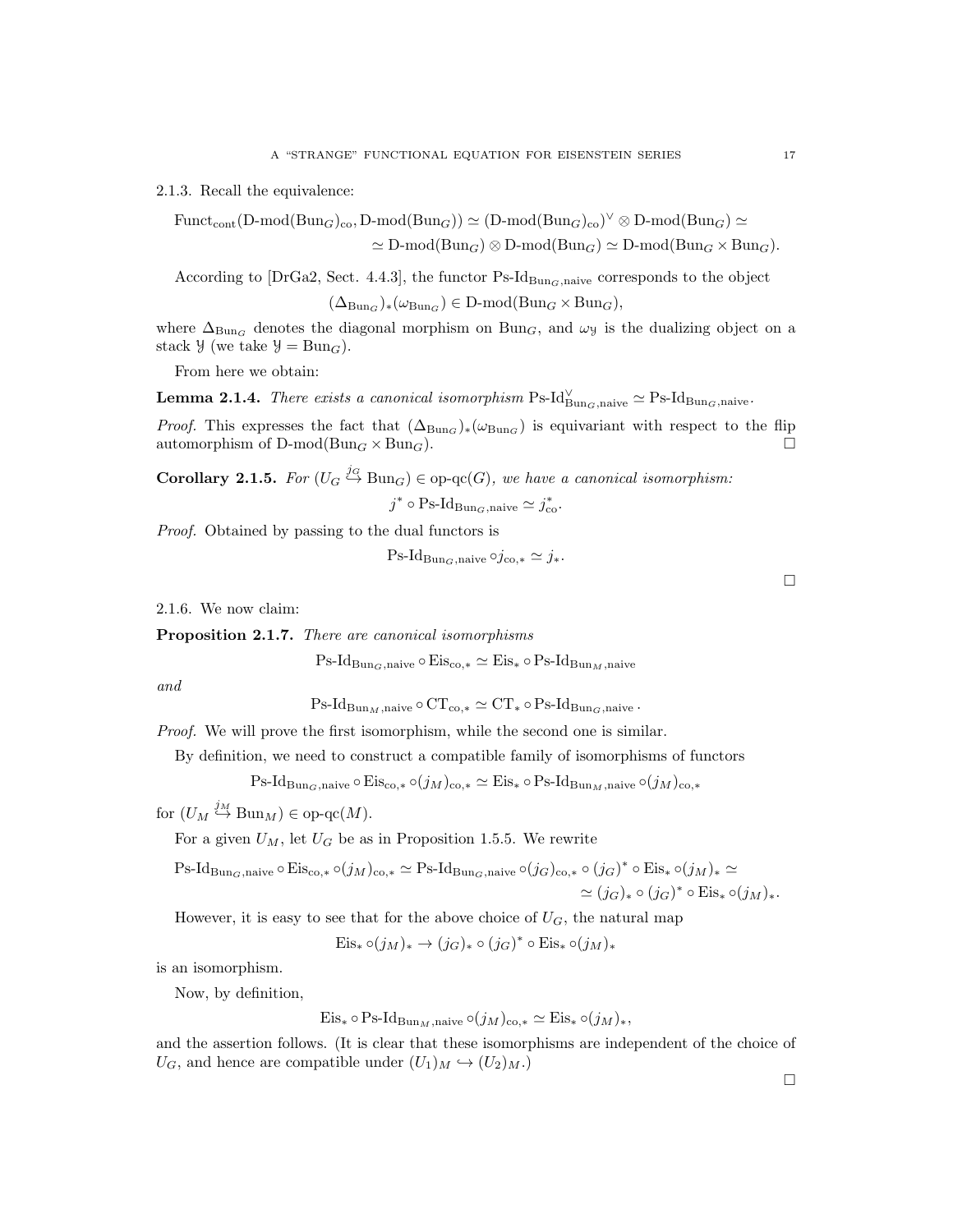2.1.3. Recall the equivalence:

$$\text{Funct}_{\text{cont}}(\text{D-mod}(\text{Bun}_G)_{\text{co}}, \text{D-mod}(\text{Bun}_G)) \simeq (\text{D-mod}(\text{Bun}_G)_{\text{co}})^\vee \otimes \text{D-mod}(\text{Bun}_G) \simeq$$
$$\simeq \text{D-mod}(\text{Bun}_G) \otimes \text{D-mod}(\text{Bun}_G) \simeq \text{D-mod}(\text{Bun}_G \times \text{Bun}_G).$$

According to [DrGa2, Sect. 4.4.3], the functor $\text{Ps-Id}_{\text{Bun}_G,\text{naive}}$ corresponds to the object

$$(\Delta_{\text{Bun}_G})_*(\omega_{\text{Bun}_G}) \in \text{D-mod}(\text{Bun}_G \times \text{Bun}_G),$$

where $\Delta_{\text{Bun}_G}$ denotes the diagonal morphism on $\text{Bun}_G$, and $\omega_{\mathcal{Y}}$ is the dualizing object on a stack $\mathcal{Y}$ (we take $\mathcal{Y} = \text{Bun}_G$).

From here we obtain:

**Lemma 2.1.4.** *There exists a canonical isomorphism* $\text{Ps-Id}^\vee_{\text{Bun}_G,\text{naive}} \simeq \text{Ps-Id}_{\text{Bun}_G,\text{naive}}$.

*Proof.* This expresses the fact that $(\Delta_{\text{Bun}_G})_*(\omega_{\text{Bun}_G})$ is equivariant with respect to the flip automorphism of $\text{D-mod}(\text{Bun}_G \times \text{Bun}_G)$. □

**Corollary 2.1.5.** *For* $(U_G \overset{j_G}{\hookrightarrow} \text{Bun}_G) \in \text{op-qc}(G)$*, we have a canonical isomorphism:*

$$j^* \circ \text{Ps-Id}_{\text{Bun}_G,\text{naive}} \simeq j^*_{\text{co}}.$$

*Proof.* Obtained by passing to the dual functors is

$$\text{Ps-Id}_{\text{Bun}_G,\text{naive}} \circ j_{\text{co},*} \simeq j_*.$$

□

2.1.6. We now claim:

**Proposition 2.1.7.** *There are canonical isomorphisms*

$$\text{Ps-Id}_{\text{Bun}_G,\text{naive}} \circ \text{Eis}_{\text{co},*} \simeq \text{Eis}_* \circ \text{Ps-Id}_{\text{Bun}_M,\text{naive}}$$

*and*

$$\text{Ps-Id}_{\text{Bun}_M,\text{naive}} \circ \text{CT}_{\text{co},*} \simeq \text{CT}_* \circ \text{Ps-Id}_{\text{Bun}_G,\text{naive}}.$$

*Proof.* We will prove the first isomorphism, while the second one is similar.

By definition, we need to construct a compatible family of isomorphisms of functors

$$\text{Ps-Id}_{\text{Bun}_G,\text{naive}} \circ \text{Eis}_{\text{co},*} \circ (j_M)_{\text{co},*} \simeq \text{Eis}_* \circ \text{Ps-Id}_{\text{Bun}_M,\text{naive}} \circ (j_M)_{\text{co},*}$$

for $(U_M \overset{j_M}{\hookrightarrow} \text{Bun}_M) \in \text{op-qc}(M)$.

For a given $U_M$, let $U_G$ be as in Proposition 1.5.5. We rewrite

$$\text{Ps-Id}_{\text{Bun}_G,\text{naive}} \circ \text{Eis}_{\text{co},*} \circ (j_M)_{\text{co},*} \simeq \text{Ps-Id}_{\text{Bun}_G,\text{naive}} \circ (j_G)_{\text{co},*} \circ (j_G)^* \circ \text{Eis}_* \circ (j_M)_* \simeq$$
$$\simeq (j_G)_* \circ (j_G)^* \circ \text{Eis}_* \circ (j_M)_*.$$

However, it is easy to see that for the above choice of $U_G$, the natural map

$$\text{Eis}_* \circ (j_M)_* \to (j_G)_* \circ (j_G)^* \circ \text{Eis}_* \circ (j_M)_*$$

is an isomorphism.

Now, by definition,

$$\text{Eis}_* \circ \text{Ps-Id}_{\text{Bun}_M,\text{naive}} \circ (j_M)_{\text{co},*} \simeq \text{Eis}_* \circ (j_M)_*,$$

and the assertion follows. (It is clear that these isomorphisms are independent of the choice of $U_G$, and hence are compatible under $(U_1)_M \hookrightarrow (U_2)_M$.)

□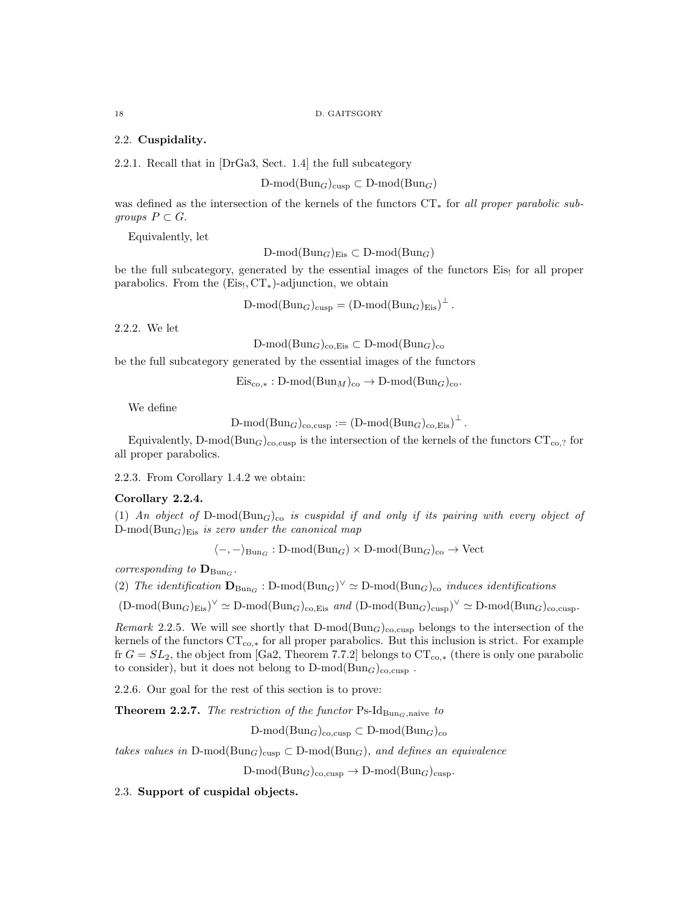### 2.2. **Cuspidality.**

2.2.1. Recall that in [DrGa3, Sect. 1.4] the full subcategory

$$\text{D-mod}(\text{Bun}_G)_{\text{cusp}} \subset \text{D-mod}(\text{Bun}_G)$$

was defined as the intersection of the kernels of the functors $\text{CT}_*$ for *all proper parabolic subgroups* $P \subset G$.

Equivalently, let

$$\text{D-mod}(\text{Bun}_G)_{\text{Eis}} \subset \text{D-mod}(\text{Bun}_G)$$

be the full subcategory, generated by the essential images of the functors $\text{Eis}_!$ for all proper parabolics. From the $(\text{Eis}_!, \text{CT}_*)$-adjunction, we obtain

$$\text{D-mod}(\text{Bun}_G)_{\text{cusp}} = \left(\text{D-mod}(\text{Bun}_G)_{\text{Eis}}\right)^{\perp}.$$

2.2.2. We let

$$\text{D-mod}(\text{Bun}_G)_{\text{co,Eis}} \subset \text{D-mod}(\text{Bun}_G)_{\text{co}}$$

be the full subcategory generated by the essential images of the functors

$$\text{Eis}_{\text{co},*} : \text{D-mod}(\text{Bun}_M)_{\text{co}} \to \text{D-mod}(\text{Bun}_G)_{\text{co}}.$$

We define

$$\text{D-mod}(\text{Bun}_G)_{\text{co,cusp}} := \left(\text{D-mod}(\text{Bun}_G)_{\text{co,Eis}}\right)^{\perp}.$$

Equivalently, $\text{D-mod}(\text{Bun}_G)_{\text{co,cusp}}$ is the intersection of the kernels of the functors $\text{CT}_{\text{co},?}$ for all proper parabolics.

2.2.3. From Corollary 1.4.2 we obtain:

**Corollary 2.2.4.**
(1) *An object of* $\text{D-mod}(\text{Bun}_G)_{\text{co}}$ *is cuspidal if and only if its pairing with every object of* $\text{D-mod}(\text{Bun}_G)_{\text{Eis}}$ *is zero under the canonical map*

$$\langle -, - \rangle_{\text{Bun}_G} : \text{D-mod}(\text{Bun}_G) \times \text{D-mod}(\text{Bun}_G)_{\text{co}} \to \text{Vect}$$

*corresponding to* $\mathbf{D}_{\text{Bun}_G}$.

(2) *The identification* $\mathbf{D}_{\text{Bun}_G} : \text{D-mod}(\text{Bun}_G)^{\vee} \simeq \text{D-mod}(\text{Bun}_G)_{\text{co}}$ *induces identifications*

$$(\text{D-mod}(\text{Bun}_G)_{\text{Eis}})^{\vee} \simeq \text{D-mod}(\text{Bun}_G)_{\text{co,Eis}} \text{ and } (\text{D-mod}(\text{Bun}_G)_{\text{cusp}})^{\vee} \simeq \text{D-mod}(\text{Bun}_G)_{\text{co,cusp}}.$$

*Remark* 2.2.5. We will see shortly that $\text{D-mod}(\text{Bun}_G)_{\text{co,cusp}}$ belongs to the intersection of the kernels of the functors $\text{CT}_{\text{co},*}$ for all proper parabolics. But this inclusion is strict. For example fr $G = SL_2$, the object from [Ga2, Theorem 7.7.2] belongs to $\text{CT}_{\text{co},*}$ (there is only one parabolic to consider), but it does not belong to $\text{D-mod}(\text{Bun}_G)_{\text{co,cusp}}$ .

2.2.6. Our goal for the rest of this section is to prove:

**Theorem 2.2.7.** *The restriction of the functor* $\text{Ps-Id}_{\text{Bun}_G,\text{naive}}$ *to*

$$\text{D-mod}(\text{Bun}_G)_{\text{co,cusp}} \subset \text{D-mod}(\text{Bun}_G)_{\text{co}}$$

*takes values in* $\text{D-mod}(\text{Bun}_G)_{\text{cusp}} \subset \text{D-mod}(\text{Bun}_G)$*, and defines an equivalence*

$$\text{D-mod}(\text{Bun}_G)_{\text{co,cusp}} \to \text{D-mod}(\text{Bun}_G)_{\text{cusp}}.$$

### 2.3. **Support of cuspidal objects.**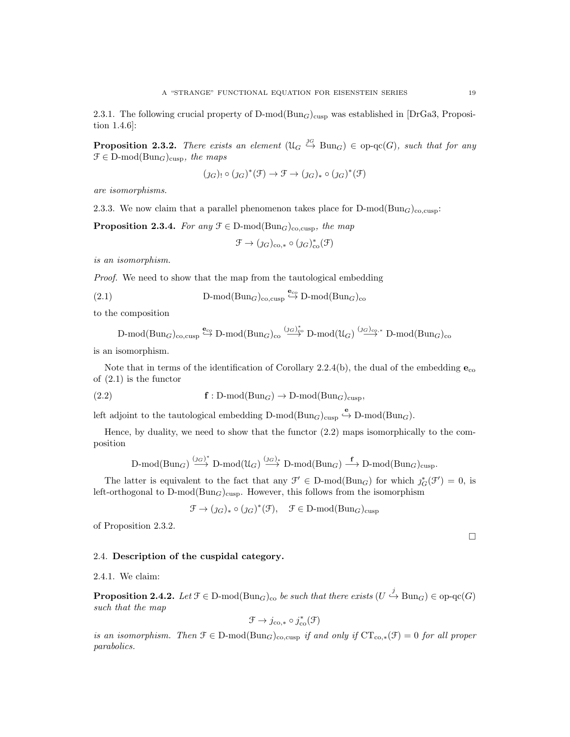2.3.1. The following crucial property of $\text{D-mod}(\text{Bun}_G)_{\text{cusp}}$ was established in [DrGa3, Proposition 1.4.6]:

**Proposition 2.3.2.** *There exists an element* $(\mathcal{U}_G \overset{\jmath_G}{\hookrightarrow} \text{Bun}_G) \in \text{op-qc}(G)$*, such that for any* $\mathcal{F} \in \text{D-mod}(\text{Bun}_G)_{\text{cusp}}$*, the maps*

$$(\jmath_G)_! \circ (\jmath_G)^*(\mathcal{F}) \to \mathcal{F} \to (\jmath_G)_* \circ (\jmath_G)^*(\mathcal{F})$$

*are isomorphisms.*

2.3.3. We now claim that a parallel phenomenon takes place for $\text{D-mod}(\text{Bun}_G)_{\text{co,cusp}}$:

**Proposition 2.3.4.** *For any* $\mathcal{F} \in \text{D-mod}(\text{Bun}_G)_{\text{co,cusp}}$*, the map*

$$\mathcal{F} \to (\jmath_G)_{\text{co},*} \circ (\jmath_G)^*_{\text{co}}(\mathcal{F})$$

*is an isomorphism.*

*Proof.* We need to show that the map from the tautological embedding

$$\text{D-mod}(\text{Bun}_G)_{\text{co,cusp}} \overset{\mathbf{e}_{\text{co}}}{\hookrightarrow} \text{D-mod}(\text{Bun}_G)_{\text{co}} \tag{2.1}$$

to the composition

$$\text{D-mod}(\text{Bun}_G)_{\text{co,cusp}} \overset{\mathbf{e}_{\text{co}}}{\hookrightarrow} \text{D-mod}(\text{Bun}_G)_{\text{co}} \overset{(\jmath_G)^*_{\text{co}}}{\longrightarrow} \text{D-mod}(\mathcal{U}_G) \overset{(\jmath_G)_{\text{co},*}}{\longrightarrow} \text{D-mod}(\text{Bun}_G)_{\text{co}}$$

is an isomorphism.

Note that in terms of the identification of Corollary 2.2.4(b), the dual of the embedding $\mathbf{e}_{\text{co}}$ of (2.1) is the functor

$$\mathbf{f} : \text{D-mod}(\text{Bun}_G) \to \text{D-mod}(\text{Bun}_G)_{\text{cusp}}, \tag{2.2}$$

left adjoint to the tautological embedding $\text{D-mod}(\text{Bun}_G)_{\text{cusp}} \overset{\mathbf{e}}{\hookrightarrow} \text{D-mod}(\text{Bun}_G)$.

Hence, by duality, we need to show that the functor (2.2) maps isomorphically to the composition

$$\text{D-mod}(\text{Bun}_G) \overset{(\jmath_G)^*}{\longrightarrow} \text{D-mod}(\mathcal{U}_G) \overset{(\jmath_G)_*}{\longrightarrow} \text{D-mod}(\text{Bun}_G) \overset{\mathbf{f}}{\longrightarrow} \text{D-mod}(\text{Bun}_G)_{\text{cusp}}.$$

The latter is equivalent to the fact that any $\mathcal{F}' \in \text{D-mod}(\text{Bun}_G)$ for which $\jmath_G^*(\mathcal{F}') = 0$, is left-orthogonal to $\text{D-mod}(\text{Bun}_G)_{\text{cusp}}$. However, this follows from the isomorphism

$$\mathcal{F} \to (\jmath_G)_* \circ (\jmath_G)^*(\mathcal{F}), \quad \mathcal{F} \in \text{D-mod}(\text{Bun}_G)_{\text{cusp}}$$

of Proposition 2.3.2.

□

## 2.4. Description of the cuspidal category.

2.4.1. We claim:

**Proposition 2.4.2.** *Let* $\mathcal{F} \in \text{D-mod}(\text{Bun}_G)_{\text{co}}$ *be such that there exists* $(U \overset{j}{\hookrightarrow} \text{Bun}_G) \in \text{op-qc}(G)$ *such that the map*

$$\mathcal{F} \to j_{\text{co},*} \circ j^*_{\text{co}}(\mathcal{F})$$

*is an isomorphism. Then* $\mathcal{F} \in \text{D-mod}(\text{Bun}_G)_{\text{co,cusp}}$ *if and only if* $\text{CT}_{\text{co},*}(\mathcal{F}) = 0$ *for all proper parabolics.*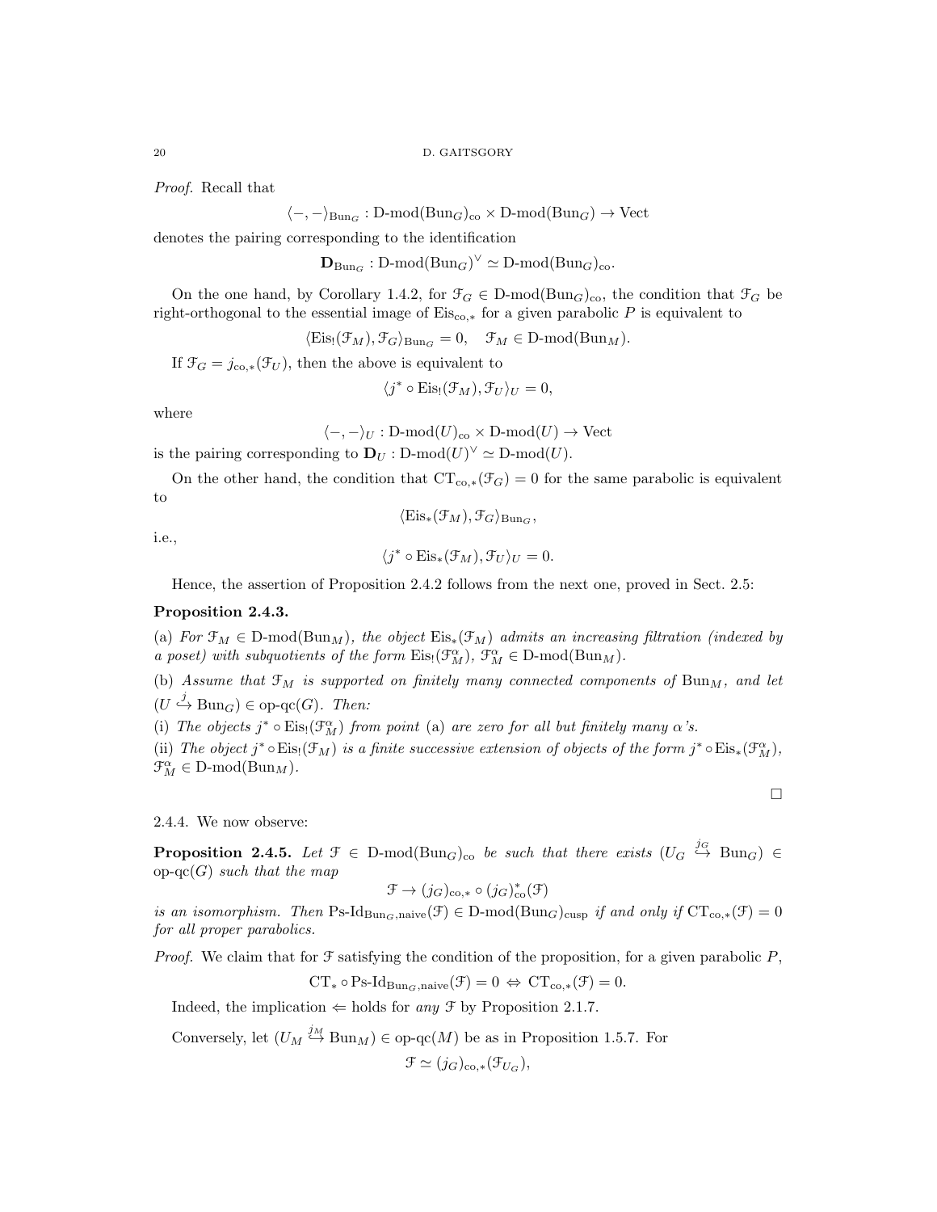*Proof.* Recall that

$$\langle -,-\rangle_{\mathrm{Bun}_G} : \text{D-mod}(\mathrm{Bun}_G)_{\mathrm{co}} \times \text{D-mod}(\mathrm{Bun}_G) \to \mathrm{Vect}$$

denotes the pairing corresponding to the identification

$$\mathbf{D}_{\mathrm{Bun}_G} : \text{D-mod}(\mathrm{Bun}_G)^\vee \simeq \text{D-mod}(\mathrm{Bun}_G)_{\mathrm{co}}.$$

On the one hand, by Corollary 1.4.2, for $\mathcal{F}_G \in \text{D-mod}(\mathrm{Bun}_G)_{\mathrm{co}}$, the condition that $\mathcal{F}_G$ be right-orthogonal to the essential image of $\mathrm{Eis}_{\mathrm{co},*}$ for a given parabolic $P$ is equivalent to

$$\langle \mathrm{Eis}_!(\mathcal{F}_M), \mathcal{F}_G\rangle_{\mathrm{Bun}_G} = 0, \quad \mathcal{F}_M \in \text{D-mod}(\mathrm{Bun}_M).$$

If $\mathcal{F}_G = j_{\mathrm{co},*}(\mathcal{F}_U)$, then the above is equivalent to

$$\langle j^* \circ \mathrm{Eis}_!(\mathcal{F}_M), \mathcal{F}_U\rangle_U = 0,$$

where

$$\langle -,-\rangle_U : \text{D-mod}(U)_{\mathrm{co}} \times \text{D-mod}(U) \to \mathrm{Vect}$$

is the pairing corresponding to $\mathbf{D}_U : \text{D-mod}(U)^\vee \simeq \text{D-mod}(U)$.

On the other hand, the condition that $\mathrm{CT}_{\mathrm{co},*}(\mathcal{F}_G) = 0$ for the same parabolic is equivalent to

$$\langle \mathrm{Eis}_*(\mathcal{F}_M), \mathcal{F}_G\rangle_{\mathrm{Bun}_G},$$

i.e.,

$$\langle j^* \circ \mathrm{Eis}_*(\mathcal{F}_M), \mathcal{F}_U\rangle_U = 0.$$

Hence, the assertion of Proposition 2.4.2 follows from the next one, proved in Sect. 2.5:

**Proposition 2.4.3.**

(a) *For $\mathcal{F}_M \in \text{D-mod}(\mathrm{Bun}_M)$, the object $\mathrm{Eis}_*(\mathcal{F}_M)$ admits an increasing filtration (indexed by a poset) with subquotients of the form $\mathrm{Eis}_!(\mathcal{F}_M^\alpha)$, $\mathcal{F}_M^\alpha \in \text{D-mod}(\mathrm{Bun}_M)$.*

(b) *Assume that $\mathcal{F}_M$ is supported on finitely many connected components of $\mathrm{Bun}_M$, and let $(U \overset{j}{\hookrightarrow} \mathrm{Bun}_G) \in \text{op-qc}(G)$. Then:*

(i) *The objects $j^* \circ \mathrm{Eis}_!(\mathcal{F}_M^\alpha)$ from point (a) are zero for all but finitely many $\alpha$'s.*

(ii) *The object $j^* \circ \mathrm{Eis}_!(\mathcal{F}_M)$ is a finite successive extension of objects of the form $j^* \circ \mathrm{Eis}_*(\mathcal{F}_M^\alpha)$, $\mathcal{F}_M^\alpha \in \text{D-mod}(\mathrm{Bun}_M)$.*

□

2.4.4. We now observe:

**Proposition 2.4.5.** *Let $\mathcal{F} \in \text{D-mod}(\mathrm{Bun}_G)_{\mathrm{co}}$ be such that there exists $(U_G \overset{j_G}{\hookrightarrow} \mathrm{Bun}_G) \in \text{op-qc}(G)$ such that the map*

$$\mathcal{F} \to (j_G)_{\mathrm{co},*} \circ (j_G)^*_{\mathrm{co}}(\mathcal{F})$$

*is an isomorphism. Then $\text{Ps-Id}_{\mathrm{Bun}_G,\mathrm{naive}}(\mathcal{F}) \in \text{D-mod}(\mathrm{Bun}_G)_{\mathrm{cusp}}$ if and only if $\mathrm{CT}_{\mathrm{co},*}(\mathcal{F}) = 0$ for all proper parabolics.*

*Proof.* We claim that for $\mathcal{F}$ satisfying the condition of the proposition, for a given parabolic $P$,

$$\mathrm{CT}_* \circ \text{Ps-Id}_{\mathrm{Bun}_G,\mathrm{naive}}(\mathcal{F}) = 0 \Leftrightarrow \mathrm{CT}_{\mathrm{co},*}(\mathcal{F}) = 0.$$

Indeed, the implication $\Leftarrow$ holds for *any* $\mathcal{F}$ by Proposition 2.1.7.

Conversely, let $(U_M \overset{j_M}{\hookrightarrow} \mathrm{Bun}_M) \in \text{op-qc}(M)$ be as in Proposition 1.5.7. For

$$\mathcal{F} \simeq (j_G)_{\mathrm{co},*}(\mathcal{F}_{U_G}),$$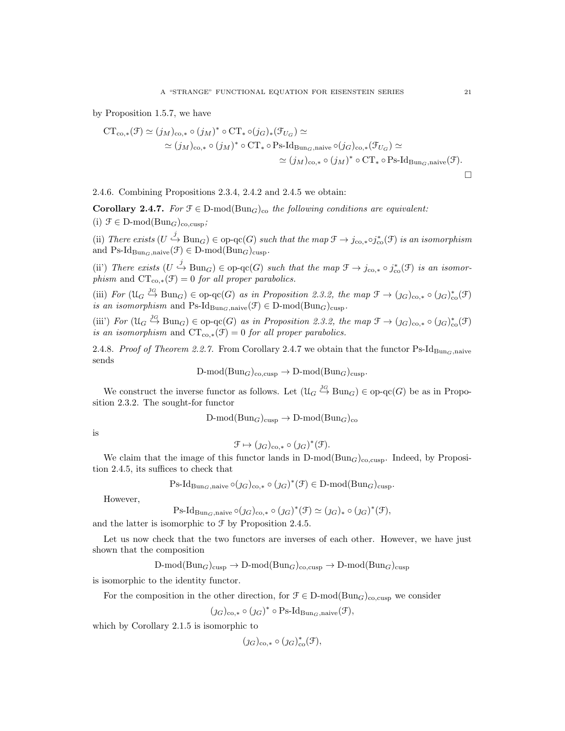by Proposition 1.5.7, we have

$$\begin{aligned}\mathrm{CT}_{\mathrm{co},*}(\mathcal{F}) \simeq (j_M)_{\mathrm{co},*} \circ (j_M)^* \circ \mathrm{CT}_* \circ (j_G)_*(\mathcal{F}_{U_G}) \simeq \\ \simeq (j_M)_{\mathrm{co},*} \circ (j_M)^* \circ \mathrm{CT}_* \circ \text{Ps-Id}_{\mathrm{Bun}_G,\mathrm{naive}} \circ (j_G)_{\mathrm{co},*}(\mathcal{F}_{U_G}) \simeq \\ \simeq (j_M)_{\mathrm{co},*} \circ (j_M)^* \circ \mathrm{CT}_* \circ \text{Ps-Id}_{\mathrm{Bun}_G,\mathrm{naive}}(\mathcal{F}).\end{aligned}$$

□

2.4.6. Combining Propositions 2.3.4, 2.4.2 and 2.4.5 we obtain:

**Corollary 2.4.7.** *For $\mathcal{F} \in \text{D-mod}(\mathrm{Bun}_G)_{\mathrm{co}}$ the following conditions are equivalent:*

(i) $\mathcal{F} \in \text{D-mod}(\mathrm{Bun}_G)_{\mathrm{co,cusp}}$;

(ii) *There exists* $(U \overset{j}{\hookrightarrow} \mathrm{Bun}_G) \in \text{op-qc}(G)$ *such that the map* $\mathcal{F} \to j_{\mathrm{co},*} \circ j^*_{\mathrm{co}}(\mathcal{F})$ *is an isomorphism* and $\text{Ps-Id}_{\mathrm{Bun}_G,\mathrm{naive}}(\mathcal{F}) \in \text{D-mod}(\mathrm{Bun}_G)_{\mathrm{cusp}}$.

(ii') *There exists* $(U \overset{j}{\hookrightarrow} \mathrm{Bun}_G) \in \text{op-qc}(G)$ *such that the map* $\mathcal{F} \to j_{\mathrm{co},*} \circ j^*_{\mathrm{co}}(\mathcal{F})$ *is an isomorphism* and $\mathrm{CT}_{\mathrm{co},*}(\mathcal{F}) = 0$ *for all proper parabolics.*

(iii) *For* $(\mathcal{U}_G \overset{j_G}{\hookrightarrow} \mathrm{Bun}_G) \in \text{op-qc}(G)$ *as in Proposition 2.3.2, the map* $\mathcal{F} \to (j_G)_{\mathrm{co},*} \circ (j_G)^*_{\mathrm{co}}(\mathcal{F})$ *is an isomorphism* and $\text{Ps-Id}_{\mathrm{Bun}_G,\mathrm{naive}}(\mathcal{F}) \in \text{D-mod}(\mathrm{Bun}_G)_{\mathrm{cusp}}$.

(iii') *For* $(\mathcal{U}_G \overset{j_G}{\hookrightarrow} \mathrm{Bun}_G) \in \text{op-qc}(G)$ *as in Proposition 2.3.2, the map* $\mathcal{F} \to (j_G)_{\mathrm{co},*} \circ (j_G)^*_{\mathrm{co}}(\mathcal{F})$ *is an isomorphism* and $\mathrm{CT}_{\mathrm{co},*}(\mathcal{F}) = 0$ *for all proper parabolics.*

2.4.8. *Proof of Theorem 2.2.7.* From Corollary 2.4.7 we obtain that the functor $\text{Ps-Id}_{\mathrm{Bun}_G,\mathrm{naive}}$ sends

$$\text{D-mod}(\mathrm{Bun}_G)_{\mathrm{co,cusp}} \to \text{D-mod}(\mathrm{Bun}_G)_{\mathrm{cusp}}.$$

We construct the inverse functor as follows. Let $(\mathcal{U}_G \overset{j_G}{\hookrightarrow} \mathrm{Bun}_G) \in \text{op-qc}(G)$ be as in Proposition 2.3.2. The sought-for functor

$$\text{D-mod}(\mathrm{Bun}_G)_{\mathrm{cusp}} \to \text{D-mod}(\mathrm{Bun}_G)_{\mathrm{co}}$$

is

$$\mathcal{F} \mapsto (j_G)_{\mathrm{co},*} \circ (j_G)^*(\mathcal{F}).$$

We claim that the image of this functor lands in $\text{D-mod}(\mathrm{Bun}_G)_{\mathrm{co,cusp}}$. Indeed, by Proposition 2.4.5, its suffices to check that

$$\text{Ps-Id}_{\mathrm{Bun}_G,\mathrm{naive}} \circ (j_G)_{\mathrm{co},*} \circ (j_G)^*(\mathcal{F}) \in \text{D-mod}(\mathrm{Bun}_G)_{\mathrm{cusp}}.$$

However,

$$\text{Ps-Id}_{\mathrm{Bun}_G,\mathrm{naive}} \circ (j_G)_{\mathrm{co},*} \circ (j_G)^*(\mathcal{F}) \simeq (j_G)_* \circ (j_G)^*(\mathcal{F}),$$

and the latter is isomorphic to $\mathcal{F}$ by Proposition 2.4.5.

Let us now check that the two functors are inverses of each other. However, we have just shown that the composition

$$\text{D-mod}(\mathrm{Bun}_G)_{\mathrm{cusp}} \to \text{D-mod}(\mathrm{Bun}_G)_{\mathrm{co,cusp}} \to \text{D-mod}(\mathrm{Bun}_G)_{\mathrm{cusp}}$$

is isomorphic to the identity functor.

For the composition in the other direction, for $\mathcal{F} \in \text{D-mod}(\mathrm{Bun}_G)_{\mathrm{co,cusp}}$ we consider

$$(j_G)_{\mathrm{co},*} \circ (j_G)^* \circ \text{Ps-Id}_{\mathrm{Bun}_G,\mathrm{naive}}(\mathcal{F}),$$

which by Corollary 2.1.5 is isomorphic to

$$(j_G)_{\mathrm{co},*} \circ (j_G)^*_{\mathrm{co}}(\mathcal{F}),$$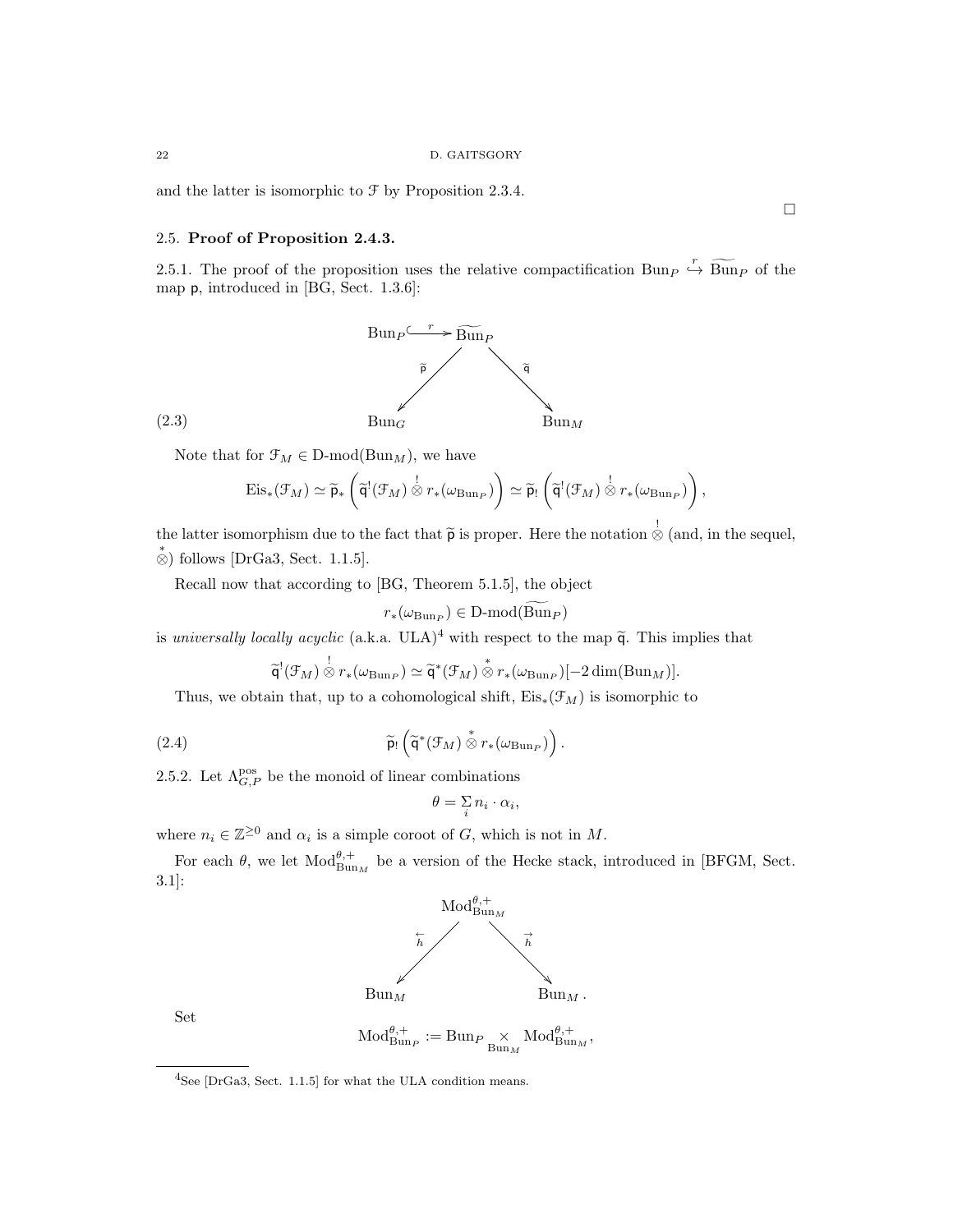and the latter is isomorphic to $\mathcal{F}$ by Proposition 2.3.4.

□

## 2.5. Proof of Proposition 2.4.3.

2.5.1. The proof of the proposition uses the relative compactification $\mathrm{Bun}_P \overset{r}{\hookrightarrow} \widetilde{\mathrm{Bun}}_P$ of the map $\mathsf{p}$, introduced in [BG, Sect. 1.3.6]:

$$
\begin{array}{ccccc}
\mathrm{Bun}_P & \overset{r}{\hookrightarrow} & \widetilde{\mathrm{Bun}}_P & & \\
& \widetilde{\mathsf{p}} \swarrow & & \searrow \widetilde{\mathsf{q}} & \\
\mathrm{Bun}_G & & & & \mathrm{Bun}_M
\end{array} \tag{2.3}
$$

Note that for $\mathcal{F}_M \in \text{D-mod}(\mathrm{Bun}_M)$, we have

$$\mathrm{Eis}_*(\mathcal{F}_M) \simeq \widetilde{\mathsf{p}}_* \left( \widetilde{\mathsf{q}}^!(\mathcal{F}_M) \overset{!}{\otimes} r_*(\omega_{\mathrm{Bun}_P}) \right) \simeq \widetilde{\mathsf{p}}_! \left( \widetilde{\mathsf{q}}^!(\mathcal{F}_M) \overset{!}{\otimes} r_*(\omega_{\mathrm{Bun}_P}) \right),$$

the latter isomorphism due to the fact that $\widetilde{\mathsf{p}}$ is proper. Here the notation $\overset{!}{\otimes}$ (and, in the sequel, $\overset{*}{\otimes}$) follows [DrGa3, Sect. 1.1.5].

Recall now that according to [BG, Theorem 5.1.5], the object

$$r_*(\omega_{\mathrm{Bun}_P}) \in \text{D-mod}(\widetilde{\mathrm{Bun}}_P)$$

is *universally locally acyclic* (a.k.a. ULA)[4] with respect to the map $\widetilde{\mathsf{q}}$. This implies that

$$\widetilde{\mathsf{q}}^!(\mathcal{F}_M) \overset{!}{\otimes} r_*(\omega_{\mathrm{Bun}_P}) \simeq \widetilde{\mathsf{q}}^*(\mathcal{F}_M) \overset{*}{\otimes} r_*(\omega_{\mathrm{Bun}_P})[-2\dim(\mathrm{Bun}_M)].$$

Thus, we obtain that, up to a cohomological shift, $\mathrm{Eis}_*(\mathcal{F}_M)$ is isomorphic to

$$\widetilde{\mathsf{p}}_! \left( \widetilde{\mathsf{q}}^*(\mathcal{F}_M) \overset{*}{\otimes} r_*(\omega_{\mathrm{Bun}_P}) \right). \tag{2.4}$$

2.5.2. Let $\Lambda^{\mathrm{pos}}_{G,P}$ be the monoid of linear combinations

$$\theta = \sum_i n_i \cdot \alpha_i,$$

where $n_i \in \mathbb{Z}^{\geq 0}$ and $\alpha_i$ is a simple coroot of $G$, which is not in $M$.

For each $\theta$, we let $\mathrm{Mod}^{\theta,+}_{\mathrm{Bun}_M}$ be a version of the Hecke stack, introduced in [BFGM, Sect. 3.1]:

$$
\begin{array}{ccccc}
& & \mathrm{Mod}^{\theta,+}_{\mathrm{Bun}_M} & & \\
& \overleftarrow{h} \swarrow & & \searrow \overrightarrow{h} & \\
\mathrm{Bun}_M & & & & \mathrm{Bun}_M .
\end{array}
$$

Set

$$\mathrm{Mod}^{\theta,+}_{\mathrm{Bun}_P} := \mathrm{Bun}_P \underset{\mathrm{Bun}_M}{\times} \mathrm{Mod}^{\theta,+}_{\mathrm{Bun}_M},$$

---

[4] See [DrGa3, Sect. 1.1.5] for what the ULA condition means.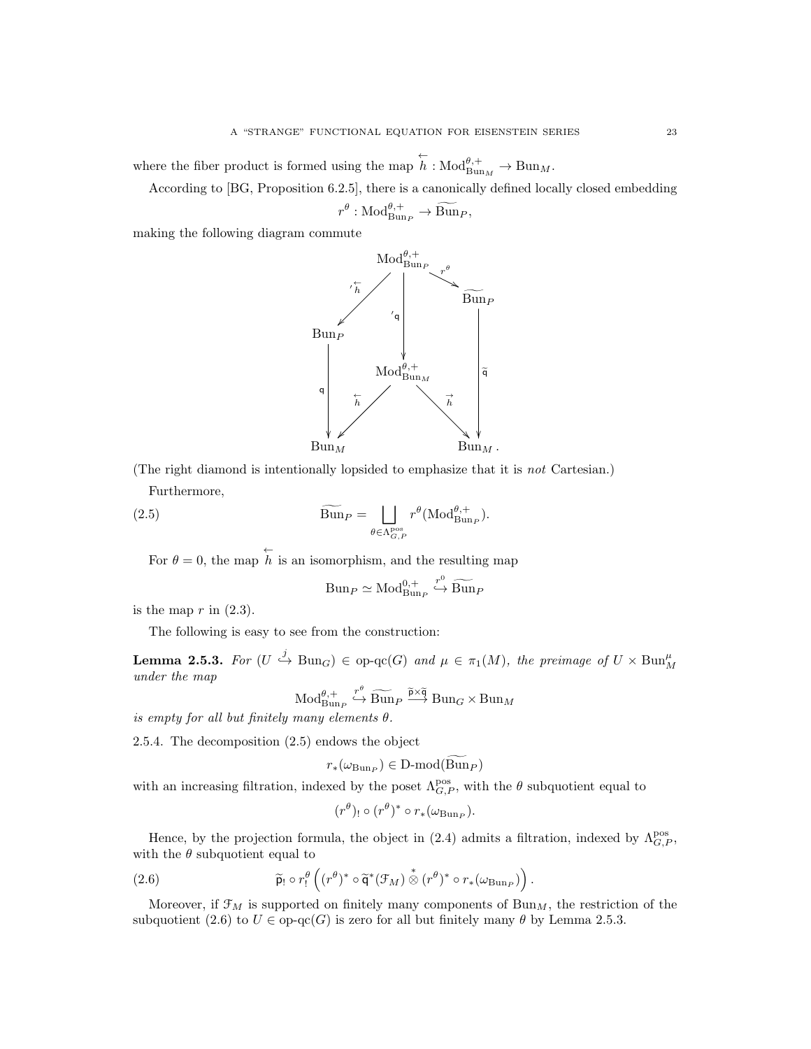where the fiber product is formed using the map $\overleftarrow{h} : \mathrm{Mod}^{\theta,+}_{\mathrm{Bun}_M} \to \mathrm{Bun}_M$.

According to [BG, Proposition 6.2.5], there is a canonically defined locally closed embedding

$$r^\theta : \mathrm{Mod}^{\theta,+}_{\mathrm{Bun}_P} \to \widetilde{\mathrm{Bun}}_P,$$

making the following diagram commute

$$\begin{array}{ccccc}
 & & \mathrm{Mod}^{\theta,+}_{\mathrm{Bun}_P} & \xrightarrow{r^\theta} & \widetilde{\mathrm{Bun}}_P \\
 & \swarrow{}^{\prime}\overleftarrow{h} & \downarrow {}^{\prime}\mathsf{q} & & \\
\mathrm{Bun}_P & & & & \downarrow \widetilde{\mathsf{q}} \\
\downarrow \mathsf{q} & & \mathrm{Mod}^{\theta,+}_{\mathrm{Bun}_M} & & \\
 & \swarrow \overleftarrow{h} & & \overrightarrow{h} \searrow & \\
\mathrm{Bun}_M & & & & \mathrm{Bun}_M .
\end{array}$$

(The right diamond is intentionally lopsided to emphasize that it is *not* Cartesian.)

Furthermore,

$$\widetilde{\mathrm{Bun}}_P = \bigsqcup_{\theta \in \Lambda^{\mathrm{pos}}_{G,P}} r^\theta(\mathrm{Mod}^{\theta,+}_{\mathrm{Bun}_P}). \tag{2.5}$$

For $\theta = 0$, the map $\overleftarrow{h}$ is an isomorphism, and the resulting map

$$\mathrm{Bun}_P \simeq \mathrm{Mod}^{0,+}_{\mathrm{Bun}_P} \overset{r^0}{\hookrightarrow} \widetilde{\mathrm{Bun}}_P$$

is the map $r$ in (2.3).

The following is easy to see from the construction:

**Lemma 2.5.3.** *For $(U \overset{j}{\hookrightarrow} \mathrm{Bun}_G) \in$ op-qc$(G)$ and $\mu \in \pi_1(M)$, the preimage of $U \times \mathrm{Bun}^\mu_M$ under the map*

$$\mathrm{Mod}^{\theta,+}_{\mathrm{Bun}_P} \overset{r^\theta}{\hookrightarrow} \widetilde{\mathrm{Bun}}_P \overset{\widetilde{\mathsf{p}} \times \widetilde{\mathsf{q}}}{\longrightarrow} \mathrm{Bun}_G \times \mathrm{Bun}_M$$

*is empty for all but finitely many elements $\theta$.*

2.5.4. The decomposition (2.5) endows the object

$$r_*(\omega_{\mathrm{Bun}_P}) \in \text{D-mod}(\widetilde{\mathrm{Bun}}_P)$$

with an increasing filtration, indexed by the poset $\Lambda^{\mathrm{pos}}_{G,P}$, with the $\theta$ subquotient equal to

$$(r^\theta)_! \circ (r^\theta)^* \circ r_*(\omega_{\mathrm{Bun}_P}).$$

Hence, by the projection formula, the object in (2.4) admits a filtration, indexed by $\Lambda^{\mathrm{pos}}_{G,P}$, with the $\theta$ subquotient equal to

$$\widetilde{\mathsf{p}}_! \circ r^\theta_! \left( (r^\theta)^* \circ \widetilde{\mathsf{q}}^*(\mathcal{F}_M) \overset{*}{\otimes} (r^\theta)^* \circ r_*(\omega_{\mathrm{Bun}_P}) \right). \tag{2.6}$$

Moreover, if $\mathcal{F}_M$ is supported on finitely many components of $\mathrm{Bun}_M$, the restriction of the subquotient (2.6) to $U \in$ op-qc$(G)$ is zero for all but finitely many $\theta$ by Lemma 2.5.3.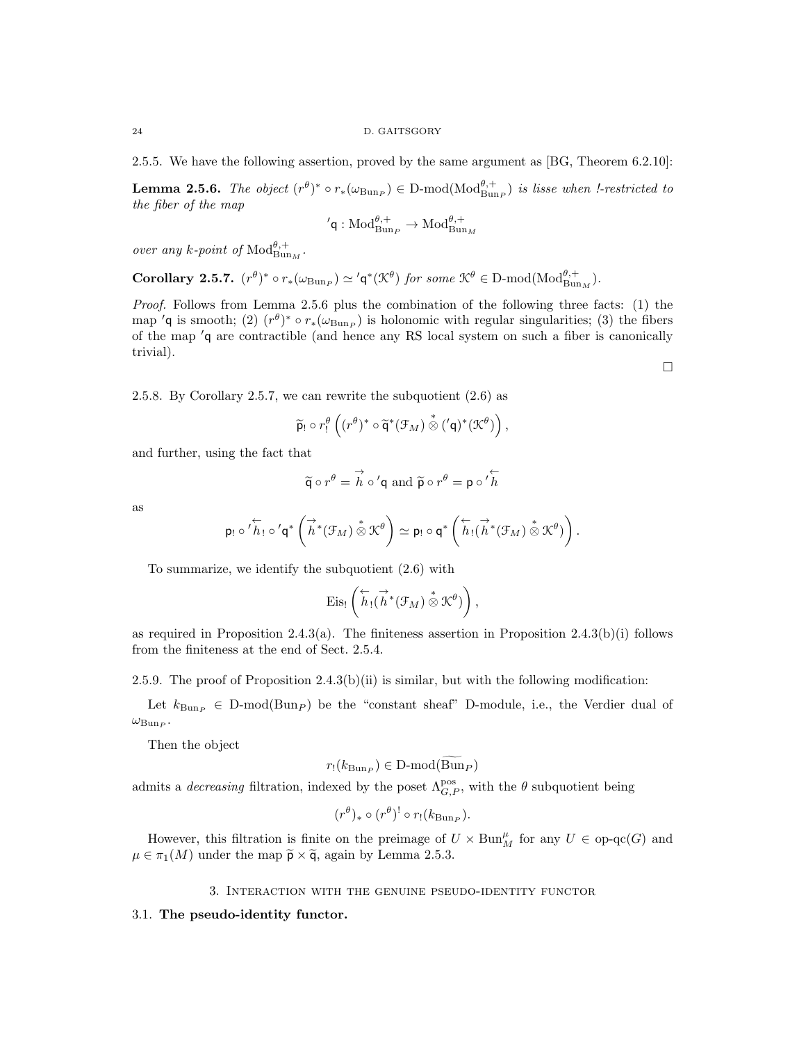2.5.5. We have the following assertion, proved by the same argument as [BG, Theorem 6.2.10]:

**Lemma 2.5.6.** *The object $(r^\theta)^* \circ r_*(\omega_{\mathrm{Bun}_P}) \in \text{D-mod}(\mathrm{Mod}^{\theta,+}_{\mathrm{Bun}_P})$ is lisse when !-restricted to the fiber of the map*

$$'\mathsf{q} : \mathrm{Mod}^{\theta,+}_{\mathrm{Bun}_P} \to \mathrm{Mod}^{\theta,+}_{\mathrm{Bun}_M}$$

*over any $k$-point of $\mathrm{Mod}^{\theta,+}_{\mathrm{Bun}_M}$.*

**Corollary 2.5.7.** $(r^\theta)^* \circ r_*(\omega_{\mathrm{Bun}_P}) \simeq {'\mathsf{q}}^*(\mathcal{K}^\theta)$ *for some* $\mathcal{K}^\theta \in \text{D-mod}(\mathrm{Mod}^{\theta,+}_{\mathrm{Bun}_M})$.

*Proof.* Follows from Lemma 2.5.6 plus the combination of the following three facts: (1) the map $'\mathsf{q}$ is smooth; (2) $(r^\theta)^* \circ r_*(\omega_{\mathrm{Bun}_P})$ is holonomic with regular singularities; (3) the fibers of the map $'\mathsf{q}$ are contractible (and hence any RS local system on such a fiber is canonically trivial).

□

2.5.8. By Corollary 2.5.7, we can rewrite the subquotient (2.6) as

$$\widetilde{\mathsf{p}}_! \circ r^\theta_! \left( (r^\theta)^* \circ \widetilde{\mathsf{q}}^*(\mathcal{F}_M) \overset{*}{\otimes} ({'\mathsf{q}})^*(\mathcal{K}^\theta) \right),$$

and further, using the fact that

$$\widetilde{\mathsf{q}} \circ r^\theta = \overset{\rightarrow}{h} \circ {'\mathsf{q}} \text{ and } \widetilde{\mathsf{p}} \circ r^\theta = \mathsf{p} \circ {'\overset{\leftarrow}{h}}$$

as

$$\mathsf{p}_! \circ {'\overset{\leftarrow}{h}}_! \circ {'\mathsf{q}}^* \left( \overset{\rightarrow}{h}{}^*(\mathcal{F}_M) \overset{*}{\otimes} \mathcal{K}^\theta \right) \simeq \mathsf{p}_! \circ \mathsf{q}^* \left( \overset{\leftarrow}{h}_!(\overset{\rightarrow}{h}{}^*(\mathcal{F}_M) \overset{*}{\otimes} \mathcal{K}^\theta) \right).$$

To summarize, we identify the subquotient (2.6) with

$$\mathrm{Eis}_! \left( \overset{\leftarrow}{h}_!(\overset{\rightarrow}{h}{}^*(\mathcal{F}_M) \overset{*}{\otimes} \mathcal{K}^\theta) \right),$$

as required in Proposition 2.4.3(a). The finiteness assertion in Proposition 2.4.3(b)(i) follows from the finiteness at the end of Sect. 2.5.4.

2.5.9. The proof of Proposition 2.4.3(b)(ii) is similar, but with the following modification:

Let $k_{\mathrm{Bun}_P} \in \text{D-mod}(\mathrm{Bun}_P)$ be the "constant sheaf" D-module, i.e., the Verdier dual of $\omega_{\mathrm{Bun}_P}$.

Then the object

$$r_!(k_{\mathrm{Bun}_P}) \in \text{D-mod}(\widetilde{\mathrm{Bun}}_P)$$

admits a *decreasing* filtration, indexed by the poset $\Lambda^{\mathrm{pos}}_{G,P}$, with the $\theta$ subquotient being

$$(r^\theta)_* \circ (r^\theta)^! \circ r_!(k_{\mathrm{Bun}_P}).$$

However, this filtration is finite on the preimage of $U \times \mathrm{Bun}^\mu_M$ for any $U \in \text{op-qc}(G)$ and $\mu \in \pi_1(M)$ under the map $\widetilde{\mathsf{p}} \times \widetilde{\mathsf{q}}$, again by Lemma 2.5.3.

## 3. Interaction with the genuine pseudo-identity functor

### 3.1. The pseudo-identity functor.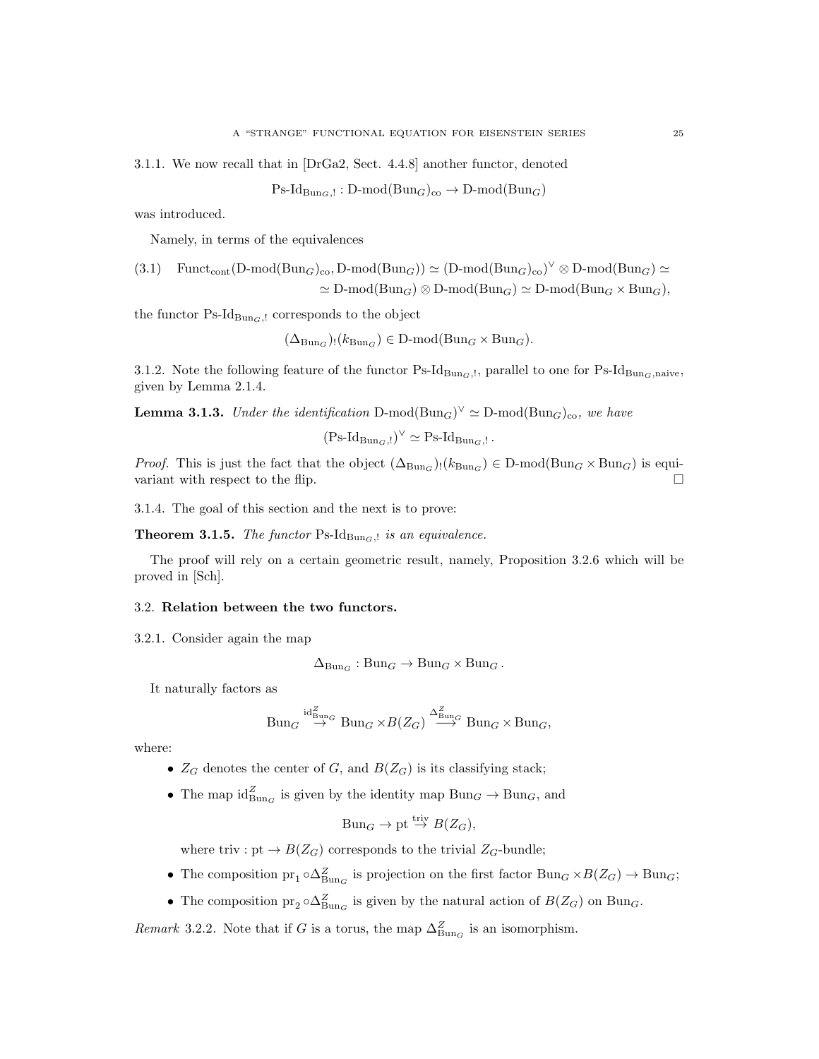3.1.1. We now recall that in [DrGa2, Sect. 4.4.8] another functor, denoted

$$\text{Ps-Id}_{\text{Bun}_G,!} : \text{D-mod}(\text{Bun}_G)_{\text{co}} \to \text{D-mod}(\text{Bun}_G)$$

was introduced.

Namely, in terms of the equivalences

$$\text{Funct}_{\text{cont}}(\text{D-mod}(\text{Bun}_G)_{\text{co}}, \text{D-mod}(\text{Bun}_G)) \simeq (\text{D-mod}(\text{Bun}_G)_{\text{co}})^\vee \otimes \text{D-mod}(\text{Bun}_G) \simeq \\ \simeq \text{D-mod}(\text{Bun}_G) \otimes \text{D-mod}(\text{Bun}_G) \simeq \text{D-mod}(\text{Bun}_G \times \text{Bun}_G), \tag{3.1}$$

the functor $\text{Ps-Id}_{\text{Bun}_G,!}$ corresponds to the object

$$(\Delta_{\text{Bun}_G})_!(k_{\text{Bun}_G}) \in \text{D-mod}(\text{Bun}_G \times \text{Bun}_G).$$

3.1.2. Note the following feature of the functor $\text{Ps-Id}_{\text{Bun}_G,!}$, parallel to one for $\text{Ps-Id}_{\text{Bun}_G,\text{naive}}$, given by Lemma 2.1.4.

**Lemma 3.1.3.** *Under the identification* $\text{D-mod}(\text{Bun}_G)^\vee \simeq \text{D-mod}(\text{Bun}_G)_{\text{co}}$, *we have*

$$(\text{Ps-Id}_{\text{Bun}_G,!})^\vee \simeq \text{Ps-Id}_{\text{Bun}_G,!}\,.$$

*Proof.* This is just the fact that the object $(\Delta_{\text{Bun}_G})_!(k_{\text{Bun}_G}) \in \text{D-mod}(\text{Bun}_G \times \text{Bun}_G)$ is equivariant with respect to the flip. $\square$

3.1.4. The goal of this section and the next is to prove:

**Theorem 3.1.5.** *The functor* $\text{Ps-Id}_{\text{Bun}_G,!}$ *is an equivalence.*

The proof will rely on a certain geometric result, namely, Proposition 3.2.6 which will be proved in [Sch].

## 3.2. Relation between the two functors.

3.2.1. Consider again the map

$$\Delta_{\text{Bun}_G} : \text{Bun}_G \to \text{Bun}_G \times \text{Bun}_G\,.$$

It naturally factors as

$$\text{Bun}_G \overset{\text{id}^Z_{\text{Bun}_G}}{\to} \text{Bun}_G \times B(Z_G) \overset{\Delta^Z_{\text{Bun}_G}}{\longrightarrow} \text{Bun}_G \times \text{Bun}_G,$$

where:

- $Z_G$ denotes the center of $G$, and $B(Z_G)$ is its classifying stack;
- The map $\text{id}^Z_{\text{Bun}_G}$ is given by the identity map $\text{Bun}_G \to \text{Bun}_G$, and

  $$\text{Bun}_G \to \text{pt} \overset{\text{triv}}{\to} B(Z_G),$$

  where $\text{triv} : \text{pt} \to B(Z_G)$ corresponds to the trivial $Z_G$-bundle;
- The composition $\text{pr}_1 \circ \Delta^Z_{\text{Bun}_G}$ is projection on the first factor $\text{Bun}_G \times B(Z_G) \to \text{Bun}_G$;
- The composition $\text{pr}_2 \circ \Delta^Z_{\text{Bun}_G}$ is given by the natural action of $B(Z_G)$ on $\text{Bun}_G$.

*Remark* 3.2.2. Note that if $G$ is a torus, the map $\Delta^Z_{\text{Bun}_G}$ is an isomorphism.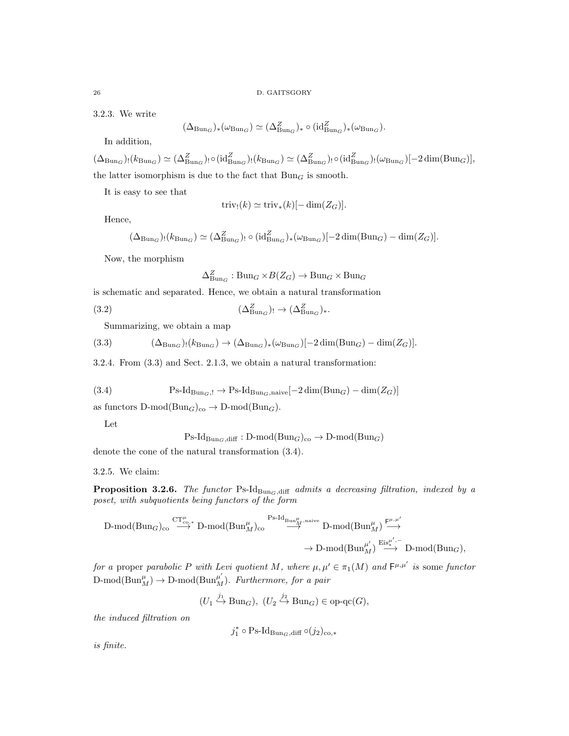3.2.3. We write

$$(\Delta_{\mathrm{Bun}_G})_*(\omega_{\mathrm{Bun}_G}) \simeq (\Delta^Z_{\mathrm{Bun}_G})_* \circ (\mathrm{id}^Z_{\mathrm{Bun}_G})_*(\omega_{\mathrm{Bun}_G}).$$

In addition,

$$(\Delta_{\mathrm{Bun}_G})_!(k_{\mathrm{Bun}_G}) \simeq (\Delta^Z_{\mathrm{Bun}_G})_! \circ (\mathrm{id}^Z_{\mathrm{Bun}_G})_!(k_{\mathrm{Bun}_G}) \simeq (\Delta^Z_{\mathrm{Bun}_G})_! \circ (\mathrm{id}^Z_{\mathrm{Bun}_G})_!(\omega_{\mathrm{Bun}_G})[-2\dim(\mathrm{Bun}_G)],$$

the latter isomorphism is due to the fact that $\mathrm{Bun}_G$ is smooth.

It is easy to see that

$$\mathrm{triv}_!(k) \simeq \mathrm{triv}_*(k)[-\dim(Z_G)].$$

Hence,

$$(\Delta_{\mathrm{Bun}_G})_!(k_{\mathrm{Bun}_G}) \simeq (\Delta^Z_{\mathrm{Bun}_G})_! \circ (\mathrm{id}^Z_{\mathrm{Bun}_G})_*(\omega_{\mathrm{Bun}_G})[-2\dim(\mathrm{Bun}_G) - \dim(Z_G)].$$

Now, the morphism

$$\Delta^Z_{\mathrm{Bun}_G} : \mathrm{Bun}_G \times B(Z_G) \to \mathrm{Bun}_G \times \mathrm{Bun}_G$$

is schematic and separated. Hence, we obtain a natural transformation

$$(\Delta^Z_{\mathrm{Bun}_G})_! \to (\Delta^Z_{\mathrm{Bun}_G})_*. \tag{3.2}$$

Summarizing, we obtain a map

$$(\Delta_{\mathrm{Bun}_G})_!(k_{\mathrm{Bun}_G}) \to (\Delta_{\mathrm{Bun}_G})_*(\omega_{\mathrm{Bun}_G})[-2\dim(\mathrm{Bun}_G) - \dim(Z_G)]. \tag{3.3}$$

3.2.4. From (3.3) and Sect. 2.1.3, we obtain a natural transformation:

$$\text{Ps-Id}_{\mathrm{Bun}_G,!} \to \text{Ps-Id}_{\mathrm{Bun}_G,\mathrm{naive}}[-2\dim(\mathrm{Bun}_G) - \dim(Z_G)] \tag{3.4}$$

as functors $\text{D-mod}(\mathrm{Bun}_G)_{\mathrm{co}} \to \text{D-mod}(\mathrm{Bun}_G)$.

Let

$$\text{Ps-Id}_{\mathrm{Bun}_G,\mathrm{diff}} : \text{D-mod}(\mathrm{Bun}_G)_{\mathrm{co}} \to \text{D-mod}(\mathrm{Bun}_G)$$

denote the cone of the natural transformation (3.4).

3.2.5. We claim:

**Proposition 3.2.6.** *The functor* $\text{Ps-Id}_{\mathrm{Bun}_G,\mathrm{diff}}$ *admits a decreasing filtration, indexed by a poset, with subquotients being functors of the form*

$$\text{D-mod}(\mathrm{Bun}_G)_{\mathrm{co}} \overset{\mathrm{CT}^\mu_{\mathrm{co},*}}{\longrightarrow} \text{D-mod}(\mathrm{Bun}^\mu_M)_{\mathrm{co}} \overset{\text{Ps-Id}_{\mathrm{Bun}^\mu_M,\mathrm{naive}}}{\longrightarrow} \text{D-mod}(\mathrm{Bun}^\mu_M) \overset{\mathsf{F}^{\mu,\mu'}}{\longrightarrow}$$
$$\to \text{D-mod}(\mathrm{Bun}^{\mu'}_M) \overset{\mathrm{Eis}^{\mu',-}_*}{\longrightarrow} \text{D-mod}(\mathrm{Bun}_G),$$

*for a* proper *parabolic* $P$ *with Levi quotient* $M$, *where* $\mu, \mu' \in \pi_1(M)$ *and* $\mathsf{F}^{\mu,\mu'}$ *is* some *functor* $\text{D-mod}(\mathrm{Bun}^\mu_M) \to \text{D-mod}(\mathrm{Bun}^{\mu'}_M)$. *Furthermore, for a pair*

$$(U_1 \overset{j_1}{\hookrightarrow} \mathrm{Bun}_G),\ (U_2 \overset{j_2}{\hookrightarrow} \mathrm{Bun}_G) \in \text{op-qc}(G),$$

*the induced filtration on*

$$j_1^* \circ \text{Ps-Id}_{\mathrm{Bun}_G,\mathrm{diff}} \circ (j_2)_{\mathrm{co},*}$$

*is finite.*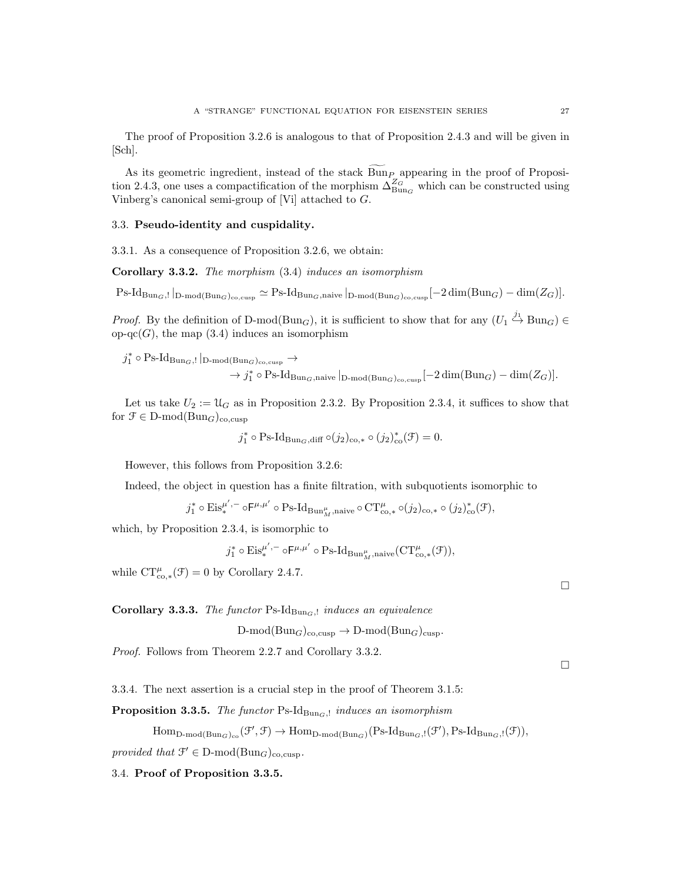The proof of Proposition 3.2.6 is analogous to that of Proposition 2.4.3 and will be given in [Sch].

As its geometric ingredient, instead of the stack $\widetilde{\mathrm{Bun}}_P$ appearing in the proof of Proposition 2.4.3, one uses a compactification of the morphism $\Delta^{Z_G}_{\mathrm{Bun}_G}$ which can be constructed using Vinberg's canonical semi-group of [Vi] attached to $G$.

### 3.3. **Pseudo-identity and cuspidality.**

3.3.1. As a consequence of Proposition 3.2.6, we obtain:

**Corollary 3.3.2.** *The morphism* (3.4) *induces an isomorphism*

$$\mathrm{Ps\text{-}Id}_{\mathrm{Bun}_G,!}|_{\mathrm{D\text{-}mod}(\mathrm{Bun}_G)_{\mathrm{co,cusp}}} \simeq \mathrm{Ps\text{-}Id}_{\mathrm{Bun}_G,\mathrm{naive}}|_{\mathrm{D\text{-}mod}(\mathrm{Bun}_G)_{\mathrm{co,cusp}}}[-2\dim(\mathrm{Bun}_G)-\dim(Z_G)].$$

*Proof.* By the definition of $\mathrm{D\text{-}mod}(\mathrm{Bun}_G)$, it is sufficient to show that for any $(U_1 \overset{j_1}{\hookrightarrow} \mathrm{Bun}_G) \in \mathrm{op\text{-}qc}(G)$, the map (3.4) induces an isomorphism

$$j_1^* \circ \mathrm{Ps\text{-}Id}_{\mathrm{Bun}_G,!}|_{\mathrm{D\text{-}mod}(\mathrm{Bun}_G)_{\mathrm{co,cusp}}} \to$$
$$\to j_1^* \circ \mathrm{Ps\text{-}Id}_{\mathrm{Bun}_G,\mathrm{naive}}|_{\mathrm{D\text{-}mod}(\mathrm{Bun}_G)_{\mathrm{co,cusp}}}[-2\dim(\mathrm{Bun}_G)-\dim(Z_G)].$$

Let us take $U_2 := \mathcal{U}_G$ as in Proposition 2.3.2. By Proposition 2.3.4, it suffices to show that for $\mathcal{F} \in \mathrm{D\text{-}mod}(\mathrm{Bun}_G)_{\mathrm{co,cusp}}$

$$j_1^* \circ \mathrm{Ps\text{-}Id}_{\mathrm{Bun}_G,\mathrm{diff}} \circ (j_2)_{\mathrm{co},*} \circ (j_2)^*_{\mathrm{co}}(\mathcal{F}) = 0.$$

However, this follows from Proposition 3.2.6:

Indeed, the object in question has a finite filtration, with subquotients isomorphic to

$$j_1^* \circ \mathrm{Eis}^{\mu',-}_* \circ \mathsf{F}^{\mu,\mu'} \circ \mathrm{Ps\text{-}Id}_{\mathrm{Bun}^\mu_M,\mathrm{naive}} \circ \mathrm{CT}^\mu_{\mathrm{co},*} \circ (j_2)_{\mathrm{co},*} \circ (j_2)^*_{\mathrm{co}}(\mathcal{F}),$$

which, by Proposition 2.3.4, is isomorphic to

$$j_1^* \circ \mathrm{Eis}^{\mu',-}_* \circ \mathsf{F}^{\mu,\mu'} \circ \mathrm{Ps\text{-}Id}_{\mathrm{Bun}^\mu_M,\mathrm{naive}}(\mathrm{CT}^\mu_{\mathrm{co},*}(\mathcal{F})),$$

while $\mathrm{CT}^\mu_{\mathrm{co},*}(\mathcal{F}) = 0$ by Corollary 2.4.7.

□

**Corollary 3.3.3.** *The functor* $\mathrm{Ps\text{-}Id}_{\mathrm{Bun}_G,!}$ *induces an equivalence*

$$\mathrm{D\text{-}mod}(\mathrm{Bun}_G)_{\mathrm{co,cusp}} \to \mathrm{D\text{-}mod}(\mathrm{Bun}_G)_{\mathrm{cusp}}.$$

*Proof.* Follows from Theorem 2.2.7 and Corollary 3.3.2.

□

3.3.4. The next assertion is a crucial step in the proof of Theorem 3.1.5:

**Proposition 3.3.5.** *The functor* $\mathrm{Ps\text{-}Id}_{\mathrm{Bun}_G,!}$ *induces an isomorphism*

$$\mathrm{Hom}_{\mathrm{D\text{-}mod}(\mathrm{Bun}_G)_{\mathrm{co}}}(\mathcal{F}',\mathcal{F}) \to \mathrm{Hom}_{\mathrm{D\text{-}mod}(\mathrm{Bun}_G)}(\mathrm{Ps\text{-}Id}_{\mathrm{Bun}_G,!}(\mathcal{F}'),\mathrm{Ps\text{-}Id}_{\mathrm{Bun}_G,!}(\mathcal{F})),$$

*provided that* $\mathcal{F}' \in \mathrm{D\text{-}mod}(\mathrm{Bun}_G)_{\mathrm{co,cusp}}$.

### 3.4. **Proof of Proposition 3.3.5.**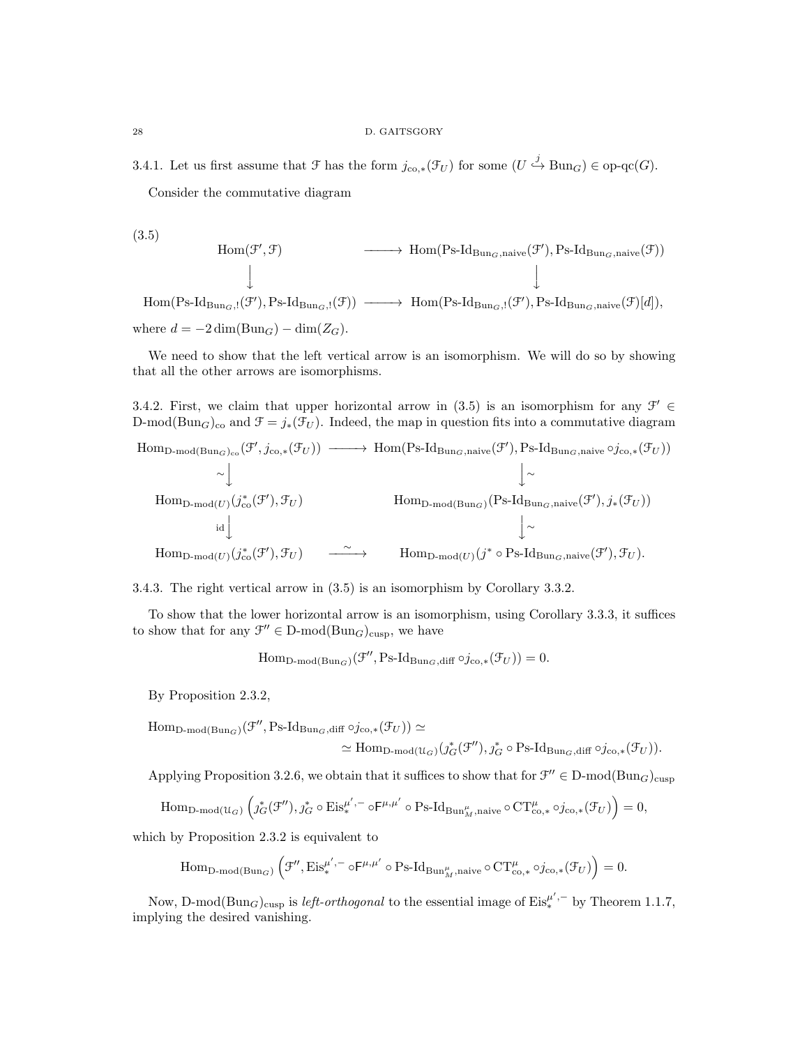3.4.1. Let us first assume that $\mathcal{F}$ has the form $j_{\mathrm{co},*}(\mathcal{F}_U)$ for some $(U \overset{j}{\hookrightarrow} \mathrm{Bun}_G) \in \text{op-qc}(G)$.

Consider the commutative diagram

$$
\begin{array}{ccc}
\mathrm{Hom}(\mathcal{F}',\mathcal{F}) & \longrightarrow & \mathrm{Hom}(\text{Ps-Id}_{\mathrm{Bun}_G,\mathrm{naive}}(\mathcal{F}'),\text{Ps-Id}_{\mathrm{Bun}_G,\mathrm{naive}}(\mathcal{F})) \\
\downarrow & & \downarrow \\
\mathrm{Hom}(\text{Ps-Id}_{\mathrm{Bun}_G,!}(\mathcal{F}'),\text{Ps-Id}_{\mathrm{Bun}_G,!}(\mathcal{F})) & \longrightarrow & \mathrm{Hom}(\text{Ps-Id}_{\mathrm{Bun}_G,!}(\mathcal{F}'),\text{Ps-Id}_{\mathrm{Bun}_G,\mathrm{naive}}(\mathcal{F})[d]),
\end{array}
\tag{3.5}
$$

where $d = -2\dim(\mathrm{Bun}_G) - \dim(Z_G)$.

We need to show that the left vertical arrow is an isomorphism. We will do so by showing that all the other arrows are isomorphisms.

3.4.2. First, we claim that upper horizontal arrow in (3.5) is an isomorphism for any $\mathcal{F}' \in \text{D-mod}(\mathrm{Bun}_G)_{\mathrm{co}}$ and $\mathcal{F} = j_*(\mathcal{F}_U)$. Indeed, the map in question fits into a commutative diagram

$$
\begin{array}{ccc}
\mathrm{Hom}_{\text{D-mod}(\mathrm{Bun}_G)_{\mathrm{co}}}(\mathcal{F}',j_{\mathrm{co},*}(\mathcal{F}_U)) & \longrightarrow & \mathrm{Hom}(\text{Ps-Id}_{\mathrm{Bun}_G,\mathrm{naive}}(\mathcal{F}'),\text{Ps-Id}_{\mathrm{Bun}_G,\mathrm{naive}}\circ j_{\mathrm{co},*}(\mathcal{F}_U)) \\
\sim\downarrow & & \downarrow\sim \\
\mathrm{Hom}_{\text{D-mod}(U)}(j^*_{\mathrm{co}}(\mathcal{F}'),\mathcal{F}_U) & & \mathrm{Hom}_{\text{D-mod}(\mathrm{Bun}_G)}(\text{Ps-Id}_{\mathrm{Bun}_G,\mathrm{naive}}(\mathcal{F}'),j_*(\mathcal{F}_U)) \\
\mathrm{id}\downarrow & & \downarrow\sim \\
\mathrm{Hom}_{\text{D-mod}(U)}(j^*_{\mathrm{co}}(\mathcal{F}'),\mathcal{F}_U) & \xrightarrow{\sim} & \mathrm{Hom}_{\text{D-mod}(U)}(j^*\circ\text{Ps-Id}_{\mathrm{Bun}_G,\mathrm{naive}}(\mathcal{F}'),\mathcal{F}_U).
\end{array}
$$

3.4.3. The right vertical arrow in (3.5) is an isomorphism by Corollary 3.3.2.

To show that the lower horizontal arrow is an isomorphism, using Corollary 3.3.3, it suffices to show that for any $\mathcal{F}'' \in \text{D-mod}(\mathrm{Bun}_G)_{\mathrm{cusp}}$, we have

$$\mathrm{Hom}_{\text{D-mod}(\mathrm{Bun}_G)}(\mathcal{F}'',\text{Ps-Id}_{\mathrm{Bun}_G,\mathrm{diff}}\circ j_{\mathrm{co},*}(\mathcal{F}_U)) = 0.$$

By Proposition 2.3.2,

$$\mathrm{Hom}_{\text{D-mod}(\mathrm{Bun}_G)}(\mathcal{F}'',\text{Ps-Id}_{\mathrm{Bun}_G,\mathrm{diff}}\circ j_{\mathrm{co},*}(\mathcal{F}_U)) \simeq$$
$$\simeq \mathrm{Hom}_{\text{D-mod}(\mathcal{U}_G)}(j^*_G(\mathcal{F}''),j^*_G\circ\text{Ps-Id}_{\mathrm{Bun}_G,\mathrm{diff}}\circ j_{\mathrm{co},*}(\mathcal{F}_U)).$$

Applying Proposition 3.2.6, we obtain that it suffices to show that for $\mathcal{F}'' \in \text{D-mod}(\mathrm{Bun}_G)_{\mathrm{cusp}}$

$$\mathrm{Hom}_{\text{D-mod}(\mathcal{U}_G)}\left(j^*_G(\mathcal{F}''),j^*_G\circ\mathrm{Eis}^{\mu',-}_*\circ\mathsf{F}^{\mu,\mu'}\circ\text{Ps-Id}_{\mathrm{Bun}^\mu_M,\mathrm{naive}}\circ\mathrm{CT}^\mu_{\mathrm{co},*}\circ j_{\mathrm{co},*}(\mathcal{F}_U)\right) = 0,$$

which by Proposition 2.3.2 is equivalent to

$$\mathrm{Hom}_{\text{D-mod}(\mathrm{Bun}_G)}\left(\mathcal{F}'',\mathrm{Eis}^{\mu',-}_*\circ\mathsf{F}^{\mu,\mu'}\circ\text{Ps-Id}_{\mathrm{Bun}^\mu_M,\mathrm{naive}}\circ\mathrm{CT}^\mu_{\mathrm{co},*}\circ j_{\mathrm{co},*}(\mathcal{F}_U)\right) = 0.$$

Now, $\text{D-mod}(\mathrm{Bun}_G)_{\mathrm{cusp}}$ is *left-orthogonal* to the essential image of $\mathrm{Eis}^{\mu',-}_*$ by Theorem 1.1.7, implying the desired vanishing.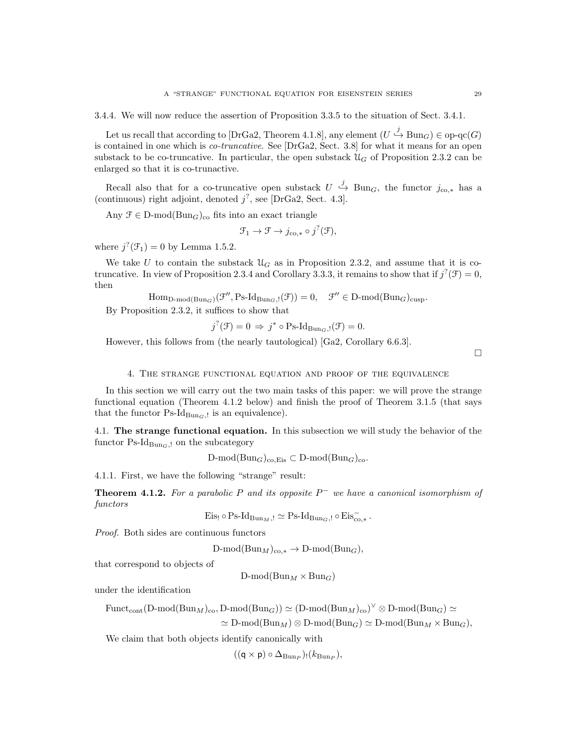3.4.4. We will now reduce the assertion of Proposition 3.3.5 to the situation of Sect. 3.4.1.

Let us recall that according to [DrGa2, Theorem 4.1.8], any element $(U \overset{j}{\hookrightarrow} \mathrm{Bun}_G) \in \text{op-qc}(G)$ is contained in one which is *co-truncative*. See [DrGa2, Sect. 3.8] for what it means for an open substack to be co-truncative. In particular, the open substack $\mathcal{U}_G$ of Proposition 2.3.2 can be enlarged so that it is co-trunactive.

Recall also that for a co-truncative open substack $U \overset{j}{\hookrightarrow} \mathrm{Bun}_G$, the functor $j_{\mathrm{co},*}$ has a (continuous) right adjoint, denoted $j^?$, see [DrGa2, Sect. 4.3].

Any $\mathcal{F} \in \text{D-mod}(\mathrm{Bun}_G)_{\mathrm{co}}$ fits into an exact triangle

$$\mathcal{F}_1 \to \mathcal{F} \to j_{\mathrm{co},*} \circ j^?(\mathcal{F}),$$

where $j^?(\mathcal{F}_1) = 0$ by Lemma 1.5.2.

We take $U$ to contain the substack $\mathcal{U}_G$ as in Proposition 2.3.2, and assume that it is co-truncative. In view of Proposition 2.3.4 and Corollary 3.3.3, it remains to show that if $j^?(\mathcal{F}) = 0$, then

$$\mathrm{Hom}_{\text{D-mod}(\mathrm{Bun}_G)}(\mathcal{F}'', \text{Ps-Id}_{\mathrm{Bun}_G,!}(\mathcal{F})) = 0, \quad \mathcal{F}'' \in \text{D-mod}(\mathrm{Bun}_G)_{\mathrm{cusp}}.$$

By Proposition 2.3.2, it suffices to show that

$$j^?(\mathcal{F}) = 0 \Rightarrow j^* \circ \text{Ps-Id}_{\mathrm{Bun}_G,!}(\mathcal{F}) = 0.$$

However, this follows from (the nearly tautological) [Ga2, Corollary 6.6.3].

□

## 4. The strange functional equation and proof of the equivalence

In this section we will carry out the two main tasks of this paper: we will prove the strange functional equation (Theorem 4.1.2 below) and finish the proof of Theorem 3.1.5 (that says that the functor $\text{Ps-Id}_{\mathrm{Bun}_G,!}$ is an equivalence).

### 4.1. The strange functional equation.

In this subsection we will study the behavior of the functor $\text{Ps-Id}_{\mathrm{Bun}_G,!}$ on the subcategory

$$\text{D-mod}(\mathrm{Bun}_G)_{\mathrm{co,Eis}} \subset \text{D-mod}(\mathrm{Bun}_G)_{\mathrm{co}}.$$

4.1.1. First, we have the following "strange" result:

**Theorem 4.1.2.** *For a parabolic $P$ and its opposite $P^-$ we have a canonical isomorphism of functors*

$$\mathrm{Eis}_! \circ \text{Ps-Id}_{\mathrm{Bun}_M,!} \simeq \text{Ps-Id}_{\mathrm{Bun}_G,!} \circ \mathrm{Eis}^-_{\mathrm{co},*}.$$

*Proof.* Both sides are continuous functors

$$\text{D-mod}(\mathrm{Bun}_M)_{\mathrm{co},*} \to \text{D-mod}(\mathrm{Bun}_G),$$

that correspond to objects of

$$\text{D-mod}(\mathrm{Bun}_M \times \mathrm{Bun}_G)$$

under the identification

$$\begin{aligned}\mathrm{Funct}_{\mathrm{cont}}(\text{D-mod}(\mathrm{Bun}_M)_{\mathrm{co}}, \text{D-mod}(\mathrm{Bun}_G)) &\simeq (\text{D-mod}(\mathrm{Bun}_M)_{\mathrm{co}})^\vee \otimes \text{D-mod}(\mathrm{Bun}_G) \simeq \\ &\simeq \text{D-mod}(\mathrm{Bun}_M) \otimes \text{D-mod}(\mathrm{Bun}_G) \simeq \text{D-mod}(\mathrm{Bun}_M \times \mathrm{Bun}_G),\end{aligned}$$

We claim that both objects identify canonically with

$$((\mathsf{q} \times \mathsf{p}) \circ \Delta_{\mathrm{Bun}_P})_!(k_{\mathrm{Bun}_P}),$$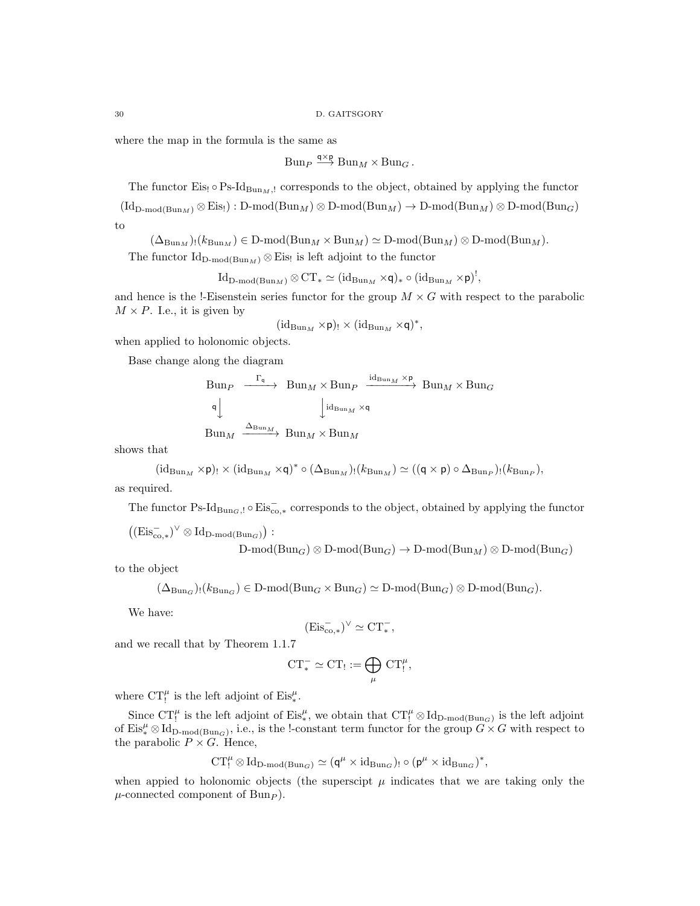where the map in the formula is the same as

$$\mathrm{Bun}_P \overset{\mathsf{q}\times\mathsf{p}}{\longrightarrow} \mathrm{Bun}_M \times \mathrm{Bun}_G .$$

The functor $\mathrm{Eis}_! \circ \mathrm{Ps}\text{-}\mathrm{Id}_{\mathrm{Bun}_M,!}$ corresponds to the object, obtained by applying the functor

$$(\mathrm{Id}_{\mathrm{D}\text{-mod}(\mathrm{Bun}_M)} \otimes \mathrm{Eis}_!) : \mathrm{D}\text{-mod}(\mathrm{Bun}_M) \otimes \mathrm{D}\text{-mod}(\mathrm{Bun}_M) \to \mathrm{D}\text{-mod}(\mathrm{Bun}_M) \otimes \mathrm{D}\text{-mod}(\mathrm{Bun}_G)$$

to

$$(\Delta_{\mathrm{Bun}_M})_!(k_{\mathrm{Bun}_M}) \in \mathrm{D}\text{-mod}(\mathrm{Bun}_M \times \mathrm{Bun}_M) \simeq \mathrm{D}\text{-mod}(\mathrm{Bun}_M) \otimes \mathrm{D}\text{-mod}(\mathrm{Bun}_M).$$

The functor $\mathrm{Id}_{\mathrm{D}\text{-mod}(\mathrm{Bun}_M)} \otimes \mathrm{Eis}_!$ is left adjoint to the functor

$$\mathrm{Id}_{\mathrm{D}\text{-mod}(\mathrm{Bun}_M)} \otimes \mathrm{CT}_* \simeq (\mathrm{id}_{\mathrm{Bun}_M} \times \mathsf{q})_* \circ (\mathrm{id}_{\mathrm{Bun}_M} \times \mathsf{p})^!,$$

and hence is the !-Eisenstein series functor for the group $M \times G$ with respect to the parabolic $M \times P$. I.e., it is given by

$$(\mathrm{id}_{\mathrm{Bun}_M} \times \mathsf{p})_! \times (\mathrm{id}_{\mathrm{Bun}_M} \times \mathsf{q})^*,$$

when applied to holonomic objects.

Base change along the diagram

$$\begin{array}{ccccc}
\mathrm{Bun}_P & \xrightarrow{\Gamma_{\mathsf{q}}} & \mathrm{Bun}_M \times \mathrm{Bun}_P & \xrightarrow{\mathrm{id}_{\mathrm{Bun}_M} \times \mathsf{p}} & \mathrm{Bun}_M \times \mathrm{Bun}_G \\
{\scriptstyle \mathsf{q}}\downarrow & & \downarrow{\scriptstyle \mathrm{id}_{\mathrm{Bun}_M} \times \mathsf{q}} & & \\
\mathrm{Bun}_M & \xrightarrow{\Delta_{\mathrm{Bun}_M}} & \mathrm{Bun}_M \times \mathrm{Bun}_M & &
\end{array}$$

shows that

$$(\mathrm{id}_{\mathrm{Bun}_M} \times \mathsf{p})_! \times (\mathrm{id}_{\mathrm{Bun}_M} \times \mathsf{q})^* \circ (\Delta_{\mathrm{Bun}_M})_!(k_{\mathrm{Bun}_M}) \simeq ((\mathsf{q} \times \mathsf{p}) \circ \Delta_{\mathrm{Bun}_P})_!(k_{\mathrm{Bun}_P}),$$

as required.

The functor $\mathrm{Ps}\text{-}\mathrm{Id}_{\mathrm{Bun}_G,!} \circ \mathrm{Eis}^-_{\mathrm{co},*}$ corresponds to the object, obtained by applying the functor

$$\left((\mathrm{Eis}^-_{\mathrm{co},*})^\vee \otimes \mathrm{Id}_{\mathrm{D}\text{-mod}(\mathrm{Bun}_G)}\right) : \mathrm{D}\text{-mod}(\mathrm{Bun}_G) \otimes \mathrm{D}\text{-mod}(\mathrm{Bun}_G) \to \mathrm{D}\text{-mod}(\mathrm{Bun}_M) \otimes \mathrm{D}\text{-mod}(\mathrm{Bun}_G)$$

to the object

$$(\Delta_{\mathrm{Bun}_G})_!(k_{\mathrm{Bun}_G}) \in \mathrm{D}\text{-mod}(\mathrm{Bun}_G \times \mathrm{Bun}_G) \simeq \mathrm{D}\text{-mod}(\mathrm{Bun}_G) \otimes \mathrm{D}\text{-mod}(\mathrm{Bun}_G).$$

We have:

$$(\mathrm{Eis}^-_{\mathrm{co},*})^\vee \simeq \mathrm{CT}^-_*,$$

and we recall that by Theorem 1.1.7

$$\mathrm{CT}^-_* \simeq \mathrm{CT}_! := \bigoplus_{\mu} \mathrm{CT}^\mu_!,$$

where $\mathrm{CT}^\mu_!$ is the left adjoint of $\mathrm{Eis}^\mu_*$.

Since $\mathrm{CT}^\mu_!$ is the left adjoint of $\mathrm{Eis}^\mu_*$, we obtain that $\mathrm{CT}^\mu_! \otimes \mathrm{Id}_{\mathrm{D}\text{-mod}(\mathrm{Bun}_G)}$ is the left adjoint of $\mathrm{Eis}^\mu_* \otimes \mathrm{Id}_{\mathrm{D}\text{-mod}(\mathrm{Bun}_G)}$, i.e., is the !-constant term functor for the group $G \times G$ with respect to the parabolic $P \times G$. Hence,

$$\mathrm{CT}^\mu_! \otimes \mathrm{Id}_{\mathrm{D}\text{-mod}(\mathrm{Bun}_G)} \simeq (\mathsf{q}^\mu \times \mathrm{id}_{\mathrm{Bun}_G})_! \circ (\mathsf{p}^\mu \times \mathrm{id}_{\mathrm{Bun}_G})^*,$$

when appied to holonomic objects (the superscipt $\mu$ indicates that we are taking only the $\mu$-connected component of $\mathrm{Bun}_P$).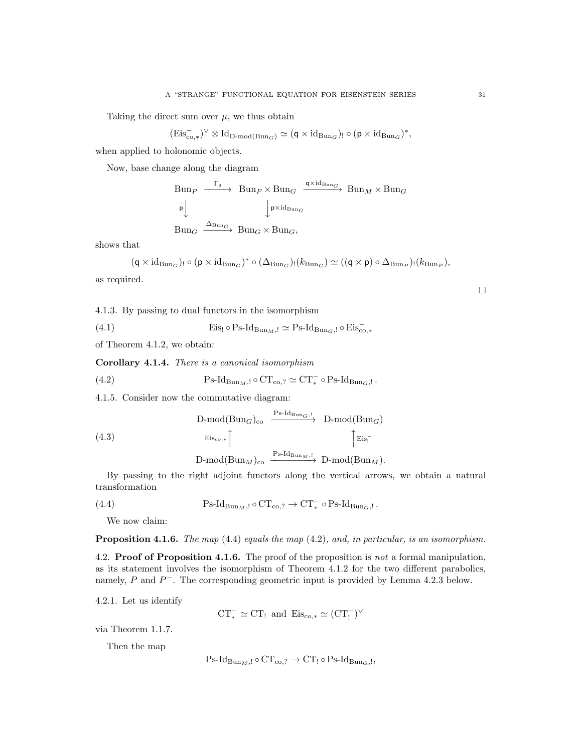Taking the direct sum over $\mu$, we thus obtain

$$(\mathrm{Eis}^-_{\mathrm{co},*})^\vee \otimes \mathrm{Id}_{\text{D-mod}(\mathrm{Bun}_G)} \simeq (\mathsf{q} \times \mathrm{id}_{\mathrm{Bun}_G})_! \circ (\mathsf{p} \times \mathrm{id}_{\mathrm{Bun}_G})^*,$$

when applied to holonomic objects.

Now, base change along the diagram

$$\begin{array}{ccccc}
\mathrm{Bun}_P & \xrightarrow{\Gamma_{\mathsf{p}}} & \mathrm{Bun}_P \times \mathrm{Bun}_G & \xrightarrow{\mathsf{q} \times \mathrm{id}_{\mathrm{Bun}_G}} & \mathrm{Bun}_M \times \mathrm{Bun}_G \\
{\scriptstyle \mathsf{p}}\downarrow & & \downarrow{\scriptstyle \mathsf{p} \times \mathrm{id}_{\mathrm{Bun}_G}} & & \\
\mathrm{Bun}_G & \xrightarrow{\Delta_{\mathrm{Bun}_G}} & \mathrm{Bun}_G \times \mathrm{Bun}_G, & &
\end{array}$$

shows that

$$(\mathsf{q} \times \mathrm{id}_{\mathrm{Bun}_G})_! \circ (\mathsf{p} \times \mathrm{id}_{\mathrm{Bun}_G})^* \circ (\Delta_{\mathrm{Bun}_G})_!(k_{\mathrm{Bun}_G}) \simeq ((\mathsf{q} \times \mathsf{p}) \circ \Delta_{\mathrm{Bun}_P})_!(k_{\mathrm{Bun}_P}),$$

as required.

□

4.1.3. By passing to dual functors in the isomorphism

$$\mathrm{Eis}_! \circ \text{Ps-Id}_{\mathrm{Bun}_M,!} \simeq \text{Ps-Id}_{\mathrm{Bun}_G,!} \circ \mathrm{Eis}^-_{\mathrm{co},*} \tag{4.1}$$

of Theorem 4.1.2, we obtain:

**Corollary 4.1.4.** *There is a canonical isomorphism*

$$\text{Ps-Id}_{\mathrm{Bun}_M,!} \circ \mathrm{CT}_{\mathrm{co},?} \simeq \mathrm{CT}^-_* \circ \text{Ps-Id}_{\mathrm{Bun}_G,!}\,. \tag{4.2}$$

4.1.5. Consider now the commutative diagram:

$$\begin{array}{ccc}
\text{D-mod}(\mathrm{Bun}_G)_{\mathrm{co}} & \xrightarrow{\text{Ps-Id}_{\mathrm{Bun}_G,!}} & \text{D-mod}(\mathrm{Bun}_G) \\
{\scriptstyle \mathrm{Eis}_{\mathrm{co},*}}\uparrow & & \uparrow{\scriptstyle \mathrm{Eis}^-_!} \\
\text{D-mod}(\mathrm{Bun}_M)_{\mathrm{co}} & \xrightarrow{\text{Ps-Id}_{\mathrm{Bun}_M,!}} & \text{D-mod}(\mathrm{Bun}_M).
\end{array} \tag{4.3}$$

By passing to the right adjoint functors along the vertical arrows, we obtain a natural transformation

$$\text{Ps-Id}_{\mathrm{Bun}_M,!} \circ \mathrm{CT}_{\mathrm{co},?} \to \mathrm{CT}^-_* \circ \text{Ps-Id}_{\mathrm{Bun}_G,!}\,. \tag{4.4}$$

We now claim:

**Proposition 4.1.6.** *The map* (4.4) *equals the map* (4.2)*, and, in particular, is an isomorphism.*

## 4.2. Proof of Proposition 4.1.6.

The proof of the proposition is *not* a formal manipulation, as its statement involves the isomorphism of Theorem 4.1.2 for the two different parabolics, namely, $P$ and $P^-$. The corresponding geometric input is provided by Lemma 4.2.3 below.

4.2.1. Let us identify

$$\mathrm{CT}^-_* \simeq \mathrm{CT}_! \text{ and } \mathrm{Eis}_{\mathrm{co},*} \simeq (\mathrm{CT}^-_!)^\vee$$

via Theorem 1.1.7.

Then the map

$$\text{Ps-Id}_{\mathrm{Bun}_M,!} \circ \mathrm{CT}_{\mathrm{co},?} \to \mathrm{CT}_! \circ \text{Ps-Id}_{\mathrm{Bun}_G,!},$$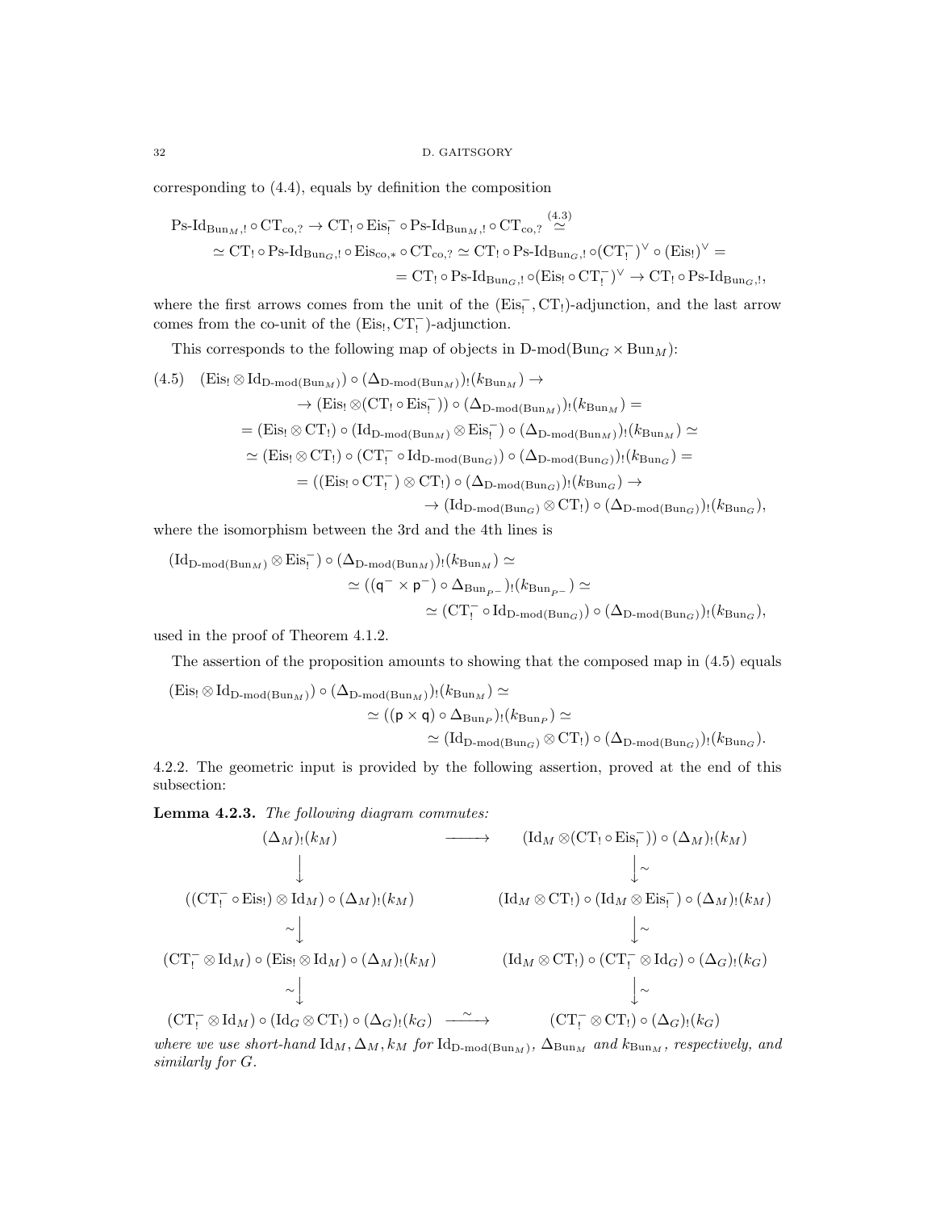corresponding to (4.4), equals by definition the composition

$$\begin{aligned}
&\text{Ps-Id}_{\text{Bun}_M,!} \circ \text{CT}_{\text{co},?} \to \text{CT}_! \circ \text{Eis}_!^- \circ \text{Ps-Id}_{\text{Bun}_M,!} \circ \text{CT}_{\text{co},?} \overset{(4.3)}{\simeq} \\
&\simeq \text{CT}_! \circ \text{Ps-Id}_{\text{Bun}_G,!} \circ \text{Eis}_{\text{co},*} \circ \text{CT}_{\text{co},?} \simeq \text{CT}_! \circ \text{Ps-Id}_{\text{Bun}_G,!} \circ (\text{CT}_!^-)^\vee \circ (\text{Eis}_!)^\vee = \\
&= \text{CT}_! \circ \text{Ps-Id}_{\text{Bun}_G,!} \circ (\text{Eis}_! \circ \text{CT}_!^-)^\vee \to \text{CT}_! \circ \text{Ps-Id}_{\text{Bun}_G,!},
\end{aligned}$$

where the first arrows comes from the unit of the $(\text{Eis}_!^-, \text{CT}_!)$-adjunction, and the last arrow comes from the co-unit of the $(\text{Eis}_!, \text{CT}_!^-)$-adjunction.

This corresponds to the following map of objects in $\text{D-mod}(\text{Bun}_G \times \text{Bun}_M)$:

$$\begin{aligned}
(4.5)\quad &(\text{Eis}_! \otimes \text{Id}_{\text{D-mod}(\text{Bun}_M)}) \circ (\Delta_{\text{D-mod}(\text{Bun}_M)})_!(k_{\text{Bun}_M}) \to \\
&\to (\text{Eis}_! \otimes (\text{CT}_! \circ \text{Eis}_!^-)) \circ (\Delta_{\text{D-mod}(\text{Bun}_M)})_!(k_{\text{Bun}_M}) = \\
&= (\text{Eis}_! \otimes \text{CT}_!) \circ (\text{Id}_{\text{D-mod}(\text{Bun}_M)} \otimes \text{Eis}_!^-) \circ (\Delta_{\text{D-mod}(\text{Bun}_M)})_!(k_{\text{Bun}_M}) \simeq \\
&\simeq (\text{Eis}_! \otimes \text{CT}_!) \circ (\text{CT}_!^- \circ \text{Id}_{\text{D-mod}(\text{Bun}_G)}) \circ (\Delta_{\text{D-mod}(\text{Bun}_G)})_!(k_{\text{Bun}_G}) = \\
&= ((\text{Eis}_! \circ \text{CT}_!^-) \otimes \text{CT}_!) \circ (\Delta_{\text{D-mod}(\text{Bun}_G)})_!(k_{\text{Bun}_G}) \to \\
&\to (\text{Id}_{\text{D-mod}(\text{Bun}_G)} \otimes \text{CT}_!) \circ (\Delta_{\text{D-mod}(\text{Bun}_G)})_!(k_{\text{Bun}_G}),
\end{aligned}$$

where the isomorphism between the 3rd and the 4th lines is

$$\begin{aligned}
&(\text{Id}_{\text{D-mod}(\text{Bun}_M)} \otimes \text{Eis}_!^-) \circ (\Delta_{\text{D-mod}(\text{Bun}_M)})_!(k_{\text{Bun}_M}) \simeq \\
&\simeq ((\mathsf{q}^- \times \mathsf{p}^-) \circ \Delta_{\text{Bun}_{P^-}})_!(k_{\text{Bun}_{P^-}}) \simeq \\
&\simeq (\text{CT}_!^- \circ \text{Id}_{\text{D-mod}(\text{Bun}_G)}) \circ (\Delta_{\text{D-mod}(\text{Bun}_G)})_!(k_{\text{Bun}_G}),
\end{aligned}$$

used in the proof of Theorem 4.1.2.

The assertion of the proposition amounts to showing that the composed map in (4.5) equals

$$\begin{aligned}
&(\text{Eis}_! \otimes \text{Id}_{\text{D-mod}(\text{Bun}_M)}) \circ (\Delta_{\text{D-mod}(\text{Bun}_M)})_!(k_{\text{Bun}_M}) \simeq \\
&\simeq ((\mathsf{p} \times \mathsf{q}) \circ \Delta_{\text{Bun}_P})_!(k_{\text{Bun}_P}) \simeq \\
&\simeq (\text{Id}_{\text{D-mod}(\text{Bun}_G)} \otimes \text{CT}_!) \circ (\Delta_{\text{D-mod}(\text{Bun}_G)})_!(k_{\text{Bun}_G}).
\end{aligned}$$

4.2.2. The geometric input is provided by the following assertion, proved at the end of this subsection:

**Lemma 4.2.3.** *The following diagram commutes:*

$$\begin{array}{ccc}
(\Delta_M)_!(k_M) & \longrightarrow & (\text{Id}_M \otimes (\text{CT}_! \circ \text{Eis}_!^-)) \circ (\Delta_M)_!(k_M) \\
\downarrow & & \downarrow \sim \\
((\text{CT}_!^- \circ \text{Eis}_!) \otimes \text{Id}_M) \circ (\Delta_M)_!(k_M) & & (\text{Id}_M \otimes \text{CT}_!) \circ (\text{Id}_M \otimes \text{Eis}_!^-) \circ (\Delta_M)_!(k_M) \\
\sim \downarrow & & \downarrow \sim \\
(\text{CT}_!^- \otimes \text{Id}_M) \circ (\text{Eis}_! \otimes \text{Id}_M) \circ (\Delta_M)_!(k_M) & & (\text{Id}_M \otimes \text{CT}_!) \circ (\text{CT}_!^- \otimes \text{Id}_G) \circ (\Delta_G)_!(k_G) \\
\sim \downarrow & & \downarrow \sim \\
(\text{CT}_!^- \otimes \text{Id}_M) \circ (\text{Id}_G \otimes \text{CT}_!) \circ (\Delta_G)_!(k_G) & \overset{\sim}{\longrightarrow} & (\text{CT}_!^- \otimes \text{CT}_!) \circ (\Delta_G)_!(k_G)
\end{array}$$

*where we use short-hand* $\text{Id}_M, \Delta_M, k_M$ *for* $\text{Id}_{\text{D-mod}(\text{Bun}_M)}$, $\Delta_{\text{Bun}_M}$ *and* $k_{\text{Bun}_M}$*, respectively, and similarly for* $G$*.*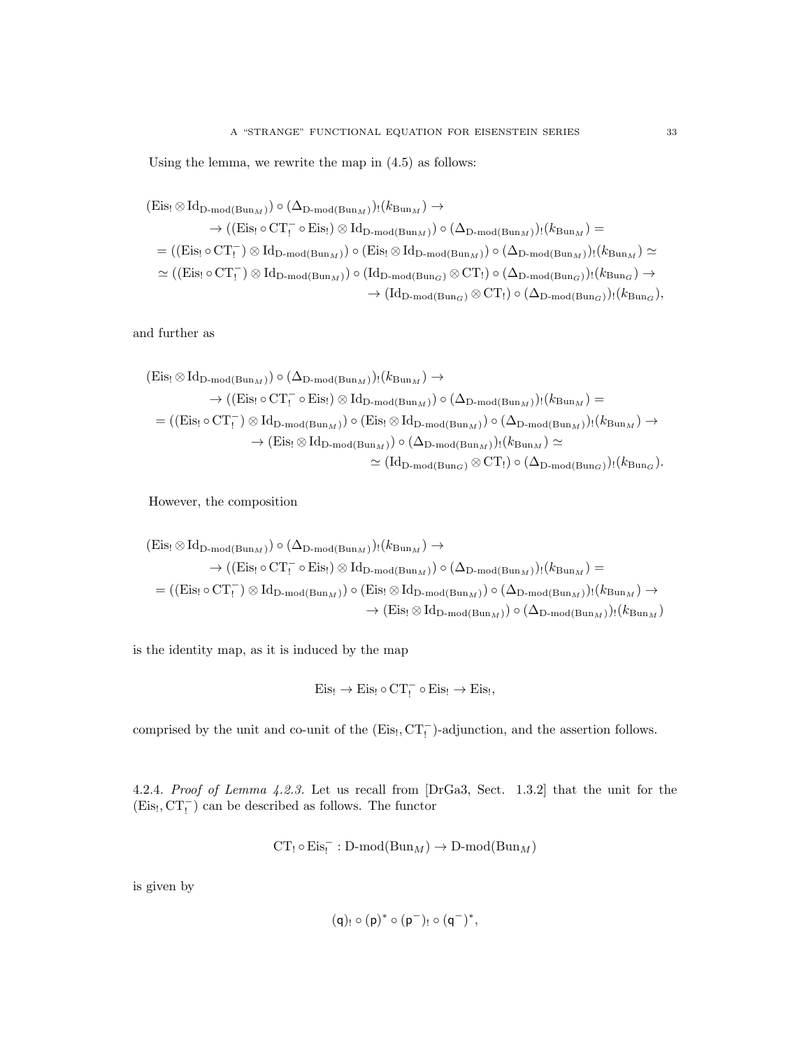Using the lemma, we rewrite the map in (4.5) as follows:

$$
\begin{aligned}
&(\mathrm{Eis}_! \otimes \mathrm{Id}_{\text{D-mod}(\mathrm{Bun}_M)}) \circ (\Delta_{\text{D-mod}(\mathrm{Bun}_M)})_!(k_{\mathrm{Bun}_M}) \to \\
&\quad \to ((\mathrm{Eis}_! \circ \mathrm{CT}_!^- \circ \mathrm{Eis}_!) \otimes \mathrm{Id}_{\text{D-mod}(\mathrm{Bun}_M)}) \circ (\Delta_{\text{D-mod}(\mathrm{Bun}_M)})_!(k_{\mathrm{Bun}_M}) = \\
&= ((\mathrm{Eis}_! \circ \mathrm{CT}_!^-) \otimes \mathrm{Id}_{\text{D-mod}(\mathrm{Bun}_M)}) \circ (\mathrm{Eis}_! \otimes \mathrm{Id}_{\text{D-mod}(\mathrm{Bun}_M)}) \circ (\Delta_{\text{D-mod}(\mathrm{Bun}_M)})_!(k_{\mathrm{Bun}_M}) \simeq \\
&\simeq ((\mathrm{Eis}_! \circ \mathrm{CT}_!^-) \otimes \mathrm{Id}_{\text{D-mod}(\mathrm{Bun}_M)}) \circ (\mathrm{Id}_{\text{D-mod}(\mathrm{Bun}_G)} \otimes \mathrm{CT}_!) \circ (\Delta_{\text{D-mod}(\mathrm{Bun}_G)})_!(k_{\mathrm{Bun}_G}) \to \\
&\qquad \to (\mathrm{Id}_{\text{D-mod}(\mathrm{Bun}_G)} \otimes \mathrm{CT}_!) \circ (\Delta_{\text{D-mod}(\mathrm{Bun}_G)})_!(k_{\mathrm{Bun}_G}),
\end{aligned}
$$

and further as

$$
\begin{aligned}
&(\mathrm{Eis}_! \otimes \mathrm{Id}_{\text{D-mod}(\mathrm{Bun}_M)}) \circ (\Delta_{\text{D-mod}(\mathrm{Bun}_M)})_!(k_{\mathrm{Bun}_M}) \to \\
&\quad \to ((\mathrm{Eis}_! \circ \mathrm{CT}_!^- \circ \mathrm{Eis}_!) \otimes \mathrm{Id}_{\text{D-mod}(\mathrm{Bun}_M)}) \circ (\Delta_{\text{D-mod}(\mathrm{Bun}_M)})_!(k_{\mathrm{Bun}_M}) = \\
&= ((\mathrm{Eis}_! \circ \mathrm{CT}_!^-) \otimes \mathrm{Id}_{\text{D-mod}(\mathrm{Bun}_M)}) \circ (\mathrm{Eis}_! \otimes \mathrm{Id}_{\text{D-mod}(\mathrm{Bun}_M)}) \circ (\Delta_{\text{D-mod}(\mathrm{Bun}_M)})_!(k_{\mathrm{Bun}_M}) \to \\
&\quad \to (\mathrm{Eis}_! \otimes \mathrm{Id}_{\text{D-mod}(\mathrm{Bun}_M)}) \circ (\Delta_{\text{D-mod}(\mathrm{Bun}_M)})_!(k_{\mathrm{Bun}_M}) \simeq \\
&\qquad \simeq (\mathrm{Id}_{\text{D-mod}(\mathrm{Bun}_G)} \otimes \mathrm{CT}_!) \circ (\Delta_{\text{D-mod}(\mathrm{Bun}_G)})_!(k_{\mathrm{Bun}_G}).
\end{aligned}
$$

However, the composition

$$
\begin{aligned}
&(\mathrm{Eis}_! \otimes \mathrm{Id}_{\text{D-mod}(\mathrm{Bun}_M)}) \circ (\Delta_{\text{D-mod}(\mathrm{Bun}_M)})_!(k_{\mathrm{Bun}_M}) \to \\
&\quad \to ((\mathrm{Eis}_! \circ \mathrm{CT}_!^- \circ \mathrm{Eis}_!) \otimes \mathrm{Id}_{\text{D-mod}(\mathrm{Bun}_M)}) \circ (\Delta_{\text{D-mod}(\mathrm{Bun}_M)})_!(k_{\mathrm{Bun}_M}) = \\
&= ((\mathrm{Eis}_! \circ \mathrm{CT}_!^-) \otimes \mathrm{Id}_{\text{D-mod}(\mathrm{Bun}_M)}) \circ (\mathrm{Eis}_! \otimes \mathrm{Id}_{\text{D-mod}(\mathrm{Bun}_M)}) \circ (\Delta_{\text{D-mod}(\mathrm{Bun}_M)})_!(k_{\mathrm{Bun}_M}) \to \\
&\qquad \to (\mathrm{Eis}_! \otimes \mathrm{Id}_{\text{D-mod}(\mathrm{Bun}_M)}) \circ (\Delta_{\text{D-mod}(\mathrm{Bun}_M)})_!(k_{\mathrm{Bun}_M})
\end{aligned}
$$

is the identity map, as it is induced by the map

$$
\mathrm{Eis}_! \to \mathrm{Eis}_! \circ \mathrm{CT}_!^- \circ \mathrm{Eis}_! \to \mathrm{Eis}_!,
$$

comprised by the unit and co-unit of the $(\mathrm{Eis}_!, \mathrm{CT}_!^-)$-adjunction, and the assertion follows.

4.2.4. *Proof of Lemma 4.2.3.* Let us recall from [DrGa3, Sect. 1.3.2] that the unit for the $(\mathrm{Eis}_!, \mathrm{CT}_!^-)$ can be described as follows. The functor

$$
\mathrm{CT}_! \circ \mathrm{Eis}_!^- : \text{D-mod}(\mathrm{Bun}_M) \to \text{D-mod}(\mathrm{Bun}_M)
$$

is given by

$$
(\mathsf{q})_! \circ (\mathsf{p})^* \circ (\mathsf{p}^-)_! \circ (\mathsf{q}^-)^*,
$$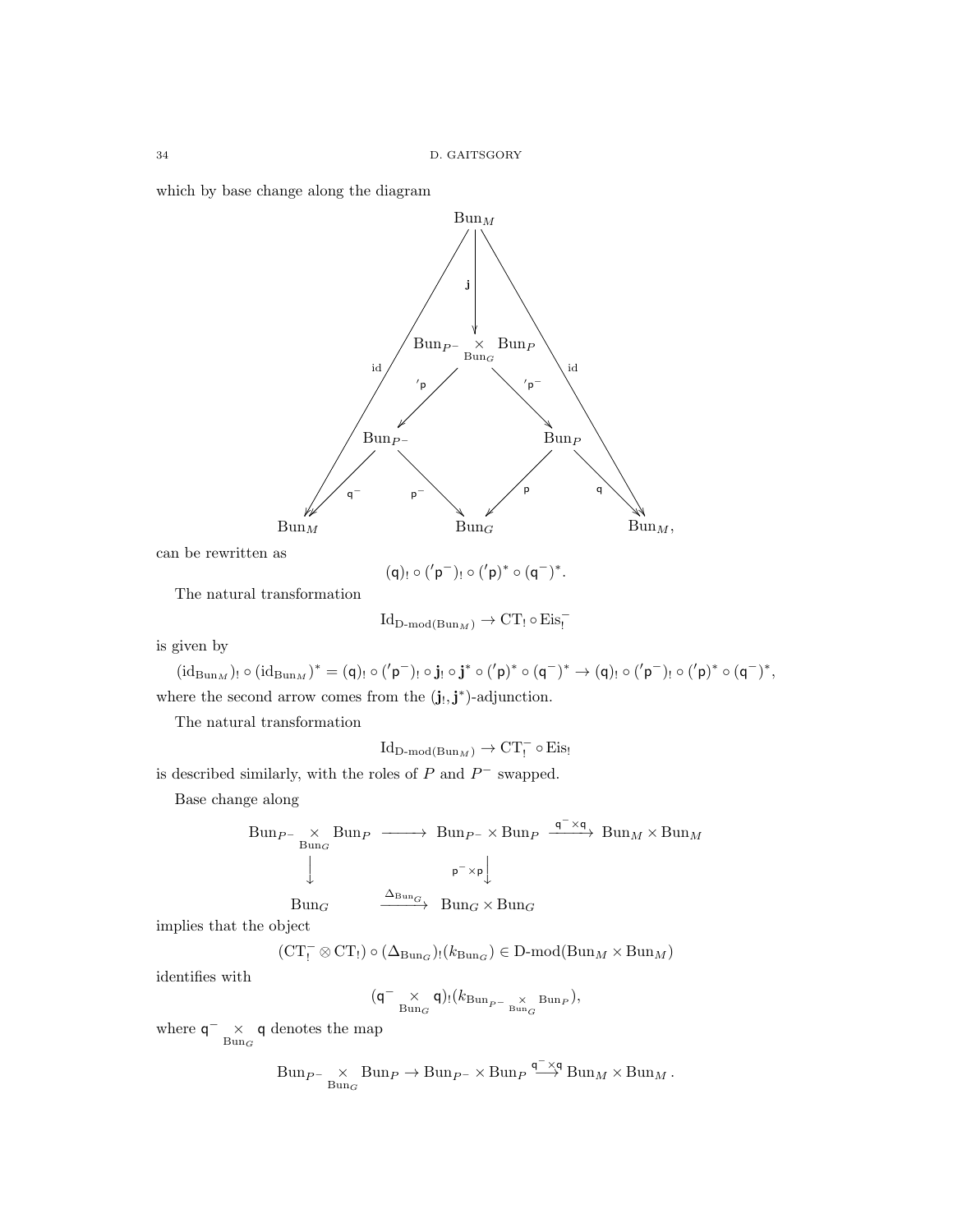which by base change along the diagram

$$
\begin{array}{ccccc}
 & & \mathrm{Bun}_M & & \\
 & & \downarrow \mathsf{j} & & \\
 & & \mathrm{Bun}_{P^-} \underset{\mathrm{Bun}_G}{\times} \mathrm{Bun}_P & & \\
 & \swarrow {}'\mathsf{p} & & \searrow {}'\mathsf{p}^- & \\
 & \mathrm{Bun}_{P^-} & & \mathrm{Bun}_P & \\
\swarrow \mathsf{q}^- & & \searrow \mathsf{p}^- \quad \swarrow \mathsf{p} & & \searrow \mathsf{q} \\
\mathrm{Bun}_M & & \mathrm{Bun}_G & & \mathrm{Bun}_M,
\end{array}
$$

(with the outer arrows $\mathrm{id}: \mathrm{Bun}_M \to \mathrm{Bun}_M$ on both sides)

can be rewritten as

$$(\mathsf{q})_! \circ ({}'\mathsf{p}^-)_! \circ ({}'\mathsf{p})^* \circ (\mathsf{q}^-)^*.$$

The natural transformation

$$\mathrm{Id}_{\text{D-mod}(\mathrm{Bun}_M)} \to \mathrm{CT}_! \circ \mathrm{Eis}_!^-$$

is given by

$$(\mathrm{id}_{\mathrm{Bun}_M})_! \circ (\mathrm{id}_{\mathrm{Bun}_M})^* = (\mathsf{q})_! \circ ({}'\mathsf{p}^-)_! \circ \mathbf{j}_! \circ \mathbf{j}^* \circ ({}'\mathsf{p})^* \circ (\mathsf{q}^-)^* \to (\mathsf{q})_! \circ ({}'\mathsf{p}^-)_! \circ ({}'\mathsf{p})^* \circ (\mathsf{q}^-)^*,$$

where the second arrow comes from the $(\mathbf{j}_!, \mathbf{j}^*)$-adjunction.

The natural transformation

$$\mathrm{Id}_{\text{D-mod}(\mathrm{Bun}_M)} \to \mathrm{CT}_!^- \circ \mathrm{Eis}_!$$

is described similarly, with the roles of $P$ and $P^-$ swapped.

Base change along

$$
\begin{array}{ccccc}
\mathrm{Bun}_{P^-} \underset{\mathrm{Bun}_G}{\times} \mathrm{Bun}_P & \longrightarrow & \mathrm{Bun}_{P^-} \times \mathrm{Bun}_P & \xrightarrow{\mathsf{q}^- \times \mathsf{q}} & \mathrm{Bun}_M \times \mathrm{Bun}_M \\
\downarrow & & \downarrow {\scriptstyle \mathsf{p}^- \times \mathsf{p}} & & \\
\mathrm{Bun}_G & \xrightarrow{\Delta_{\mathrm{Bun}_G}} & \mathrm{Bun}_G \times \mathrm{Bun}_G & &
\end{array}
$$

implies that the object

$$(\mathrm{CT}_!^- \otimes \mathrm{CT}_!) \circ (\Delta_{\mathrm{Bun}_G})_!(k_{\mathrm{Bun}_G}) \in \text{D-mod}(\mathrm{Bun}_M \times \mathrm{Bun}_M)$$

identifies with

$$(\mathsf{q}^- \underset{\mathrm{Bun}_G}{\times} \mathsf{q})_!(k_{\mathrm{Bun}_{P^-} \underset{\mathrm{Bun}_G}{\times} \mathrm{Bun}_P}),$$

where $\mathsf{q}^- \underset{\mathrm{Bun}_G}{\times} \mathsf{q}$ denotes the map

$$\mathrm{Bun}_{P^-} \underset{\mathrm{Bun}_G}{\times} \mathrm{Bun}_P \to \mathrm{Bun}_{P^-} \times \mathrm{Bun}_P \overset{\mathsf{q}^- \times \mathsf{q}}{\longrightarrow} \mathrm{Bun}_M \times \mathrm{Bun}_M .$$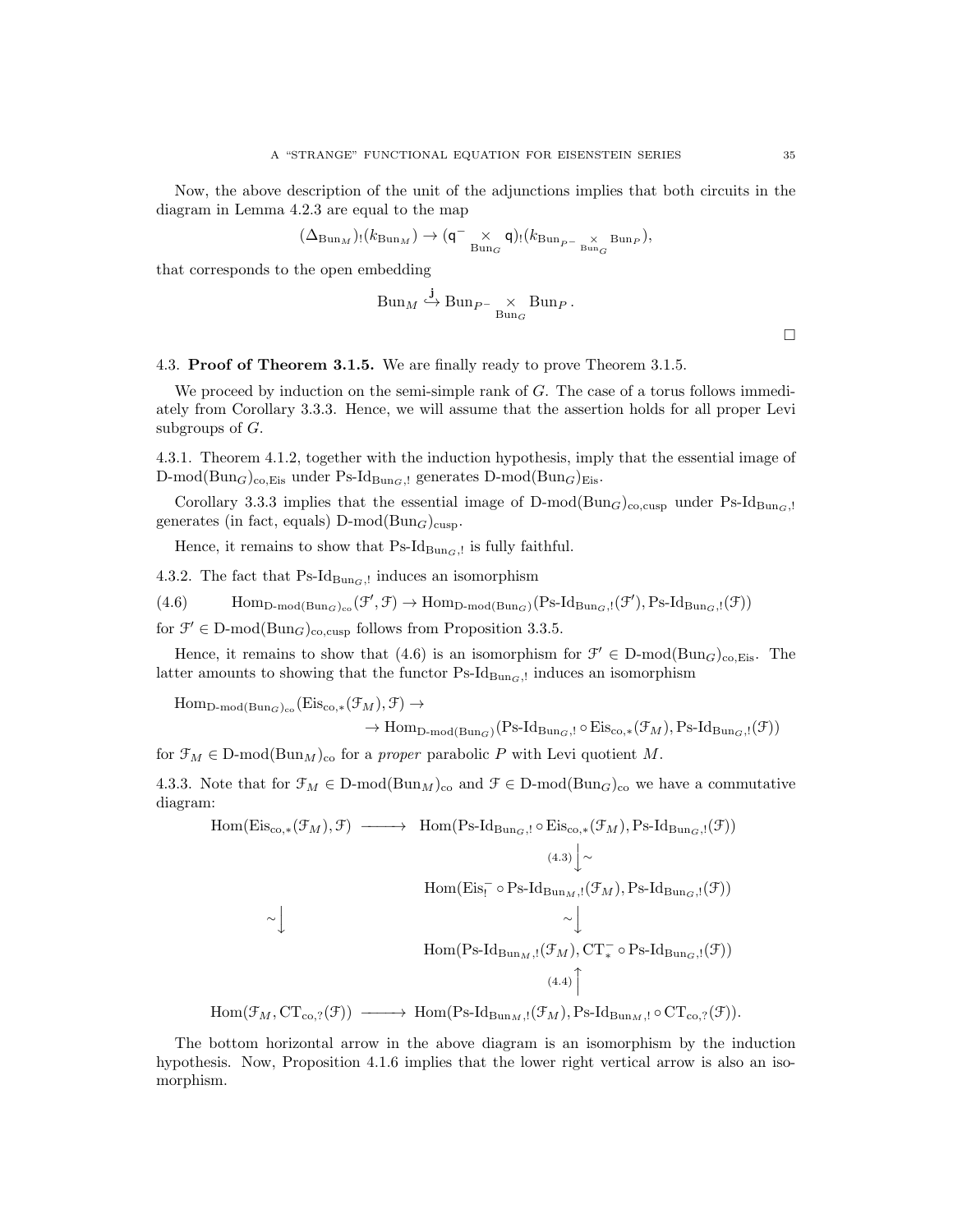Now, the above description of the unit of the adjunctions implies that both circuits in the diagram in Lemma 4.2.3 are equal to the map

$$(\Delta_{\mathrm{Bun}_M})_!(k_{\mathrm{Bun}_M}) \to (\mathsf{q}^- \underset{\mathrm{Bun}_G}{\times} \mathsf{q})_!(k_{\mathrm{Bun}_{P^-} \underset{\mathrm{Bun}_G}{\times} \mathrm{Bun}_P}),$$

that corresponds to the open embedding

$$\mathrm{Bun}_M \overset{\mathsf{j}}{\hookrightarrow} \mathrm{Bun}_{P^-} \underset{\mathrm{Bun}_G}{\times} \mathrm{Bun}_P .$$

□

## 4.3. **Proof of Theorem 3.1.5.**

We are finally ready to prove Theorem 3.1.5.

We proceed by induction on the semi-simple rank of $G$. The case of a torus follows immediately from Corollary 3.3.3. Hence, we will assume that the assertion holds for all proper Levi subgroups of $G$.

4.3.1. Theorem 4.1.2, together with the induction hypothesis, imply that the essential image of $\mathrm{D\text{-}mod}(\mathrm{Bun}_G)_{\mathrm{co,Eis}}$ under $\mathrm{Ps\text{-}Id}_{\mathrm{Bun}_G,!}$ generates $\mathrm{D\text{-}mod}(\mathrm{Bun}_G)_{\mathrm{Eis}}$.

Corollary 3.3.3 implies that the essential image of $\mathrm{D\text{-}mod}(\mathrm{Bun}_G)_{\mathrm{co,cusp}}$ under $\mathrm{Ps\text{-}Id}_{\mathrm{Bun}_G,!}$ generates (in fact, equals) $\mathrm{D\text{-}mod}(\mathrm{Bun}_G)_{\mathrm{cusp}}$.

Hence, it remains to show that $\mathrm{Ps\text{-}Id}_{\mathrm{Bun}_G,!}$ is fully faithful.

4.3.2. The fact that $\mathrm{Ps\text{-}Id}_{\mathrm{Bun}_G,!}$ induces an isomorphism

$$\mathrm{Hom}_{\mathrm{D\text{-}mod}(\mathrm{Bun}_G)_{\mathrm{co}}}(\mathcal{F}', \mathcal{F}) \to \mathrm{Hom}_{\mathrm{D\text{-}mod}(\mathrm{Bun}_G)}(\mathrm{Ps\text{-}Id}_{\mathrm{Bun}_G,!}(\mathcal{F}'), \mathrm{Ps\text{-}Id}_{\mathrm{Bun}_G,!}(\mathcal{F})) \tag{4.6}$$

for $\mathcal{F}' \in \mathrm{D\text{-}mod}(\mathrm{Bun}_G)_{\mathrm{co,cusp}}$ follows from Proposition 3.3.5.

Hence, it remains to show that (4.6) is an isomorphism for $\mathcal{F}' \in \mathrm{D\text{-}mod}(\mathrm{Bun}_G)_{\mathrm{co,Eis}}$. The latter amounts to showing that the functor $\mathrm{Ps\text{-}Id}_{\mathrm{Bun}_G,!}$ induces an isomorphism

$$\mathrm{Hom}_{\mathrm{D\text{-}mod}(\mathrm{Bun}_G)_{\mathrm{co}}}(\mathrm{Eis}_{\mathrm{co},*}(\mathcal{F}_M), \mathcal{F}) \to$$
$$\to \mathrm{Hom}_{\mathrm{D\text{-}mod}(\mathrm{Bun}_G)}(\mathrm{Ps\text{-}Id}_{\mathrm{Bun}_G,!} \circ \mathrm{Eis}_{\mathrm{co},*}(\mathcal{F}_M), \mathrm{Ps\text{-}Id}_{\mathrm{Bun}_G,!}(\mathcal{F}))$$

for $\mathcal{F}_M \in \mathrm{D\text{-}mod}(\mathrm{Bun}_M)_{\mathrm{co}}$ for a *proper* parabolic $P$ with Levi quotient $M$.

4.3.3. Note that for $\mathcal{F}_M \in \mathrm{D\text{-}mod}(\mathrm{Bun}_M)_{\mathrm{co}}$ and $\mathcal{F} \in \mathrm{D\text{-}mod}(\mathrm{Bun}_G)_{\mathrm{co}}$ we have a commutative diagram:

$$\begin{array}{ccc}
\mathrm{Hom}(\mathrm{Eis}_{\mathrm{co},*}(\mathcal{F}_M), \mathcal{F}) & \longrightarrow & \mathrm{Hom}(\mathrm{Ps\text{-}Id}_{\mathrm{Bun}_G,!} \circ \mathrm{Eis}_{\mathrm{co},*}(\mathcal{F}_M), \mathrm{Ps\text{-}Id}_{\mathrm{Bun}_G,!}(\mathcal{F})) \\
 & & \Big\downarrow {\scriptstyle (4.3)} \, \sim \\
 & & \mathrm{Hom}(\mathrm{Eis}^-_! \circ \mathrm{Ps\text{-}Id}_{\mathrm{Bun}_M,!}(\mathcal{F}_M), \mathrm{Ps\text{-}Id}_{\mathrm{Bun}_G,!}(\mathcal{F})) \\
\sim \Big\downarrow & & \sim \Big\downarrow \\
 & & \mathrm{Hom}(\mathrm{Ps\text{-}Id}_{\mathrm{Bun}_M,!}(\mathcal{F}_M), \mathrm{CT}^-_* \circ \mathrm{Ps\text{-}Id}_{\mathrm{Bun}_G,!}(\mathcal{F})) \\
 & & \Big\uparrow {\scriptstyle (4.4)} \\
\mathrm{Hom}(\mathcal{F}_M, \mathrm{CT}_{\mathrm{co},?}(\mathcal{F})) & \longrightarrow & \mathrm{Hom}(\mathrm{Ps\text{-}Id}_{\mathrm{Bun}_M,!}(\mathcal{F}_M), \mathrm{Ps\text{-}Id}_{\mathrm{Bun}_M,!} \circ \mathrm{CT}_{\mathrm{co},?}(\mathcal{F})).
\end{array}$$

The bottom horizontal arrow in the above diagram is an isomorphism by the induction hypothesis. Now, Proposition 4.1.6 implies that the lower right vertical arrow is also an isomorphism.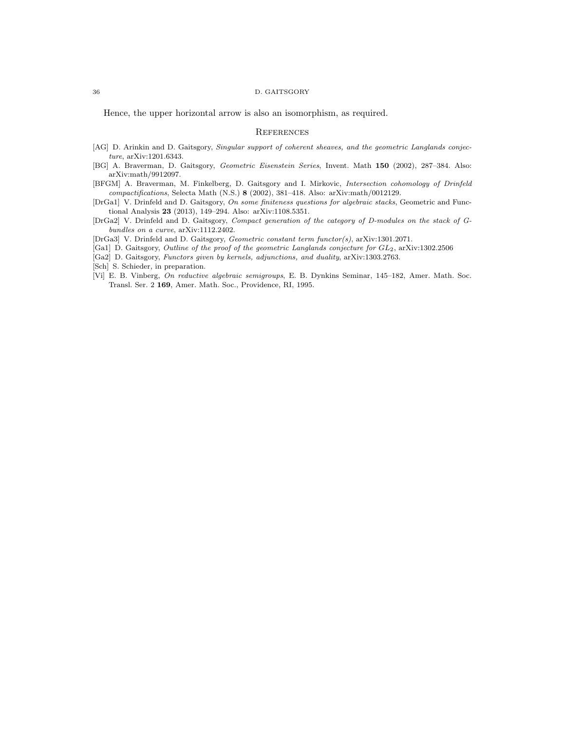Hence, the upper horizontal arrow is also an isomorphism, as required.

## References

[AG] D. Arinkin and D. Gaitsgory, *Singular support of coherent sheaves, and the geometric Langlands conjecture*, arXiv:1201.6343.

[BG] A. Braverman, D. Gaitsgory, *Geometric Eisenstein Series*, Invent. Math **150** (2002), 287–384. Also: arXiv:math/9912097.

[BFGM] A. Braverman, M. Finkelberg, D. Gaitsgory and I. Mirkovic, *Intersection cohomology of Drinfeld compactifications*, Selecta Math (N.S.) **8** (2002), 381–418. Also: arXiv:math/0012129.

[DrGa1] V. Drinfeld and D. Gaitsgory, *On some finiteness questions for algebraic stacks*, Geometric and Functional Analysis **23** (2013), 149–294. Also: arXiv:1108.5351.

[DrGa2] V. Drinfeld and D. Gaitsgory, *Compact generation of the category of D-modules on the stack of G-bundles on a curve*, arXiv:1112.2402.

[DrGa3] V. Drinfeld and D. Gaitsgory, *Geometric constant term functor(s)*, arXiv:1301.2071.

[Ga1] D. Gaitsgory, *Outline of the proof of the geometric Langlands conjecture for $GL_2$*, arXiv:1302.2506

[Ga2] D. Gaitsgory, *Functors given by kernels, adjunctions, and duality*, arXiv:1303.2763.

[Sch] S. Schieder, in preparation.

[Vi] E. B. Vinberg, *On reductive algebraic semigroups*, E. B. Dynkins Seminar, 145–182, Amer. Math. Soc. Transl. Ser. 2 **169**, Amer. Math. Soc., Providence, RI, 1995.